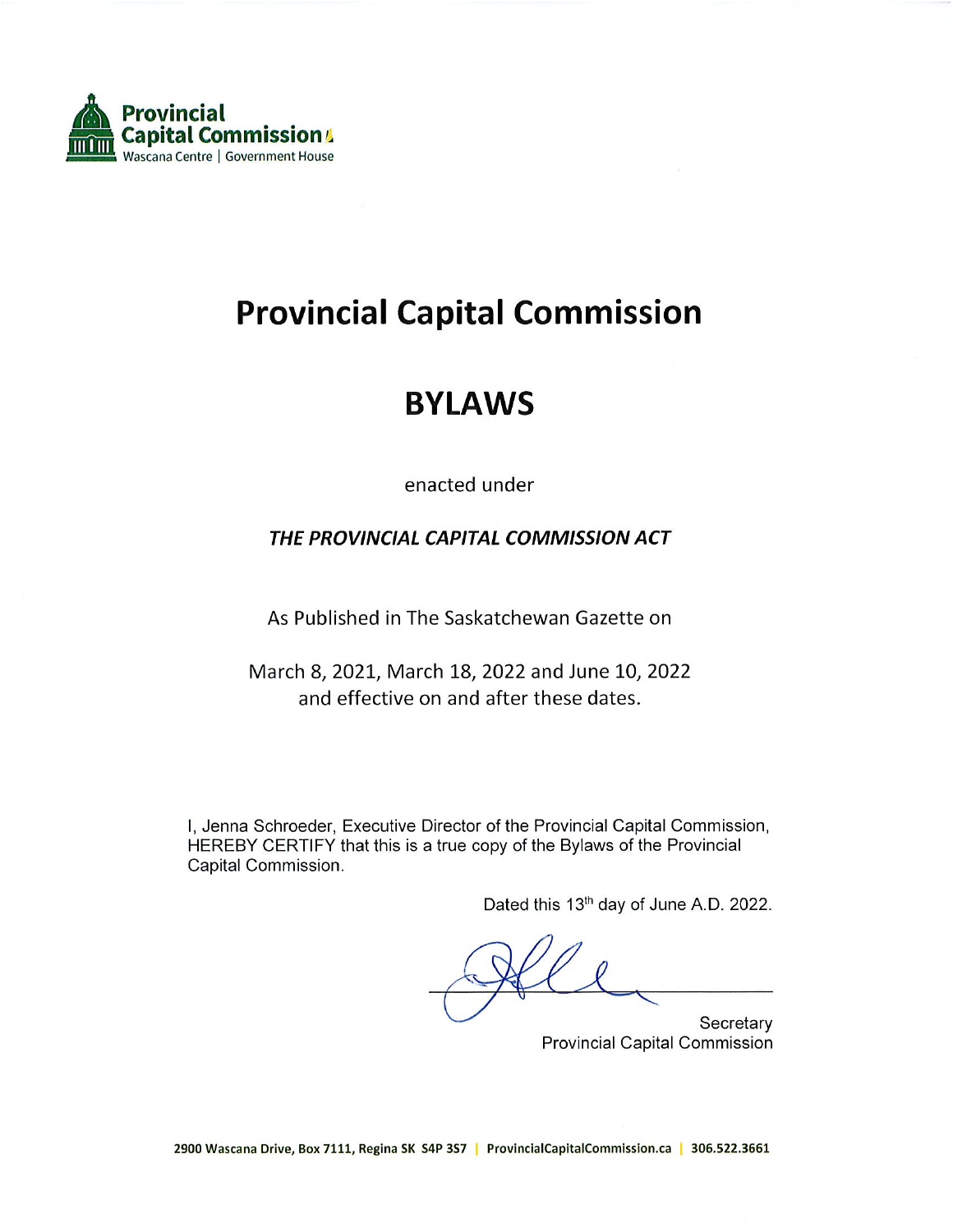Provincial Capital Commission
Wascana Centre | Government House

# Provincial Capital Commission

# BYLAWS

enacted under

***THE PROVINCIAL CAPITAL COMMISSION ACT***

As Published in The Saskatchewan Gazette on

March 8, 2021, March 18, 2022 and June 10, 2022
and effective on and after these dates.

I, Jenna Schroeder, Executive Director of the Provincial Capital Commission, HEREBY CERTIFY that this is a true copy of the Bylaws of the Provincial Capital Commission.

Dated this 13th day of June A.D. 2022.

Secretary
Provincial Capital Commission

2900 Wascana Drive, Box 7111, Regina SK S4P 3S7 | ProvincialCapitalCommission.ca | 306.522.3661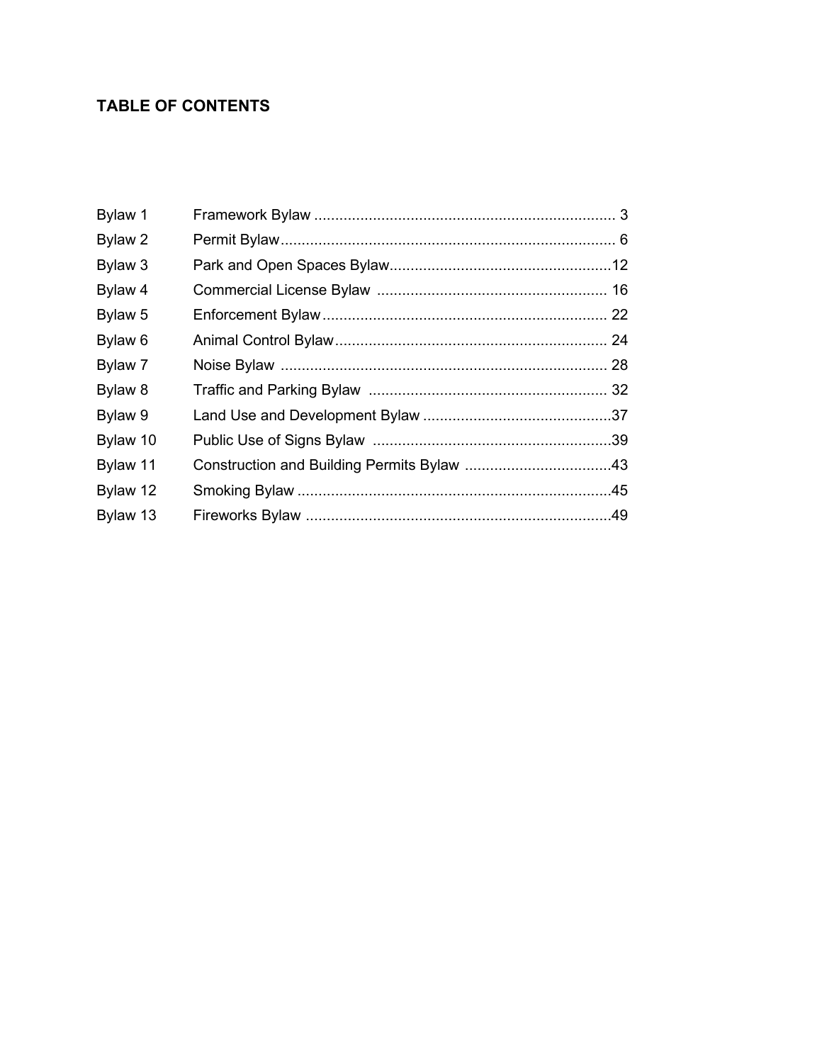## TABLE OF CONTENTS

| | | |
|---|---|---|
| Bylaw 1 | Framework Bylaw | 3 |
| Bylaw 2 | Permit Bylaw | 6 |
| Bylaw 3 | Park and Open Spaces Bylaw | 12 |
| Bylaw 4 | Commercial License Bylaw | 16 |
| Bylaw 5 | Enforcement Bylaw | 22 |
| Bylaw 6 | Animal Control Bylaw | 24 |
| Bylaw 7 | Noise Bylaw | 28 |
| Bylaw 8 | Traffic and Parking Bylaw | 32 |
| Bylaw 9 | Land Use and Development Bylaw | 37 |
| Bylaw 10 | Public Use of Signs Bylaw | 39 |
| Bylaw 11 | Construction and Building Permits Bylaw | 43 |
| Bylaw 12 | Smoking Bylaw | 45 |
| Bylaw 13 | Fireworks Bylaw | 49 |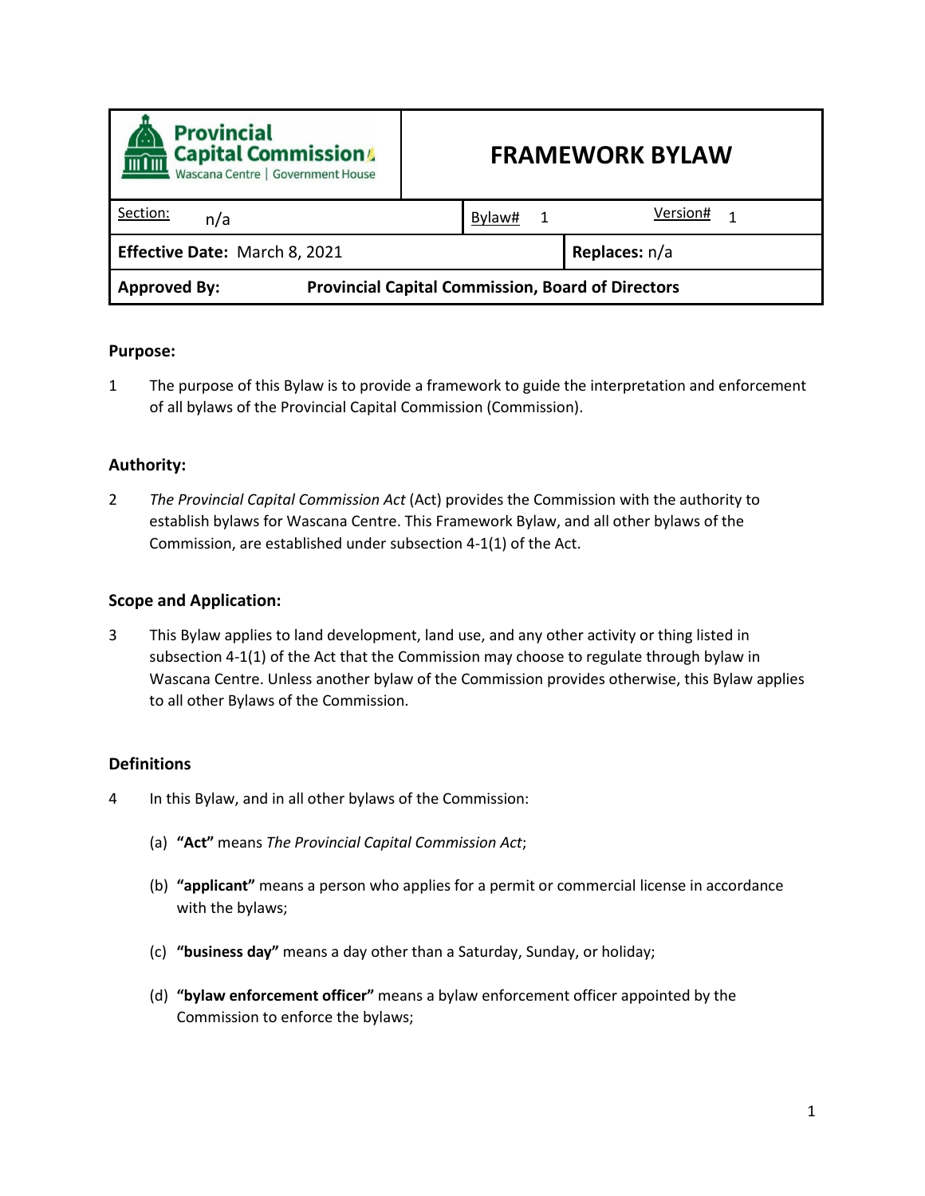| Provincial Capital Commission — Wascana Centre \| Government House | **FRAMEWORK BYLAW** | | |
|---|---|---|---|
| Section: n/a | | Bylaw# 1 | Version# 1 |
| **Effective Date:** March 8, 2021 | | **Replaces:** n/a | |
| **Approved By:** | **Provincial Capital Commission, Board of Directors** | | |

## Purpose:

1 The purpose of this Bylaw is to provide a framework to guide the interpretation and enforcement of all bylaws of the Provincial Capital Commission (Commission).

## Authority:

2 *The Provincial Capital Commission Act* (Act) provides the Commission with the authority to establish bylaws for Wascana Centre. This Framework Bylaw, and all other bylaws of the Commission, are established under subsection 4-1(1) of the Act.

## Scope and Application:

3 This Bylaw applies to land development, land use, and any other activity or thing listed in subsection 4-1(1) of the Act that the Commission may choose to regulate through bylaw in Wascana Centre. Unless another bylaw of the Commission provides otherwise, this Bylaw applies to all other Bylaws of the Commission.

## Definitions

4 In this Bylaw, and in all other bylaws of the Commission:

(a) **"Act"** means *The Provincial Capital Commission Act*;

(b) **"applicant"** means a person who applies for a permit or commercial license in accordance with the bylaws;

(c) **"business day"** means a day other than a Saturday, Sunday, or holiday;

(d) **"bylaw enforcement officer"** means a bylaw enforcement officer appointed by the Commission to enforce the bylaws;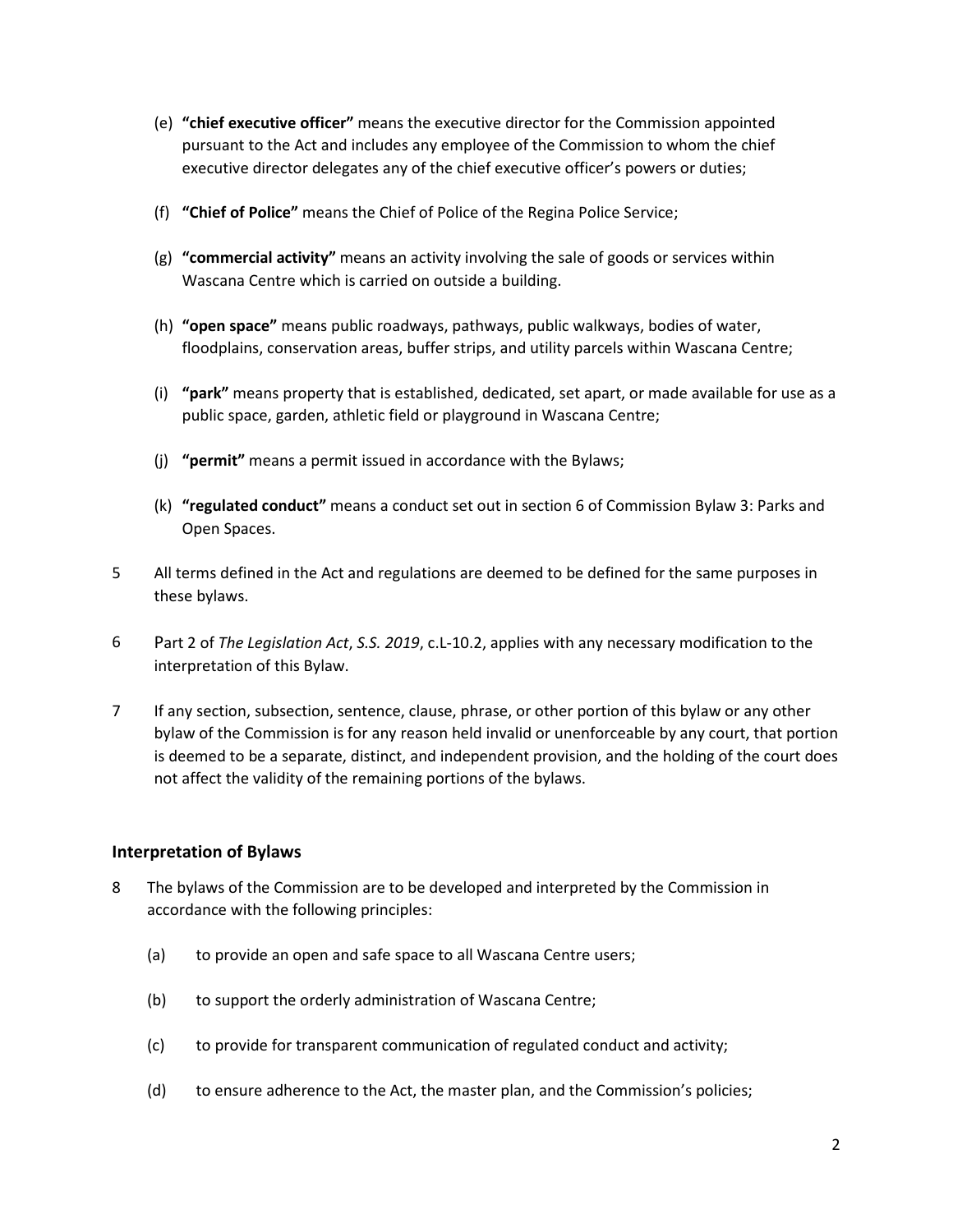(e) **"chief executive officer"** means the executive director for the Commission appointed pursuant to the Act and includes any employee of the Commission to whom the chief executive director delegates any of the chief executive officer's powers or duties;

(f) **"Chief of Police"** means the Chief of Police of the Regina Police Service;

(g) **"commercial activity"** means an activity involving the sale of goods or services within Wascana Centre which is carried on outside a building.

(h) **"open space"** means public roadways, pathways, public walkways, bodies of water, floodplains, conservation areas, buffer strips, and utility parcels within Wascana Centre;

(i) **"park"** means property that is established, dedicated, set apart, or made available for use as a public space, garden, athletic field or playground in Wascana Centre;

(j) **"permit"** means a permit issued in accordance with the Bylaws;

(k) **"regulated conduct"** means a conduct set out in section 6 of Commission Bylaw 3: Parks and Open Spaces.

5 All terms defined in the Act and regulations are deemed to be defined for the same purposes in these bylaws.

6 Part 2 of *The Legislation Act*, *S.S. 2019*, c.L-10.2, applies with any necessary modification to the interpretation of this Bylaw.

7 If any section, subsection, sentence, clause, phrase, or other portion of this bylaw or any other bylaw of the Commission is for any reason held invalid or unenforceable by any court, that portion is deemed to be a separate, distinct, and independent provision, and the holding of the court does not affect the validity of the remaining portions of the bylaws.

## Interpretation of Bylaws

8 The bylaws of the Commission are to be developed and interpreted by the Commission in accordance with the following principles:

(a) to provide an open and safe space to all Wascana Centre users;

(b) to support the orderly administration of Wascana Centre;

(c) to provide for transparent communication of regulated conduct and activity;

(d) to ensure adherence to the Act, the master plan, and the Commission's policies;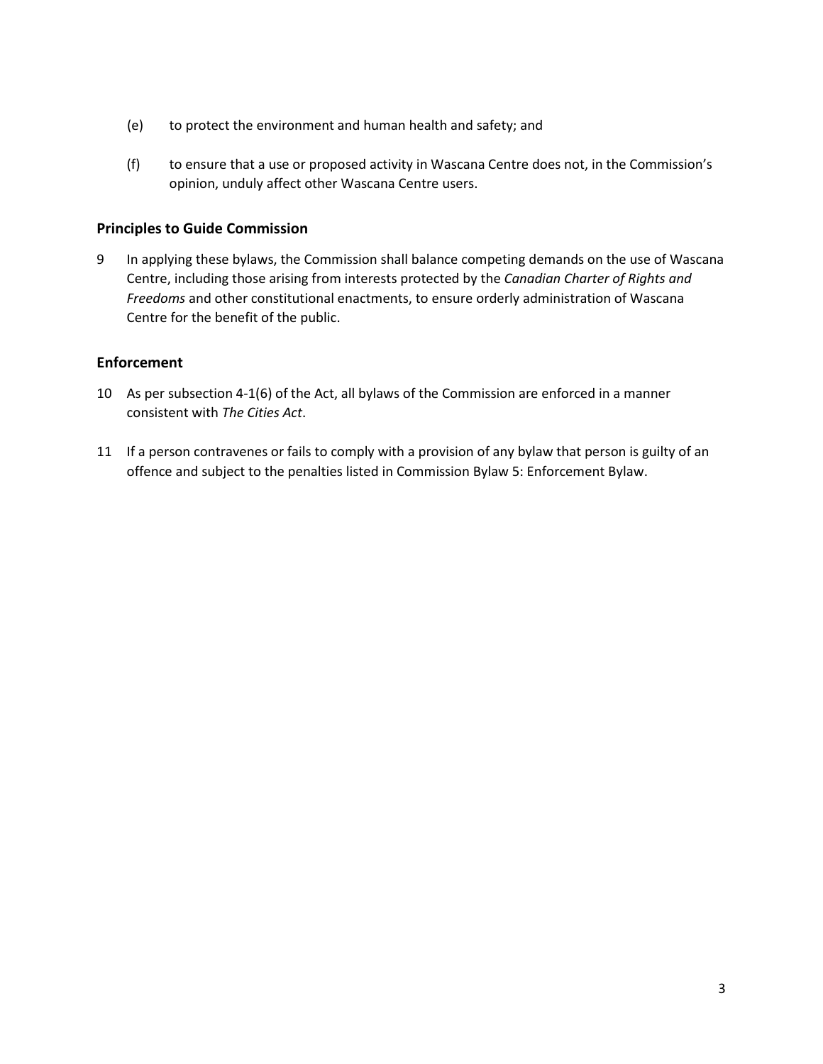(e) to protect the environment and human health and safety; and

(f) to ensure that a use or proposed activity in Wascana Centre does not, in the Commission's opinion, unduly affect other Wascana Centre users.

### Principles to Guide Commission

9 In applying these bylaws, the Commission shall balance competing demands on the use of Wascana Centre, including those arising from interests protected by the *Canadian Charter of Rights and Freedoms* and other constitutional enactments, to ensure orderly administration of Wascana Centre for the benefit of the public.

### Enforcement

10 As per subsection 4-1(6) of the Act, all bylaws of the Commission are enforced in a manner consistent with *The Cities Act*.

11 If a person contravenes or fails to comply with a provision of any bylaw that person is guilty of an offence and subject to the penalties listed in Commission Bylaw 5: Enforcement Bylaw.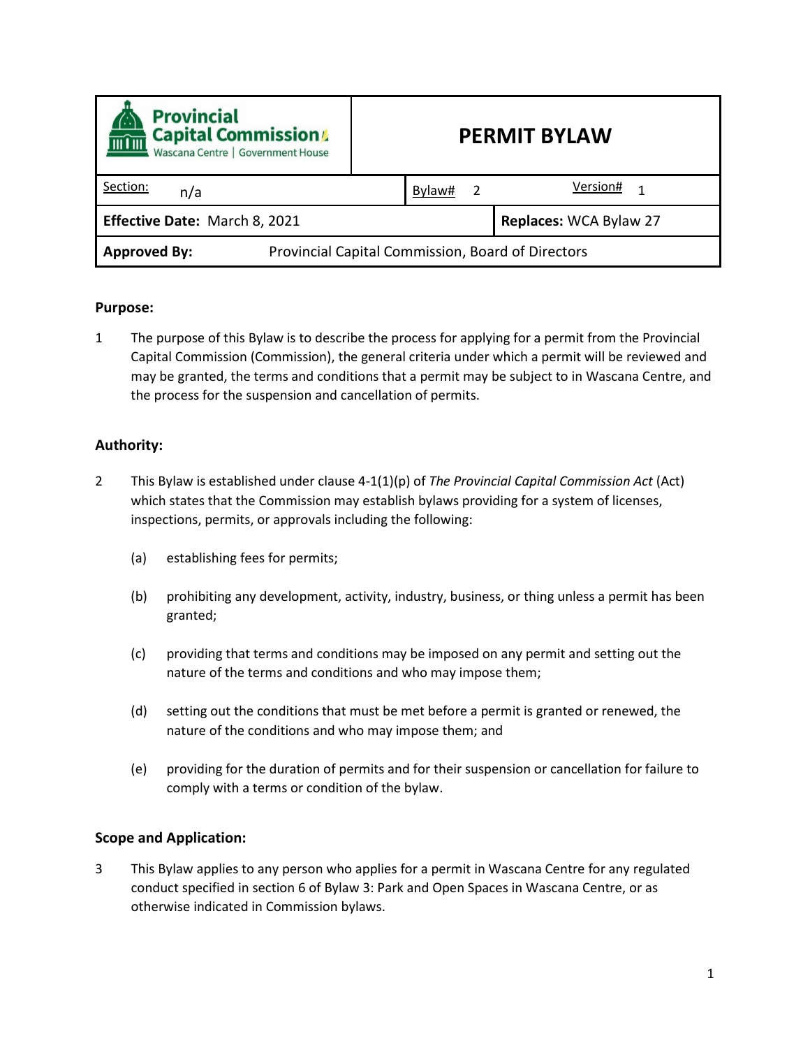| Provincial Capital Commission — Wascana Centre \| Government House | PERMIT BYLAW | |
|---|---|---|
| Section: n/a | Bylaw# 2 | Version# 1 |
| **Effective Date:** March 8, 2021 | | **Replaces:** WCA Bylaw 27 |
| **Approved By:** Provincial Capital Commission, Board of Directors | | |

**Purpose:**

1 The purpose of this Bylaw is to describe the process for applying for a permit from the Provincial Capital Commission (Commission), the general criteria under which a permit will be reviewed and may be granted, the terms and conditions that a permit may be subject to in Wascana Centre, and the process for the suspension and cancellation of permits.

**Authority:**

2 This Bylaw is established under clause 4-1(1)(p) of *The Provincial Capital Commission Act* (Act) which states that the Commission may establish bylaws providing for a system of licenses, inspections, permits, or approvals including the following:

(a) establishing fees for permits;

(b) prohibiting any development, activity, industry, business, or thing unless a permit has been granted;

(c) providing that terms and conditions may be imposed on any permit and setting out the nature of the terms and conditions and who may impose them;

(d) setting out the conditions that must be met before a permit is granted or renewed, the nature of the conditions and who may impose them; and

(e) providing for the duration of permits and for their suspension or cancellation for failure to comply with a terms or condition of the bylaw.

**Scope and Application:**

3 This Bylaw applies to any person who applies for a permit in Wascana Centre for any regulated conduct specified in section 6 of Bylaw 3: Park and Open Spaces in Wascana Centre, or as otherwise indicated in Commission bylaws.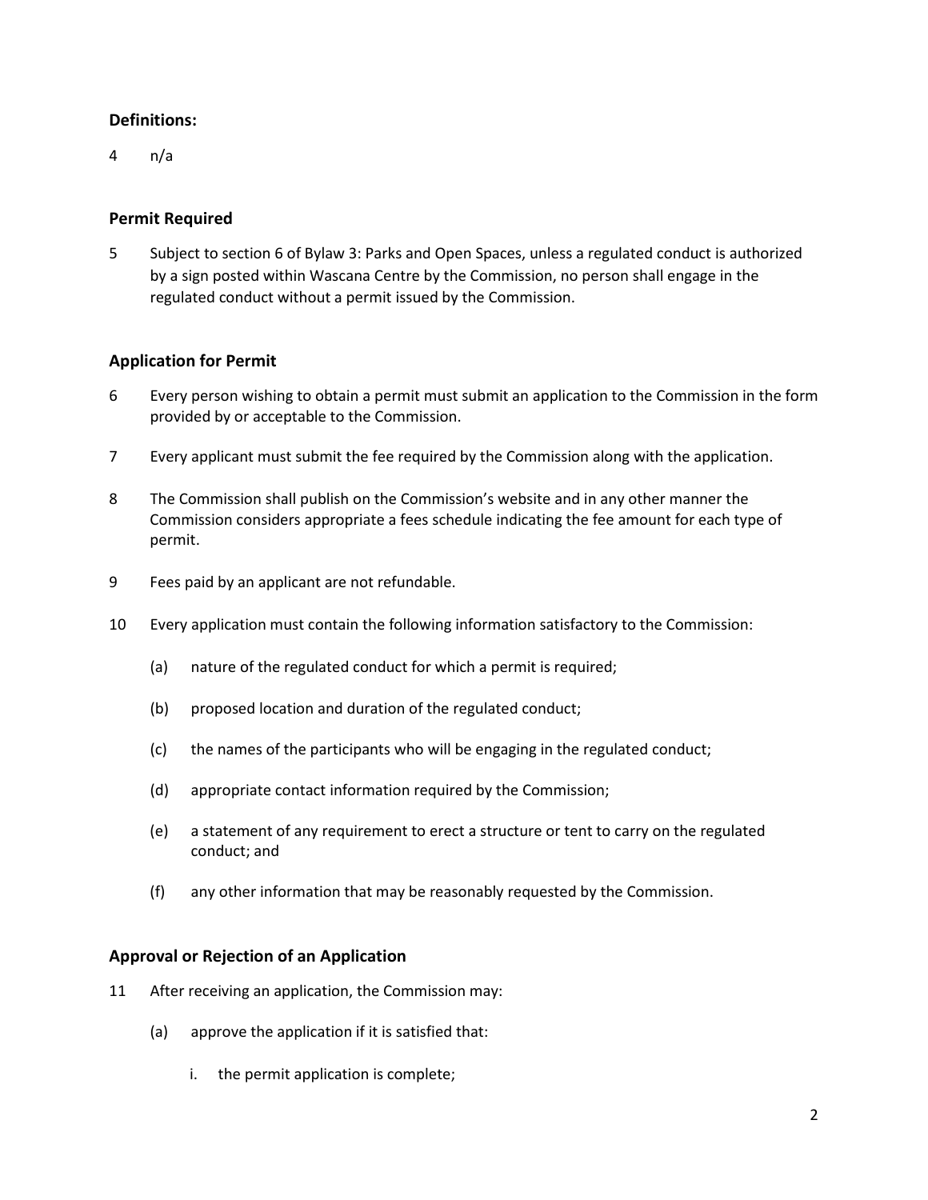### Definitions:

4 n/a

### Permit Required

5 Subject to section 6 of Bylaw 3: Parks and Open Spaces, unless a regulated conduct is authorized by a sign posted within Wascana Centre by the Commission, no person shall engage in the regulated conduct without a permit issued by the Commission.

### Application for Permit

6 Every person wishing to obtain a permit must submit an application to the Commission in the form provided by or acceptable to the Commission.

7 Every applicant must submit the fee required by the Commission along with the application.

8 The Commission shall publish on the Commission's website and in any other manner the Commission considers appropriate a fees schedule indicating the fee amount for each type of permit.

9 Fees paid by an applicant are not refundable.

10 Every application must contain the following information satisfactory to the Commission:

- (a) nature of the regulated conduct for which a permit is required;
- (b) proposed location and duration of the regulated conduct;
- (c) the names of the participants who will be engaging in the regulated conduct;
- (d) appropriate contact information required by the Commission;
- (e) a statement of any requirement to erect a structure or tent to carry on the regulated conduct; and
- (f) any other information that may be reasonably requested by the Commission.

### Approval or Rejection of an Application

11 After receiving an application, the Commission may:

- (a) approve the application if it is satisfied that:
  - i. the permit application is complete;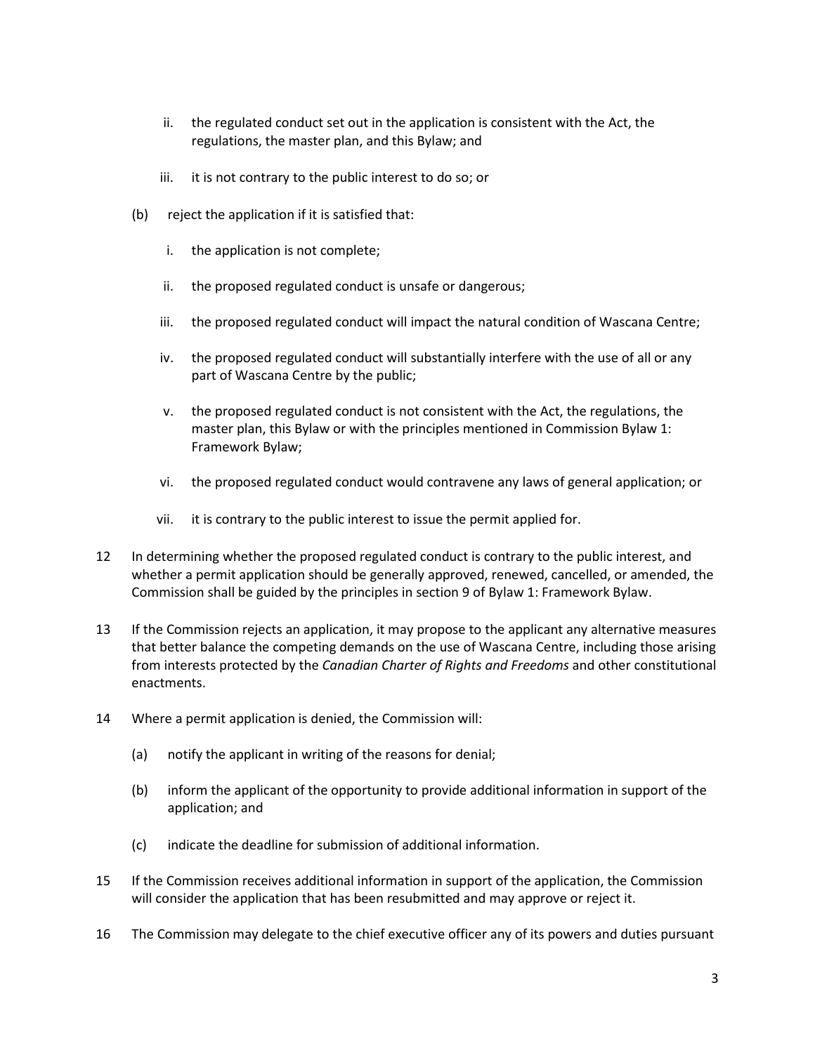ii. the regulated conduct set out in the application is consistent with the Act, the regulations, the master plan, and this Bylaw; and

   iii. it is not contrary to the public interest to do so; or

(b) reject the application if it is satisfied that:

   i. the application is not complete;

   ii. the proposed regulated conduct is unsafe or dangerous;

   iii. the proposed regulated conduct will impact the natural condition of Wascana Centre;

   iv. the proposed regulated conduct will substantially interfere with the use of all or any part of Wascana Centre by the public;

   v. the proposed regulated conduct is not consistent with the Act, the regulations, the master plan, this Bylaw or with the principles mentioned in Commission Bylaw 1: Framework Bylaw;

   vi. the proposed regulated conduct would contravene any laws of general application; or

   vii. it is contrary to the public interest to issue the permit applied for.

12 In determining whether the proposed regulated conduct is contrary to the public interest, and whether a permit application should be generally approved, renewed, cancelled, or amended, the Commission shall be guided by the principles in section 9 of Bylaw 1: Framework Bylaw.

13 If the Commission rejects an application, it may propose to the applicant any alternative measures that better balance the competing demands on the use of Wascana Centre, including those arising from interests protected by the *Canadian Charter of Rights and Freedoms* and other constitutional enactments.

14 Where a permit application is denied, the Commission will:

(a) notify the applicant in writing of the reasons for denial;

(b) inform the applicant of the opportunity to provide additional information in support of the application; and

(c) indicate the deadline for submission of additional information.

15 If the Commission receives additional information in support of the application, the Commission will consider the application that has been resubmitted and may approve or reject it.

16 The Commission may delegate to the chief executive officer any of its powers and duties pursuant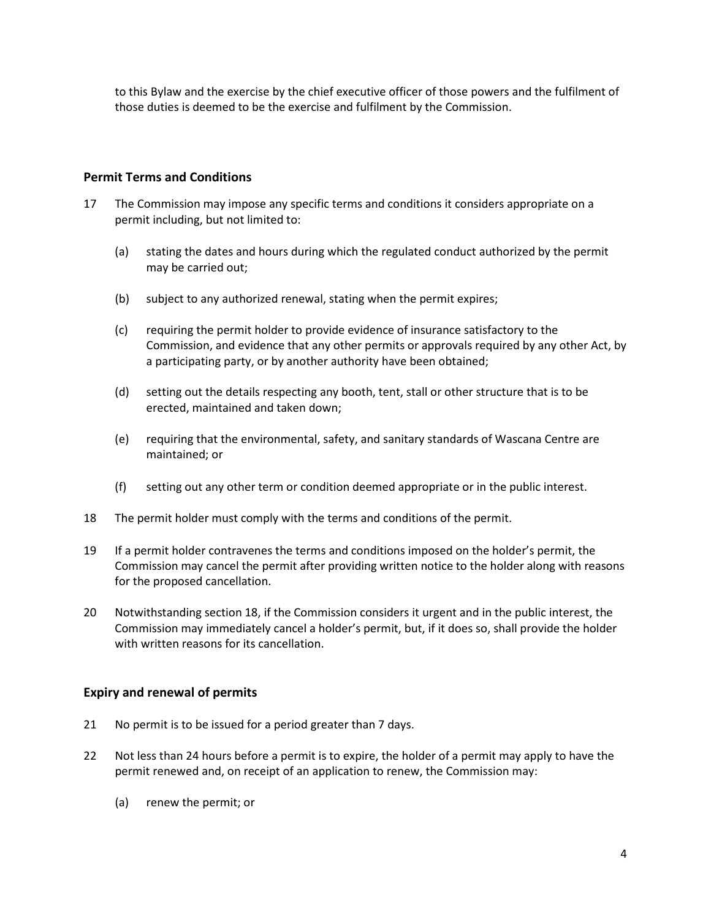to this Bylaw and the exercise by the chief executive officer of those powers and the fulfilment of those duties is deemed to be the exercise and fulfilment by the Commission.

## Permit Terms and Conditions

17 The Commission may impose any specific terms and conditions it considers appropriate on a permit including, but not limited to:

   (a) stating the dates and hours during which the regulated conduct authorized by the permit may be carried out;

   (b) subject to any authorized renewal, stating when the permit expires;

   (c) requiring the permit holder to provide evidence of insurance satisfactory to the Commission, and evidence that any other permits or approvals required by any other Act, by a participating party, or by another authority have been obtained;

   (d) setting out the details respecting any booth, tent, stall or other structure that is to be erected, maintained and taken down;

   (e) requiring that the environmental, safety, and sanitary standards of Wascana Centre are maintained; or

   (f) setting out any other term or condition deemed appropriate or in the public interest.

18 The permit holder must comply with the terms and conditions of the permit.

19 If a permit holder contravenes the terms and conditions imposed on the holder's permit, the Commission may cancel the permit after providing written notice to the holder along with reasons for the proposed cancellation.

20 Notwithstanding section 18, if the Commission considers it urgent and in the public interest, the Commission may immediately cancel a holder's permit, but, if it does so, shall provide the holder with written reasons for its cancellation.

## Expiry and renewal of permits

21 No permit is to be issued for a period greater than 7 days.

22 Not less than 24 hours before a permit is to expire, the holder of a permit may apply to have the permit renewed and, on receipt of an application to renew, the Commission may:

   (a) renew the permit; or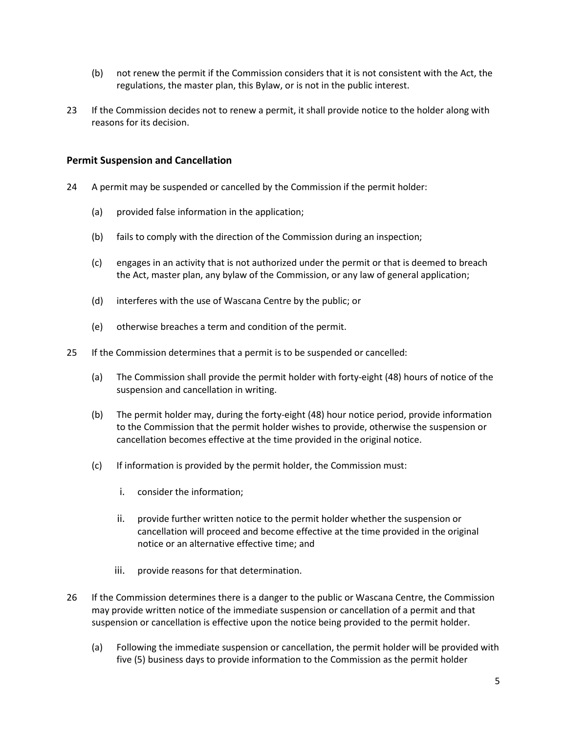(b) not renew the permit if the Commission considers that it is not consistent with the Act, the regulations, the master plan, this Bylaw, or is not in the public interest.

23 If the Commission decides not to renew a permit, it shall provide notice to the holder along with reasons for its decision.

### Permit Suspension and Cancellation

24 A permit may be suspended or cancelled by the Commission if the permit holder:

(a) provided false information in the application;

(b) fails to comply with the direction of the Commission during an inspection;

(c) engages in an activity that is not authorized under the permit or that is deemed to breach the Act, master plan, any bylaw of the Commission, or any law of general application;

(d) interferes with the use of Wascana Centre by the public; or

(e) otherwise breaches a term and condition of the permit.

25 If the Commission determines that a permit is to be suspended or cancelled:

(a) The Commission shall provide the permit holder with forty-eight (48) hours of notice of the suspension and cancellation in writing.

(b) The permit holder may, during the forty-eight (48) hour notice period, provide information to the Commission that the permit holder wishes to provide, otherwise the suspension or cancellation becomes effective at the time provided in the original notice.

(c) If information is provided by the permit holder, the Commission must:

i. consider the information;

ii. provide further written notice to the permit holder whether the suspension or cancellation will proceed and become effective at the time provided in the original notice or an alternative effective time; and

iii. provide reasons for that determination.

26 If the Commission determines there is a danger to the public or Wascana Centre, the Commission may provide written notice of the immediate suspension or cancellation of a permit and that suspension or cancellation is effective upon the notice being provided to the permit holder.

(a) Following the immediate suspension or cancellation, the permit holder will be provided with five (5) business days to provide information to the Commission as the permit holder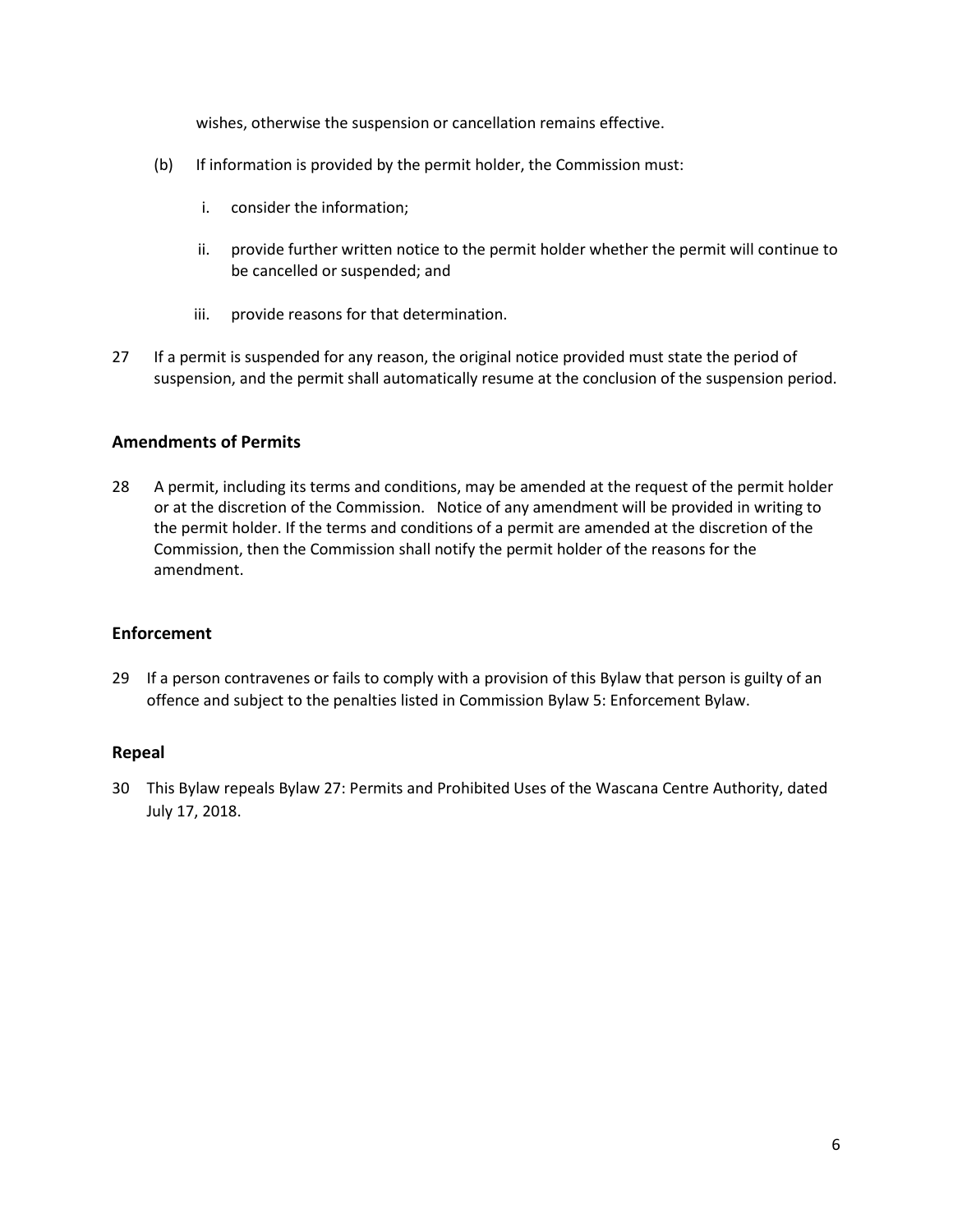wishes, otherwise the suspension or cancellation remains effective.

(b) If information is provided by the permit holder, the Commission must:

i. consider the information;

ii. provide further written notice to the permit holder whether the permit will continue to be cancelled or suspended; and

iii. provide reasons for that determination.

27 If a permit is suspended for any reason, the original notice provided must state the period of suspension, and the permit shall automatically resume at the conclusion of the suspension period.

### Amendments of Permits

28 A permit, including its terms and conditions, may be amended at the request of the permit holder or at the discretion of the Commission. Notice of any amendment will be provided in writing to the permit holder. If the terms and conditions of a permit are amended at the discretion of the Commission, then the Commission shall notify the permit holder of the reasons for the amendment.

### Enforcement

29 If a person contravenes or fails to comply with a provision of this Bylaw that person is guilty of an offence and subject to the penalties listed in Commission Bylaw 5: Enforcement Bylaw.

### Repeal

30 This Bylaw repeals Bylaw 27: Permits and Prohibited Uses of the Wascana Centre Authority, dated July 17, 2018.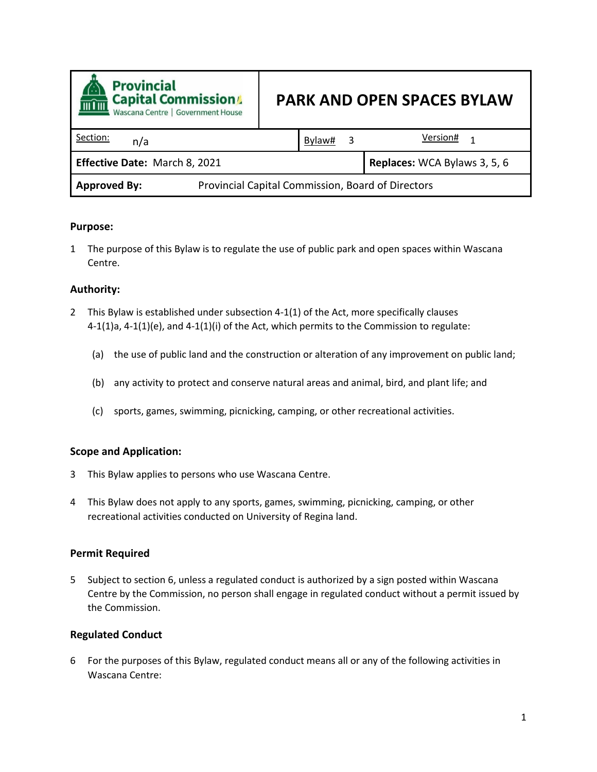| Provincial Capital Commission — Wascana Centre \| Government House | PARK AND OPEN SPACES BYLAW | | |
|---|---|---|---|
| Section: n/a | | Bylaw# 3 | Version# 1 |
| **Effective Date:** March 8, 2021 | | | **Replaces:** WCA Bylaws 3, 5, 6 |
| **Approved By:** | Provincial Capital Commission, Board of Directors | | |

### Purpose:

1 The purpose of this Bylaw is to regulate the use of public park and open spaces within Wascana Centre.

### Authority:

2 This Bylaw is established under subsection 4-1(1) of the Act, more specifically clauses 4-1(1)a, 4-1(1)(e), and 4-1(1)(i) of the Act, which permits to the Commission to regulate:

(a) the use of public land and the construction or alteration of any improvement on public land;

(b) any activity to protect and conserve natural areas and animal, bird, and plant life; and

(c) sports, games, swimming, picnicking, camping, or other recreational activities.

### Scope and Application:

3 This Bylaw applies to persons who use Wascana Centre.

4 This Bylaw does not apply to any sports, games, swimming, picnicking, camping, or other recreational activities conducted on University of Regina land.

### Permit Required

5 Subject to section 6, unless a regulated conduct is authorized by a sign posted within Wascana Centre by the Commission, no person shall engage in regulated conduct without a permit issued by the Commission.

### Regulated Conduct

6 For the purposes of this Bylaw, regulated conduct means all or any of the following activities in Wascana Centre: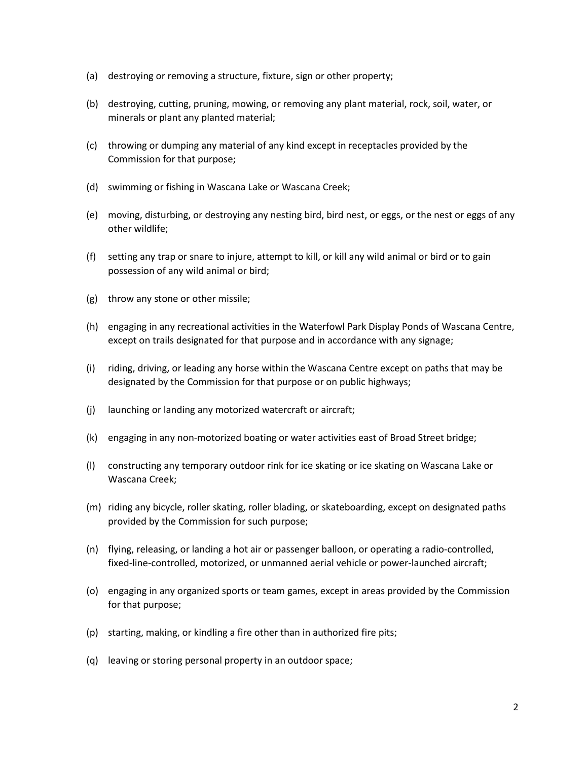(a) destroying or removing a structure, fixture, sign or other property;

(b) destroying, cutting, pruning, mowing, or removing any plant material, rock, soil, water, or minerals or plant any planted material;

(c) throwing or dumping any material of any kind except in receptacles provided by the Commission for that purpose;

(d) swimming or fishing in Wascana Lake or Wascana Creek;

(e) moving, disturbing, or destroying any nesting bird, bird nest, or eggs, or the nest or eggs of any other wildlife;

(f) setting any trap or snare to injure, attempt to kill, or kill any wild animal or bird or to gain possession of any wild animal or bird;

(g) throw any stone or other missile;

(h) engaging in any recreational activities in the Waterfowl Park Display Ponds of Wascana Centre, except on trails designated for that purpose and in accordance with any signage;

(i) riding, driving, or leading any horse within the Wascana Centre except on paths that may be designated by the Commission for that purpose or on public highways;

(j) launching or landing any motorized watercraft or aircraft;

(k) engaging in any non-motorized boating or water activities east of Broad Street bridge;

(l) constructing any temporary outdoor rink for ice skating or ice skating on Wascana Lake or Wascana Creek;

(m) riding any bicycle, roller skating, roller blading, or skateboarding, except on designated paths provided by the Commission for such purpose;

(n) flying, releasing, or landing a hot air or passenger balloon, or operating a radio-controlled, fixed-line-controlled, motorized, or unmanned aerial vehicle or power-launched aircraft;

(o) engaging in any organized sports or team games, except in areas provided by the Commission for that purpose;

(p) starting, making, or kindling a fire other than in authorized fire pits;

(q) leaving or storing personal property in an outdoor space;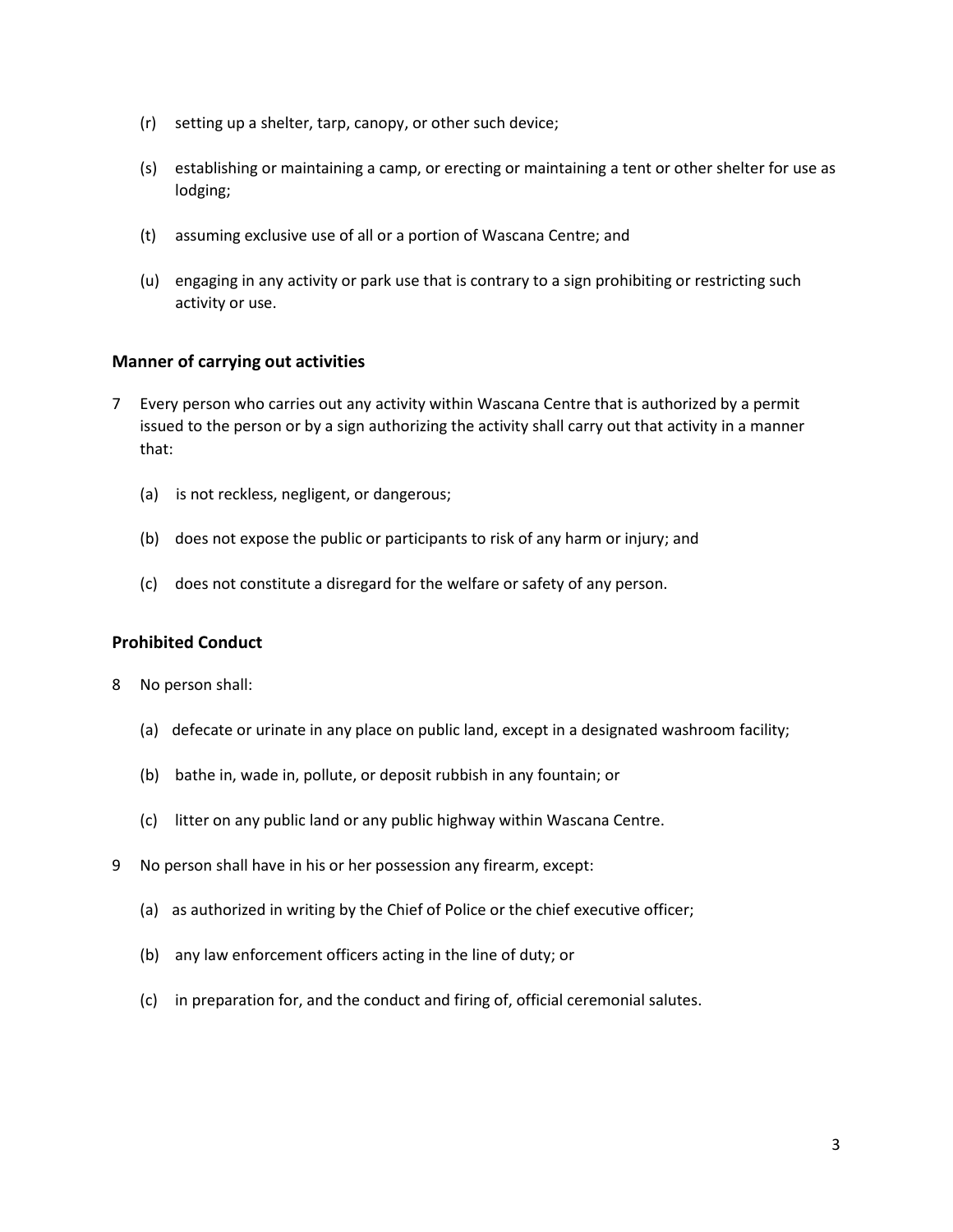(r) setting up a shelter, tarp, canopy, or other such device;

(s) establishing or maintaining a camp, or erecting or maintaining a tent or other shelter for use as lodging;

(t) assuming exclusive use of all or a portion of Wascana Centre; and

(u) engaging in any activity or park use that is contrary to a sign prohibiting or restricting such activity or use.

### Manner of carrying out activities

7 Every person who carries out any activity within Wascana Centre that is authorized by a permit issued to the person or by a sign authorizing the activity shall carry out that activity in a manner that:

(a) is not reckless, negligent, or dangerous;

(b) does not expose the public or participants to risk of any harm or injury; and

(c) does not constitute a disregard for the welfare or safety of any person.

### Prohibited Conduct

8 No person shall:

(a) defecate or urinate in any place on public land, except in a designated washroom facility;

(b) bathe in, wade in, pollute, or deposit rubbish in any fountain; or

(c) litter on any public land or any public highway within Wascana Centre.

9 No person shall have in his or her possession any firearm, except:

(a) as authorized in writing by the Chief of Police or the chief executive officer;

(b) any law enforcement officers acting in the line of duty; or

(c) in preparation for, and the conduct and firing of, official ceremonial salutes.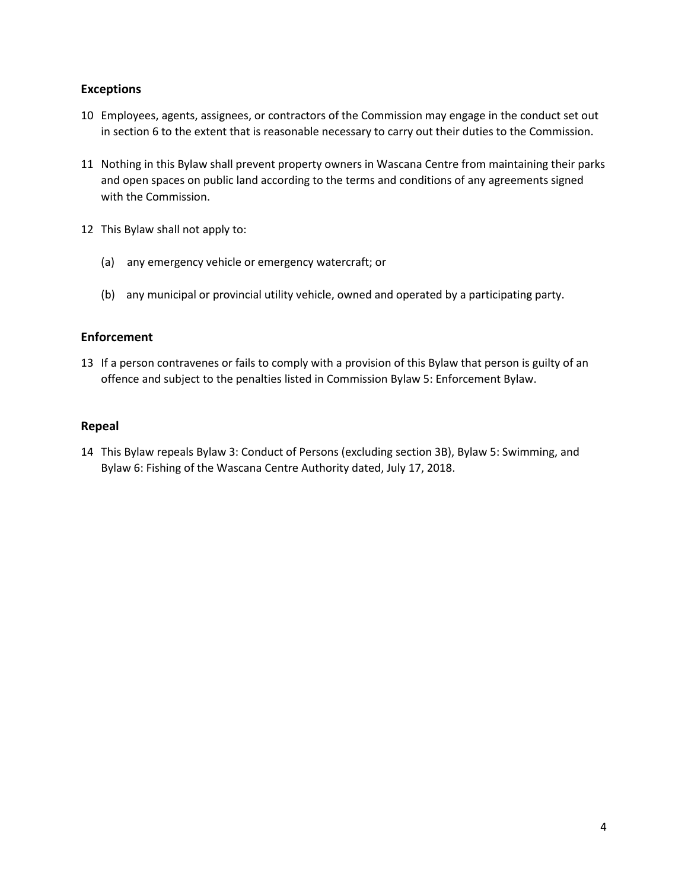## Exceptions

10 Employees, agents, assignees, or contractors of the Commission may engage in the conduct set out in section 6 to the extent that is reasonable necessary to carry out their duties to the Commission.

11 Nothing in this Bylaw shall prevent property owners in Wascana Centre from maintaining their parks and open spaces on public land according to the terms and conditions of any agreements signed with the Commission.

12 This Bylaw shall not apply to:

(a) any emergency vehicle or emergency watercraft; or

(b) any municipal or provincial utility vehicle, owned and operated by a participating party.

## Enforcement

13 If a person contravenes or fails to comply with a provision of this Bylaw that person is guilty of an offence and subject to the penalties listed in Commission Bylaw 5: Enforcement Bylaw.

## Repeal

14 This Bylaw repeals Bylaw 3: Conduct of Persons (excluding section 3B), Bylaw 5: Swimming, and Bylaw 6: Fishing of the Wascana Centre Authority dated, July 17, 2018.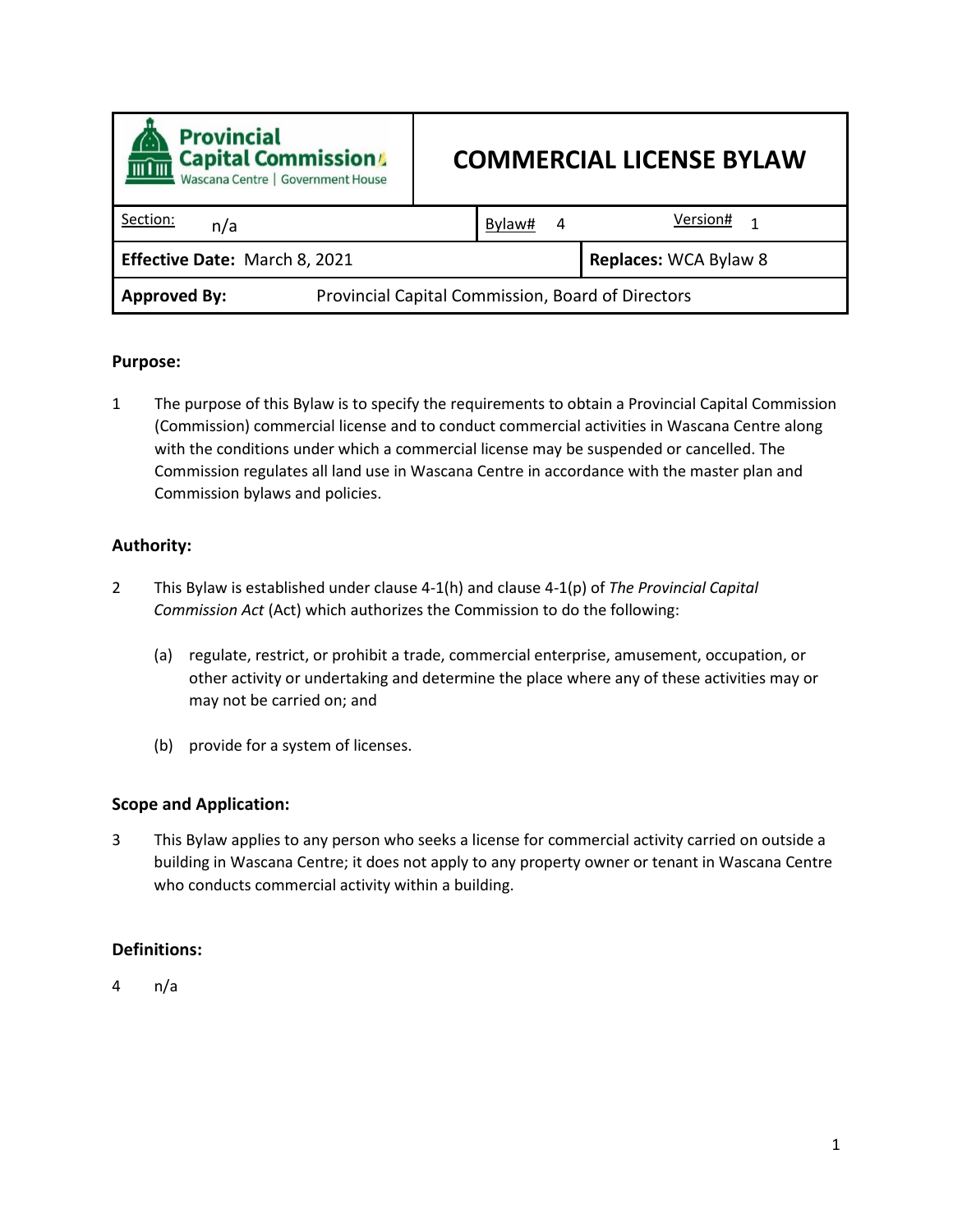| Provincial Capital Commission — Wascana Centre \| Government House | COMMERCIAL LICENSE BYLAW | |
|---|---|---|
| Section: n/a | Bylaw# 4 | Version# 1 |
| **Effective Date:** March 8, 2021 | | **Replaces:** WCA Bylaw 8 |
| **Approved By:** Provincial Capital Commission, Board of Directors | | |

**Purpose:**

1 The purpose of this Bylaw is to specify the requirements to obtain a Provincial Capital Commission (Commission) commercial license and to conduct commercial activities in Wascana Centre along with the conditions under which a commercial license may be suspended or cancelled. The Commission regulates all land use in Wascana Centre in accordance with the master plan and Commission bylaws and policies.

**Authority:**

2 This Bylaw is established under clause 4-1(h) and clause 4-1(p) of *The Provincial Capital Commission Act* (Act) which authorizes the Commission to do the following:

(a) regulate, restrict, or prohibit a trade, commercial enterprise, amusement, occupation, or other activity or undertaking and determine the place where any of these activities may or may not be carried on; and

(b) provide for a system of licenses.

**Scope and Application:**

3 This Bylaw applies to any person who seeks a license for commercial activity carried on outside a building in Wascana Centre; it does not apply to any property owner or tenant in Wascana Centre who conducts commercial activity within a building.

**Definitions:**

4 n/a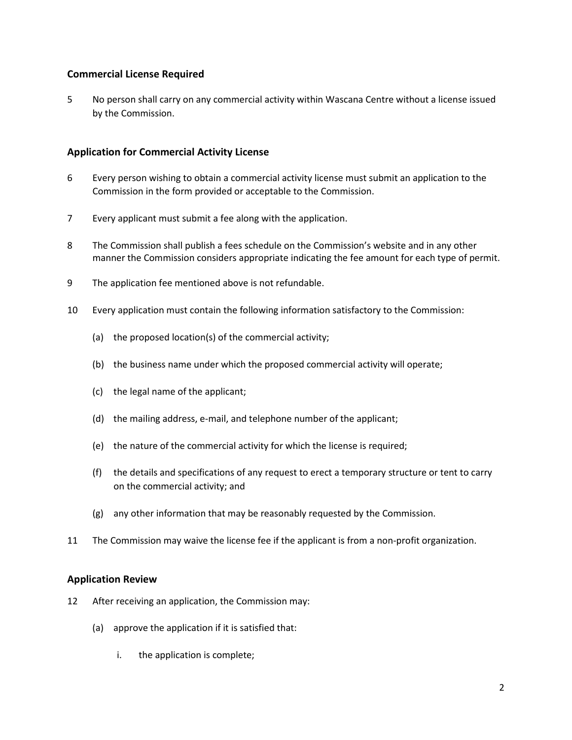### Commercial License Required

5 No person shall carry on any commercial activity within Wascana Centre without a license issued by the Commission.

### Application for Commercial Activity License

6 Every person wishing to obtain a commercial activity license must submit an application to the Commission in the form provided or acceptable to the Commission.

7 Every applicant must submit a fee along with the application.

8 The Commission shall publish a fees schedule on the Commission's website and in any other manner the Commission considers appropriate indicating the fee amount for each type of permit.

9 The application fee mentioned above is not refundable.

10 Every application must contain the following information satisfactory to the Commission:

(a) the proposed location(s) of the commercial activity;

(b) the business name under which the proposed commercial activity will operate;

(c) the legal name of the applicant;

(d) the mailing address, e-mail, and telephone number of the applicant;

(e) the nature of the commercial activity for which the license is required;

(f) the details and specifications of any request to erect a temporary structure or tent to carry on the commercial activity; and

(g) any other information that may be reasonably requested by the Commission.

11 The Commission may waive the license fee if the applicant is from a non-profit organization.

### Application Review

12 After receiving an application, the Commission may:

(a) approve the application if it is satisfied that:

i. the application is complete;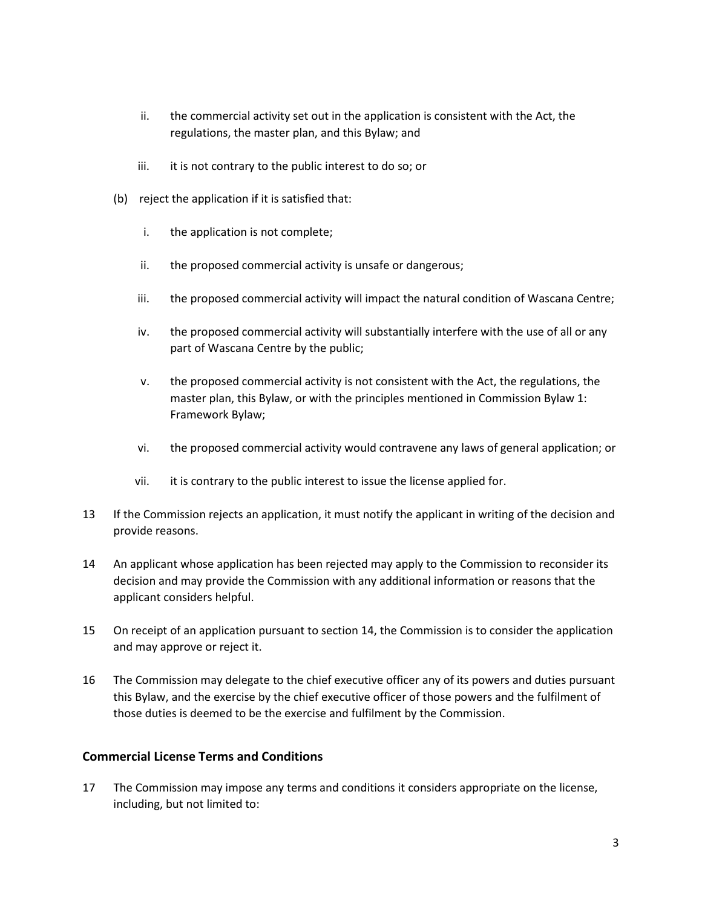ii. the commercial activity set out in the application is consistent with the Act, the regulations, the master plan, and this Bylaw; and

   iii. it is not contrary to the public interest to do so; or

(b) reject the application if it is satisfied that:

   i. the application is not complete;

   ii. the proposed commercial activity is unsafe or dangerous;

   iii. the proposed commercial activity will impact the natural condition of Wascana Centre;

   iv. the proposed commercial activity will substantially interfere with the use of all or any part of Wascana Centre by the public;

   v. the proposed commercial activity is not consistent with the Act, the regulations, the master plan, this Bylaw, or with the principles mentioned in Commission Bylaw 1: Framework Bylaw;

   vi. the proposed commercial activity would contravene any laws of general application; or

   vii. it is contrary to the public interest to issue the license applied for.

13 If the Commission rejects an application, it must notify the applicant in writing of the decision and provide reasons.

14 An applicant whose application has been rejected may apply to the Commission to reconsider its decision and may provide the Commission with any additional information or reasons that the applicant considers helpful.

15 On receipt of an application pursuant to section 14, the Commission is to consider the application and may approve or reject it.

16 The Commission may delegate to the chief executive officer any of its powers and duties pursuant this Bylaw, and the exercise by the chief executive officer of those powers and the fulfilment of those duties is deemed to be the exercise and fulfilment by the Commission.

## Commercial License Terms and Conditions

17 The Commission may impose any terms and conditions it considers appropriate on the license, including, but not limited to: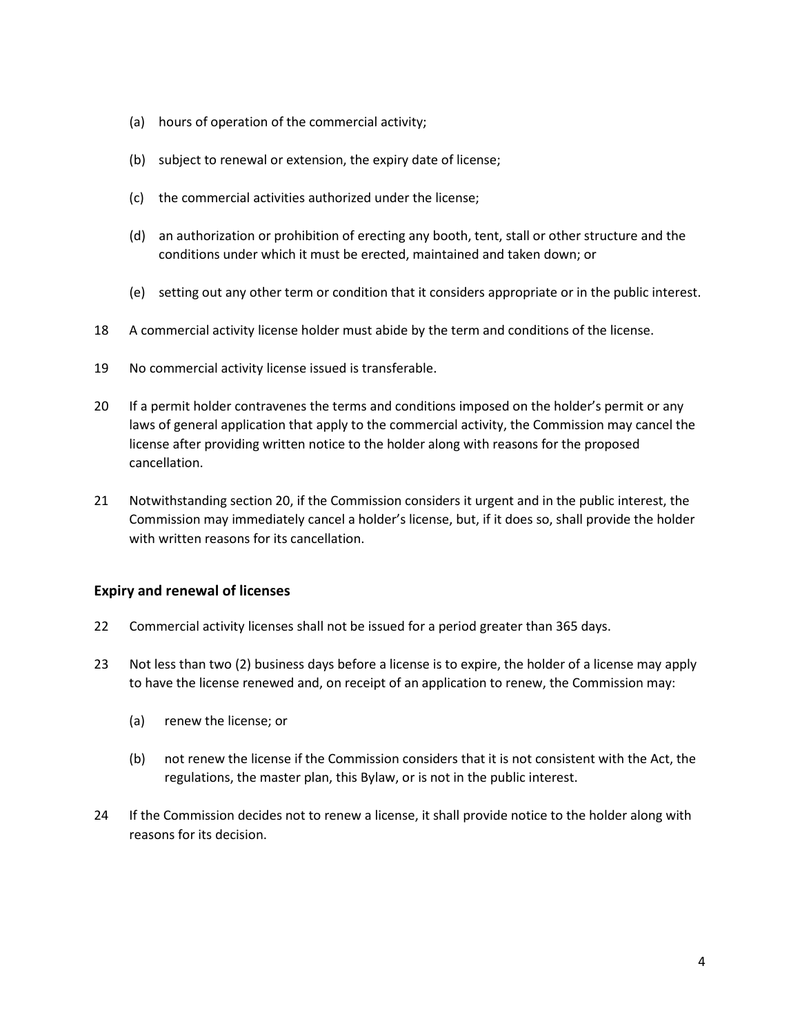(a) hours of operation of the commercial activity;

(b) subject to renewal or extension, the expiry date of license;

(c) the commercial activities authorized under the license;

(d) an authorization or prohibition of erecting any booth, tent, stall or other structure and the conditions under which it must be erected, maintained and taken down; or

(e) setting out any other term or condition that it considers appropriate or in the public interest.

18 A commercial activity license holder must abide by the term and conditions of the license.

19 No commercial activity license issued is transferable.

20 If a permit holder contravenes the terms and conditions imposed on the holder's permit or any laws of general application that apply to the commercial activity, the Commission may cancel the license after providing written notice to the holder along with reasons for the proposed cancellation.

21 Notwithstanding section 20, if the Commission considers it urgent and in the public interest, the Commission may immediately cancel a holder's license, but, if it does so, shall provide the holder with written reasons for its cancellation.

### Expiry and renewal of licenses

22 Commercial activity licenses shall not be issued for a period greater than 365 days.

23 Not less than two (2) business days before a license is to expire, the holder of a license may apply to have the license renewed and, on receipt of an application to renew, the Commission may:

(a) renew the license; or

(b) not renew the license if the Commission considers that it is not consistent with the Act, the regulations, the master plan, this Bylaw, or is not in the public interest.

24 If the Commission decides not to renew a license, it shall provide notice to the holder along with reasons for its decision.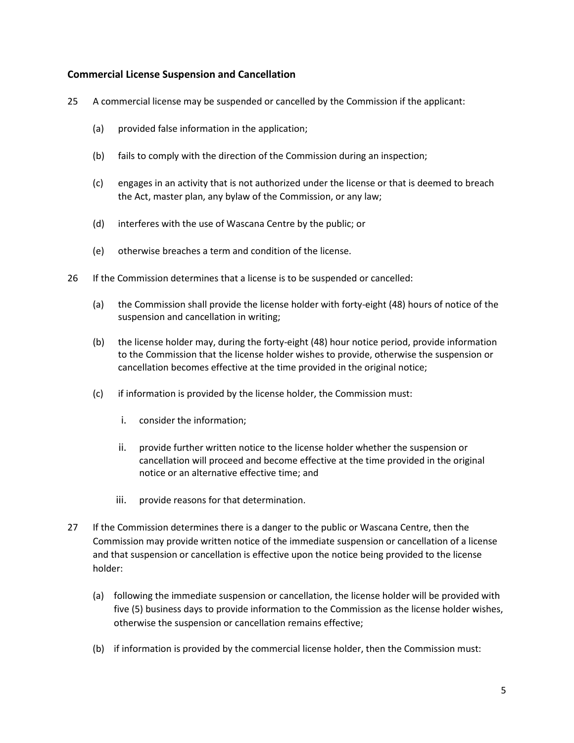### Commercial License Suspension and Cancellation

25 A commercial license may be suspended or cancelled by the Commission if the applicant:

- (a) provided false information in the application;
- (b) fails to comply with the direction of the Commission during an inspection;
- (c) engages in an activity that is not authorized under the license or that is deemed to breach the Act, master plan, any bylaw of the Commission, or any law;
- (d) interferes with the use of Wascana Centre by the public; or
- (e) otherwise breaches a term and condition of the license.

26 If the Commission determines that a license is to be suspended or cancelled:

- (a) the Commission shall provide the license holder with forty-eight (48) hours of notice of the suspension and cancellation in writing;
- (b) the license holder may, during the forty-eight (48) hour notice period, provide information to the Commission that the license holder wishes to provide, otherwise the suspension or cancellation becomes effective at the time provided in the original notice;
- (c) if information is provided by the license holder, the Commission must:
  - i. consider the information;
  - ii. provide further written notice to the license holder whether the suspension or cancellation will proceed and become effective at the time provided in the original notice or an alternative effective time; and
  - iii. provide reasons for that determination.

27 If the Commission determines there is a danger to the public or Wascana Centre, then the Commission may provide written notice of the immediate suspension or cancellation of a license and that suspension or cancellation is effective upon the notice being provided to the license holder:

- (a) following the immediate suspension or cancellation, the license holder will be provided with five (5) business days to provide information to the Commission as the license holder wishes, otherwise the suspension or cancellation remains effective;
- (b) if information is provided by the commercial license holder, then the Commission must: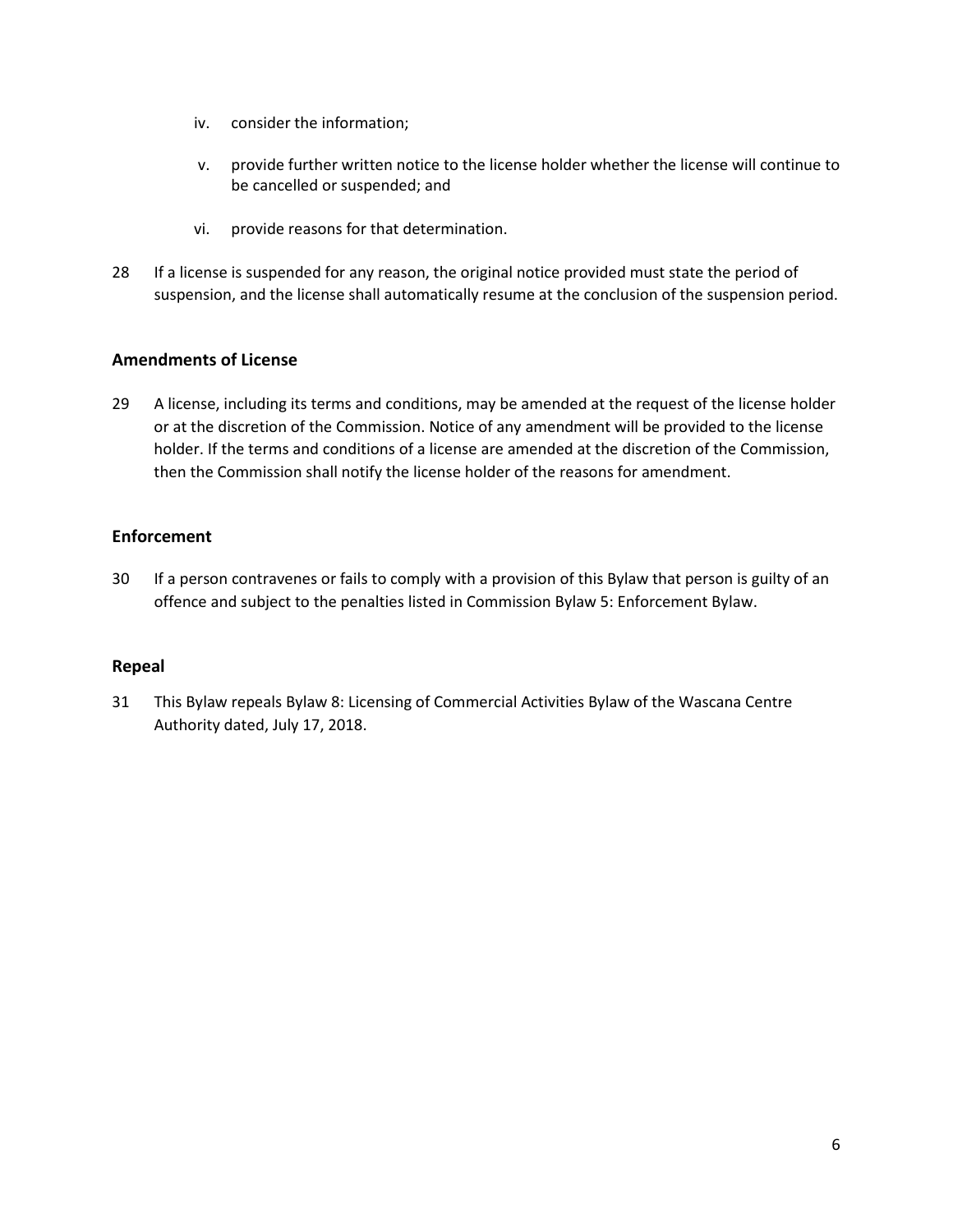iv. consider the information;

v. provide further written notice to the license holder whether the license will continue to be cancelled or suspended; and

vi. provide reasons for that determination.

28 If a license is suspended for any reason, the original notice provided must state the period of suspension, and the license shall automatically resume at the conclusion of the suspension period.

### Amendments of License

29 A license, including its terms and conditions, may be amended at the request of the license holder or at the discretion of the Commission. Notice of any amendment will be provided to the license holder. If the terms and conditions of a license are amended at the discretion of the Commission, then the Commission shall notify the license holder of the reasons for amendment.

### Enforcement

30 If a person contravenes or fails to comply with a provision of this Bylaw that person is guilty of an offence and subject to the penalties listed in Commission Bylaw 5: Enforcement Bylaw.

### Repeal

31 This Bylaw repeals Bylaw 8: Licensing of Commercial Activities Bylaw of the Wascana Centre Authority dated, July 17, 2018.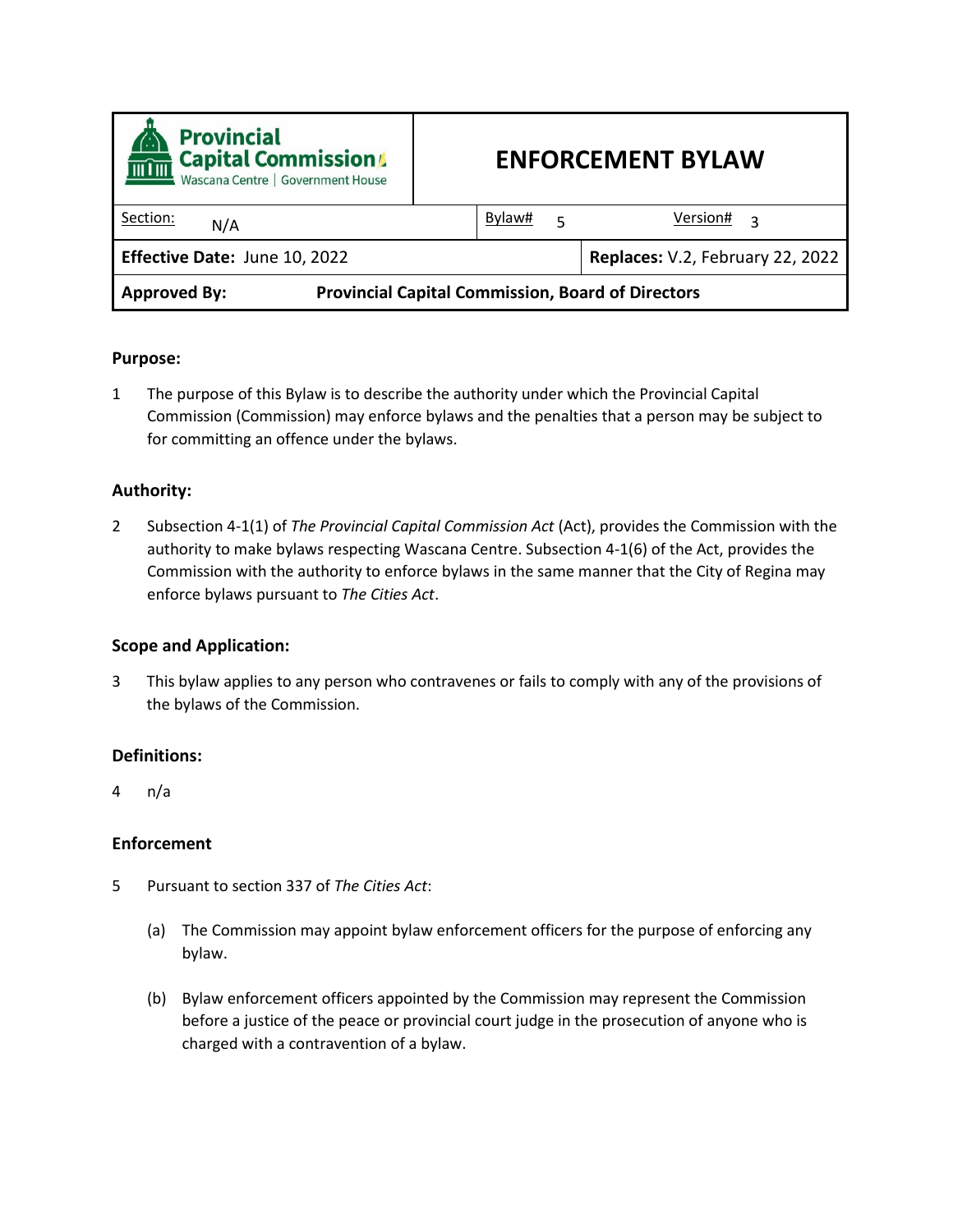| Provincial Capital Commission Wascana Centre \| Government House | ENFORCEMENT BYLAW | | |
|---|---|---|---|
| Section: N/A | Bylaw# 5 | Version# 3 | |
| **Effective Date:** June 10, 2022 | | **Replaces:** V.2, February 22, 2022 | |
| **Approved By:** | **Provincial Capital Commission, Board of Directors** | | |

**Purpose:**

1 The purpose of this Bylaw is to describe the authority under which the Provincial Capital Commission (Commission) may enforce bylaws and the penalties that a person may be subject to for committing an offence under the bylaws.

**Authority:**

2 Subsection 4-1(1) of *The Provincial Capital Commission Act* (Act), provides the Commission with the authority to make bylaws respecting Wascana Centre. Subsection 4-1(6) of the Act, provides the Commission with the authority to enforce bylaws in the same manner that the City of Regina may enforce bylaws pursuant to *The Cities Act*.

**Scope and Application:**

3 This bylaw applies to any person who contravenes or fails to comply with any of the provisions of the bylaws of the Commission.

**Definitions:**

4 n/a

**Enforcement**

5 Pursuant to section 337 of *The Cities Act*:

(a) The Commission may appoint bylaw enforcement officers for the purpose of enforcing any bylaw.

(b) Bylaw enforcement officers appointed by the Commission may represent the Commission before a justice of the peace or provincial court judge in the prosecution of anyone who is charged with a contravention of a bylaw.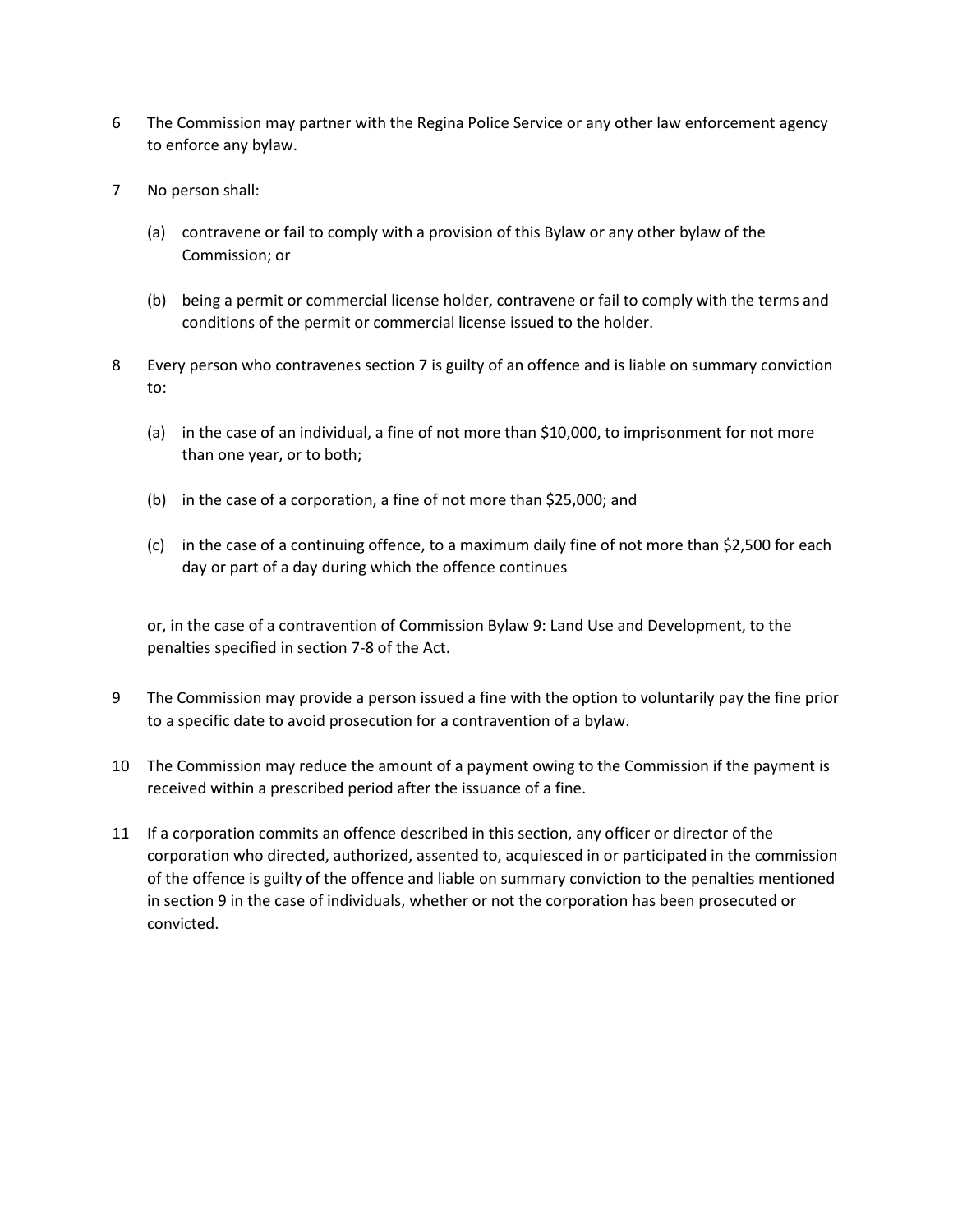6 The Commission may partner with the Regina Police Service or any other law enforcement agency to enforce any bylaw.

7 No person shall:

   (a) contravene or fail to comply with a provision of this Bylaw or any other bylaw of the Commission; or

   (b) being a permit or commercial license holder, contravene or fail to comply with the terms and conditions of the permit or commercial license issued to the holder.

8 Every person who contravenes section 7 is guilty of an offence and is liable on summary conviction to:

   (a) in the case of an individual, a fine of not more than $10,000, to imprisonment for not more than one year, or to both;

   (b) in the case of a corporation, a fine of not more than $25,000; and

   (c) in the case of a continuing offence, to a maximum daily fine of not more than $2,500 for each day or part of a day during which the offence continues

   or, in the case of a contravention of Commission Bylaw 9: Land Use and Development, to the penalties specified in section 7-8 of the Act.

9 The Commission may provide a person issued a fine with the option to voluntarily pay the fine prior to a specific date to avoid prosecution for a contravention of a bylaw.

10 The Commission may reduce the amount of a payment owing to the Commission if the payment is received within a prescribed period after the issuance of a fine.

11 If a corporation commits an offence described in this section, any officer or director of the corporation who directed, authorized, assented to, acquiesced in or participated in the commission of the offence is guilty of the offence and liable on summary conviction to the penalties mentioned in section 9 in the case of individuals, whether or not the corporation has been prosecuted or convicted.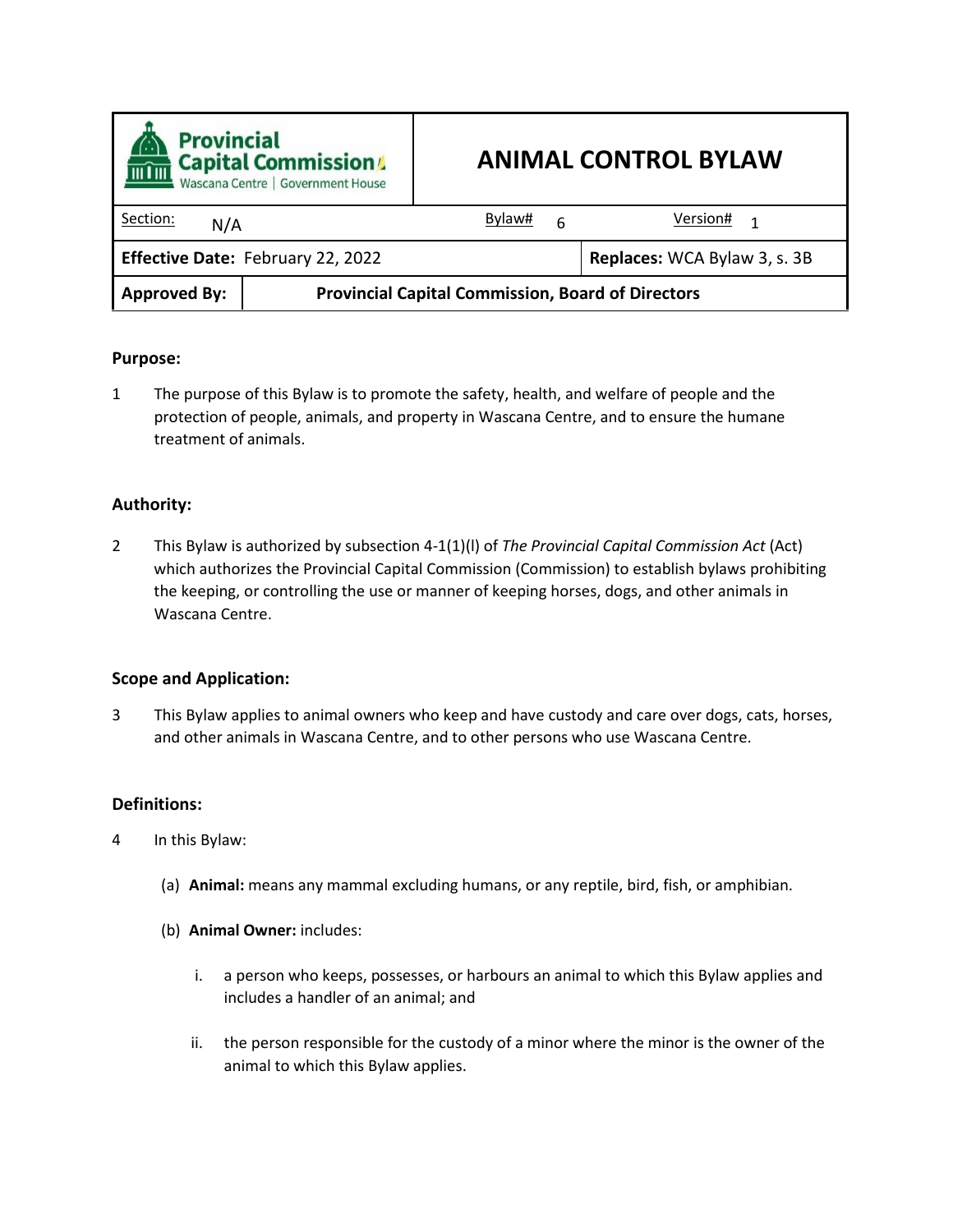| Provincial Capital Commission Wascana Centre \| Government House | | ANIMAL CONTROL BYLAW | |
|---|---|---|---|
| Section: N/A | | Bylaw# 6 | Version# 1 |
| **Effective Date:** February 22, 2022 | | | **Replaces:** WCA Bylaw 3, s. 3B |
| **Approved By:** | **Provincial Capital Commission, Board of Directors** | | |

### Purpose:

1 The purpose of this Bylaw is to promote the safety, health, and welfare of people and the protection of people, animals, and property in Wascana Centre, and to ensure the humane treatment of animals.

### Authority:

2 This Bylaw is authorized by subsection 4-1(1)(l) of *The Provincial Capital Commission Act* (Act) which authorizes the Provincial Capital Commission (Commission) to establish bylaws prohibiting the keeping, or controlling the use or manner of keeping horses, dogs, and other animals in Wascana Centre.

### Scope and Application:

3 This Bylaw applies to animal owners who keep and have custody and care over dogs, cats, horses, and other animals in Wascana Centre, and to other persons who use Wascana Centre.

### Definitions:

4 In this Bylaw:

(a) **Animal:** means any mammal excluding humans, or any reptile, bird, fish, or amphibian.

(b) **Animal Owner:** includes:

i. a person who keeps, possesses, or harbours an animal to which this Bylaw applies and includes a handler of an animal; and

ii. the person responsible for the custody of a minor where the minor is the owner of the animal to which this Bylaw applies.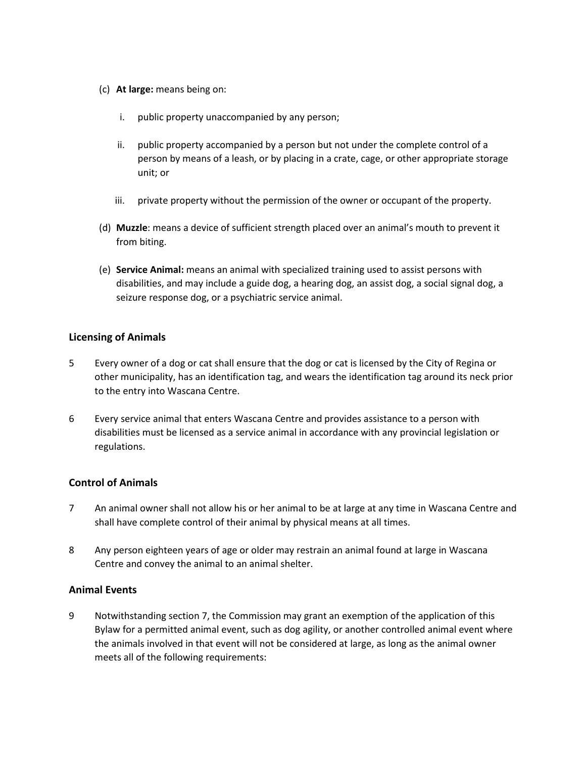(c) **At large:** means being on:

i. public property unaccompanied by any person;

ii. public property accompanied by a person but not under the complete control of a person by means of a leash, or by placing in a crate, cage, or other appropriate storage unit; or

iii. private property without the permission of the owner or occupant of the property.

(d) **Muzzle**: means a device of sufficient strength placed over an animal's mouth to prevent it from biting.

(e) **Service Animal:** means an animal with specialized training used to assist persons with disabilities, and may include a guide dog, a hearing dog, an assist dog, a social signal dog, a seizure response dog, or a psychiatric service animal.

### Licensing of Animals

5 Every owner of a dog or cat shall ensure that the dog or cat is licensed by the City of Regina or other municipality, has an identification tag, and wears the identification tag around its neck prior to the entry into Wascana Centre.

6 Every service animal that enters Wascana Centre and provides assistance to a person with disabilities must be licensed as a service animal in accordance with any provincial legislation or regulations.

### Control of Animals

7 An animal owner shall not allow his or her animal to be at large at any time in Wascana Centre and shall have complete control of their animal by physical means at all times.

8 Any person eighteen years of age or older may restrain an animal found at large in Wascana Centre and convey the animal to an animal shelter.

### Animal Events

9 Notwithstanding section 7, the Commission may grant an exemption of the application of this Bylaw for a permitted animal event, such as dog agility, or another controlled animal event where the animals involved in that event will not be considered at large, as long as the animal owner meets all of the following requirements: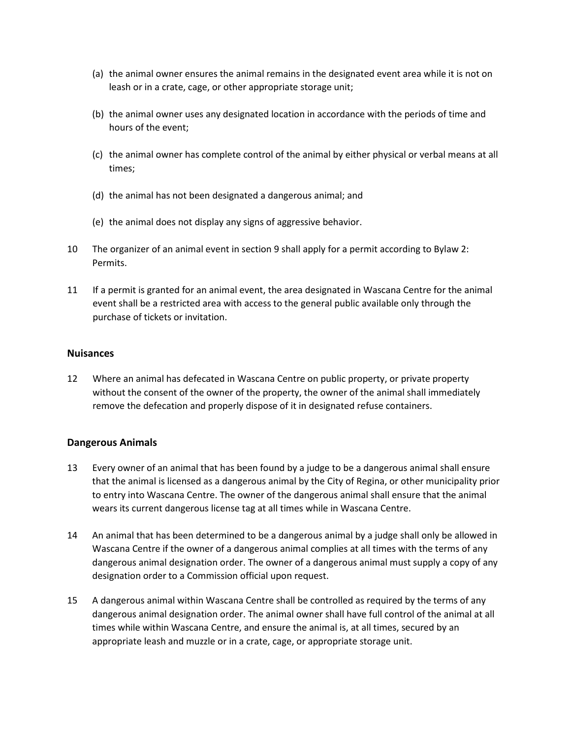(a) the animal owner ensures the animal remains in the designated event area while it is not on leash or in a crate, cage, or other appropriate storage unit;

(b) the animal owner uses any designated location in accordance with the periods of time and hours of the event;

(c) the animal owner has complete control of the animal by either physical or verbal means at all times;

(d) the animal has not been designated a dangerous animal; and

(e) the animal does not display any signs of aggressive behavior.

10 The organizer of an animal event in section 9 shall apply for a permit according to Bylaw 2: Permits.

11 If a permit is granted for an animal event, the area designated in Wascana Centre for the animal event shall be a restricted area with access to the general public available only through the purchase of tickets or invitation.

### Nuisances

12 Where an animal has defecated in Wascana Centre on public property, or private property without the consent of the owner of the property, the owner of the animal shall immediately remove the defecation and properly dispose of it in designated refuse containers.

### Dangerous Animals

13 Every owner of an animal that has been found by a judge to be a dangerous animal shall ensure that the animal is licensed as a dangerous animal by the City of Regina, or other municipality prior to entry into Wascana Centre. The owner of the dangerous animal shall ensure that the animal wears its current dangerous license tag at all times while in Wascana Centre.

14 An animal that has been determined to be a dangerous animal by a judge shall only be allowed in Wascana Centre if the owner of a dangerous animal complies at all times with the terms of any dangerous animal designation order. The owner of a dangerous animal must supply a copy of any designation order to a Commission official upon request.

15 A dangerous animal within Wascana Centre shall be controlled as required by the terms of any dangerous animal designation order. The animal owner shall have full control of the animal at all times while within Wascana Centre, and ensure the animal is, at all times, secured by an appropriate leash and muzzle or in a crate, cage, or appropriate storage unit.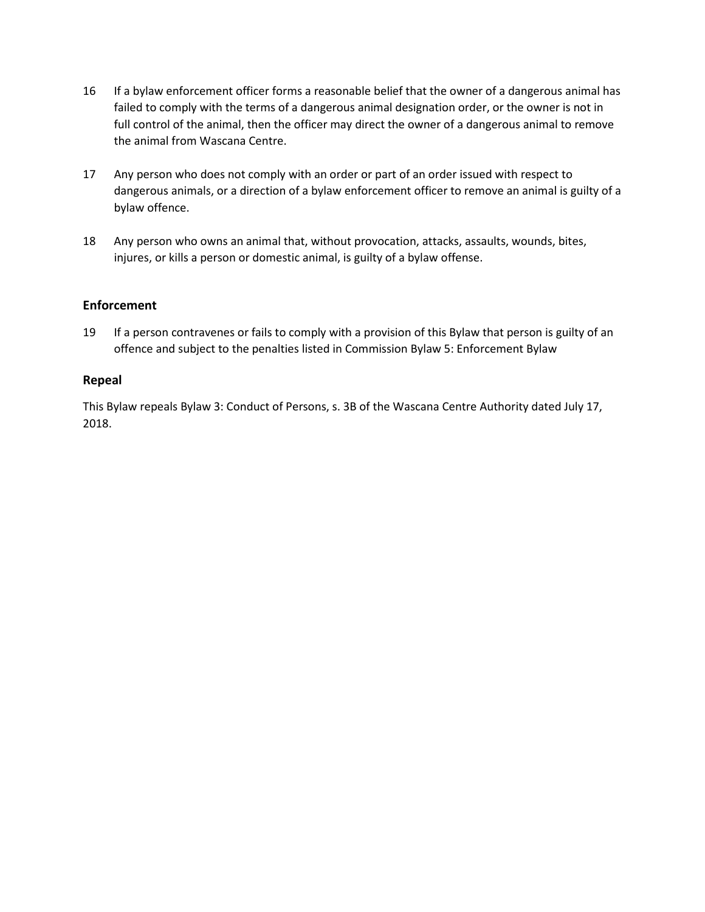16 If a bylaw enforcement officer forms a reasonable belief that the owner of a dangerous animal has failed to comply with the terms of a dangerous animal designation order, or the owner is not in full control of the animal, then the officer may direct the owner of a dangerous animal to remove the animal from Wascana Centre.

17 Any person who does not comply with an order or part of an order issued with respect to dangerous animals, or a direction of a bylaw enforcement officer to remove an animal is guilty of a bylaw offence.

18 Any person who owns an animal that, without provocation, attacks, assaults, wounds, bites, injures, or kills a person or domestic animal, is guilty of a bylaw offense.

## Enforcement

19 If a person contravenes or fails to comply with a provision of this Bylaw that person is guilty of an offence and subject to the penalties listed in Commission Bylaw 5: Enforcement Bylaw

## Repeal

This Bylaw repeals Bylaw 3: Conduct of Persons, s. 3B of the Wascana Centre Authority dated July 17, 2018.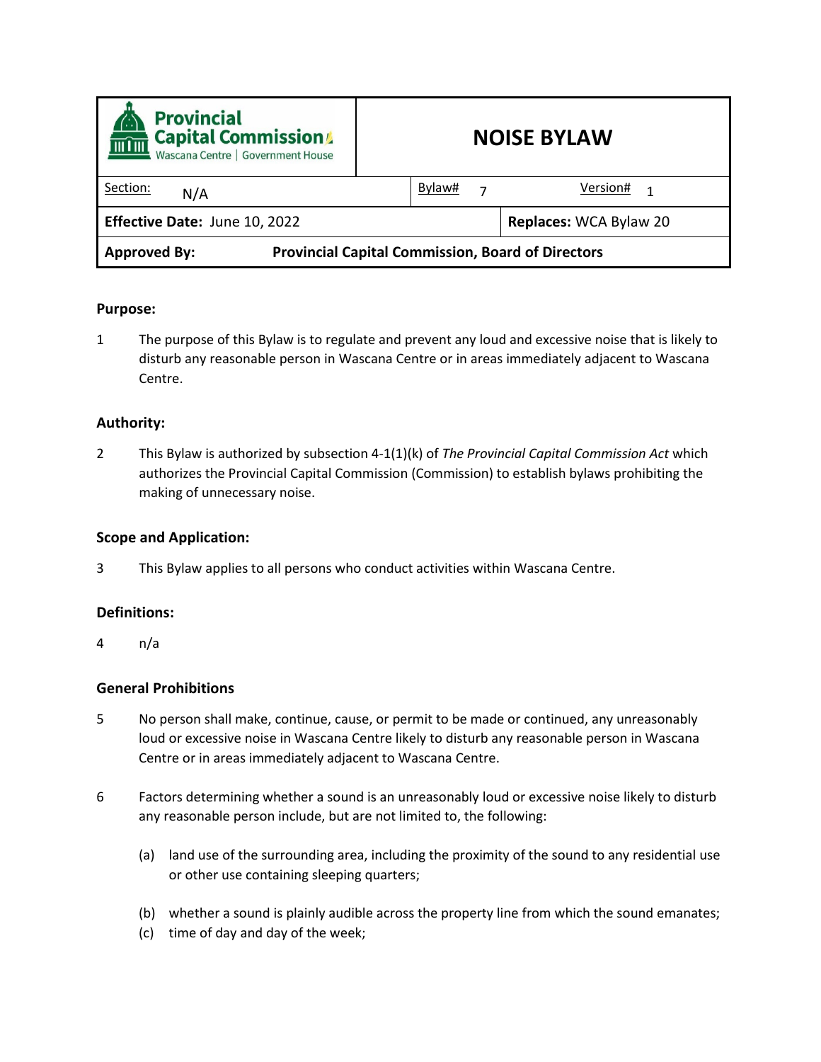| Provincial Capital Commission — Wascana Centre \| Government House | NOISE BYLAW | |
|---|---|---|
| Section: N/A | Bylaw# 7 | Version# 1 |
| **Effective Date:** June 10, 2022 | | **Replaces:** WCA Bylaw 20 |
| **Approved By:** | **Provincial Capital Commission, Board of Directors** | |

**Purpose:**

1 The purpose of this Bylaw is to regulate and prevent any loud and excessive noise that is likely to disturb any reasonable person in Wascana Centre or in areas immediately adjacent to Wascana Centre.

**Authority:**

2 This Bylaw is authorized by subsection 4-1(1)(k) of *The Provincial Capital Commission Act* which authorizes the Provincial Capital Commission (Commission) to establish bylaws prohibiting the making of unnecessary noise.

**Scope and Application:**

3 This Bylaw applies to all persons who conduct activities within Wascana Centre.

**Definitions:**

4 n/a

**General Prohibitions**

5 No person shall make, continue, cause, or permit to be made or continued, any unreasonably loud or excessive noise in Wascana Centre likely to disturb any reasonable person in Wascana Centre or in areas immediately adjacent to Wascana Centre.

6 Factors determining whether a sound is an unreasonably loud or excessive noise likely to disturb any reasonable person include, but are not limited to, the following:

(a) land use of the surrounding area, including the proximity of the sound to any residential use or other use containing sleeping quarters;

(b) whether a sound is plainly audible across the property line from which the sound emanates;

(c) time of day and day of the week;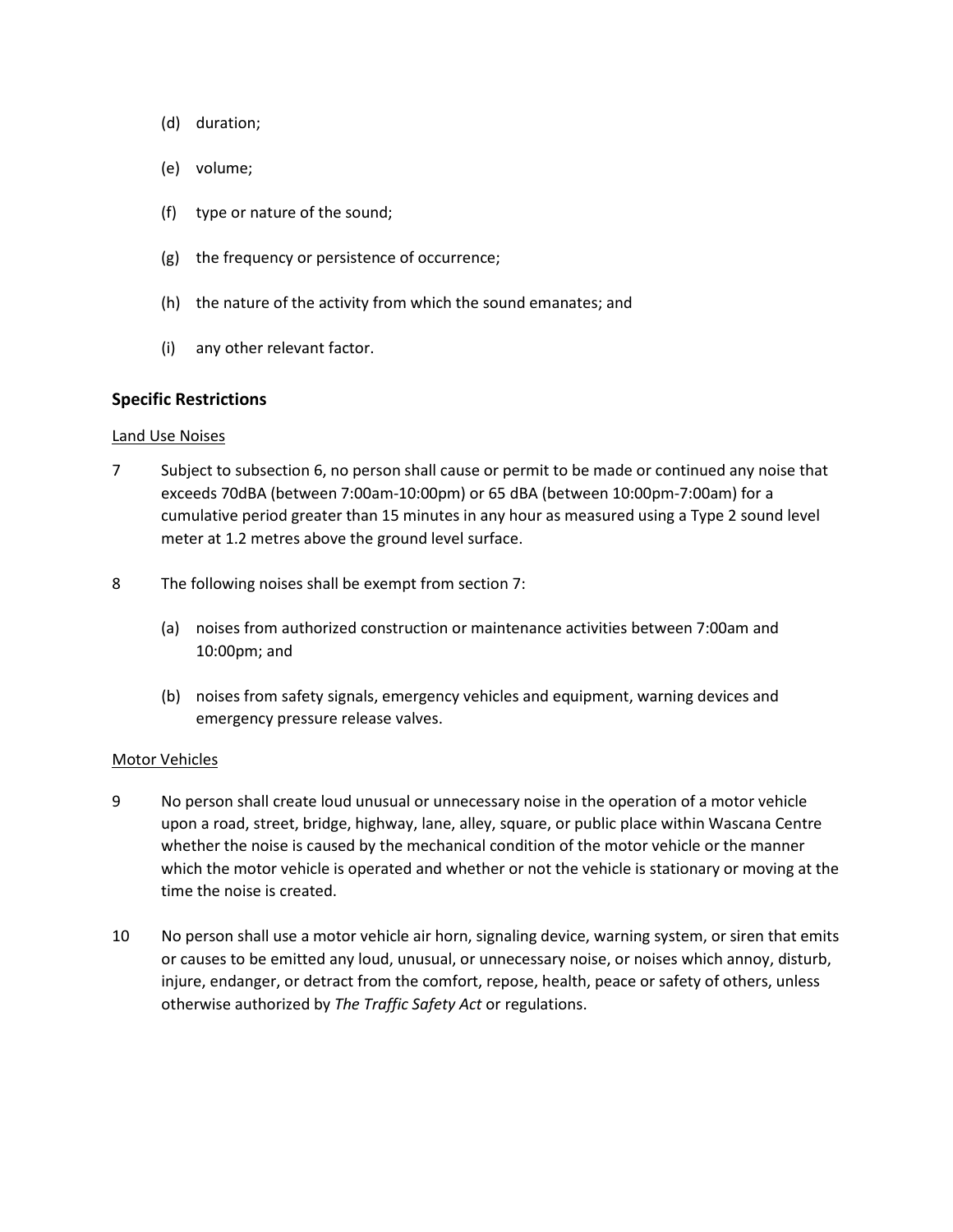(d) duration;

(e) volume;

(f) type or nature of the sound;

(g) the frequency or persistence of occurrence;

(h) the nature of the activity from which the sound emanates; and

(i) any other relevant factor.

## Specific Restrictions

Land Use Noises

7 Subject to subsection 6, no person shall cause or permit to be made or continued any noise that exceeds 70dBA (between 7:00am-10:00pm) or 65 dBA (between 10:00pm-7:00am) for a cumulative period greater than 15 minutes in any hour as measured using a Type 2 sound level meter at 1.2 metres above the ground level surface.

8 The following noises shall be exempt from section 7:

(a) noises from authorized construction or maintenance activities between 7:00am and 10:00pm; and

(b) noises from safety signals, emergency vehicles and equipment, warning devices and emergency pressure release valves.

Motor Vehicles

9 No person shall create loud unusual or unnecessary noise in the operation of a motor vehicle upon a road, street, bridge, highway, lane, alley, square, or public place within Wascana Centre whether the noise is caused by the mechanical condition of the motor vehicle or the manner which the motor vehicle is operated and whether or not the vehicle is stationary or moving at the time the noise is created.

10 No person shall use a motor vehicle air horn, signaling device, warning system, or siren that emits or causes to be emitted any loud, unusual, or unnecessary noise, or noises which annoy, disturb, injure, endanger, or detract from the comfort, repose, health, peace or safety of others, unless otherwise authorized by *The Traffic Safety Act* or regulations.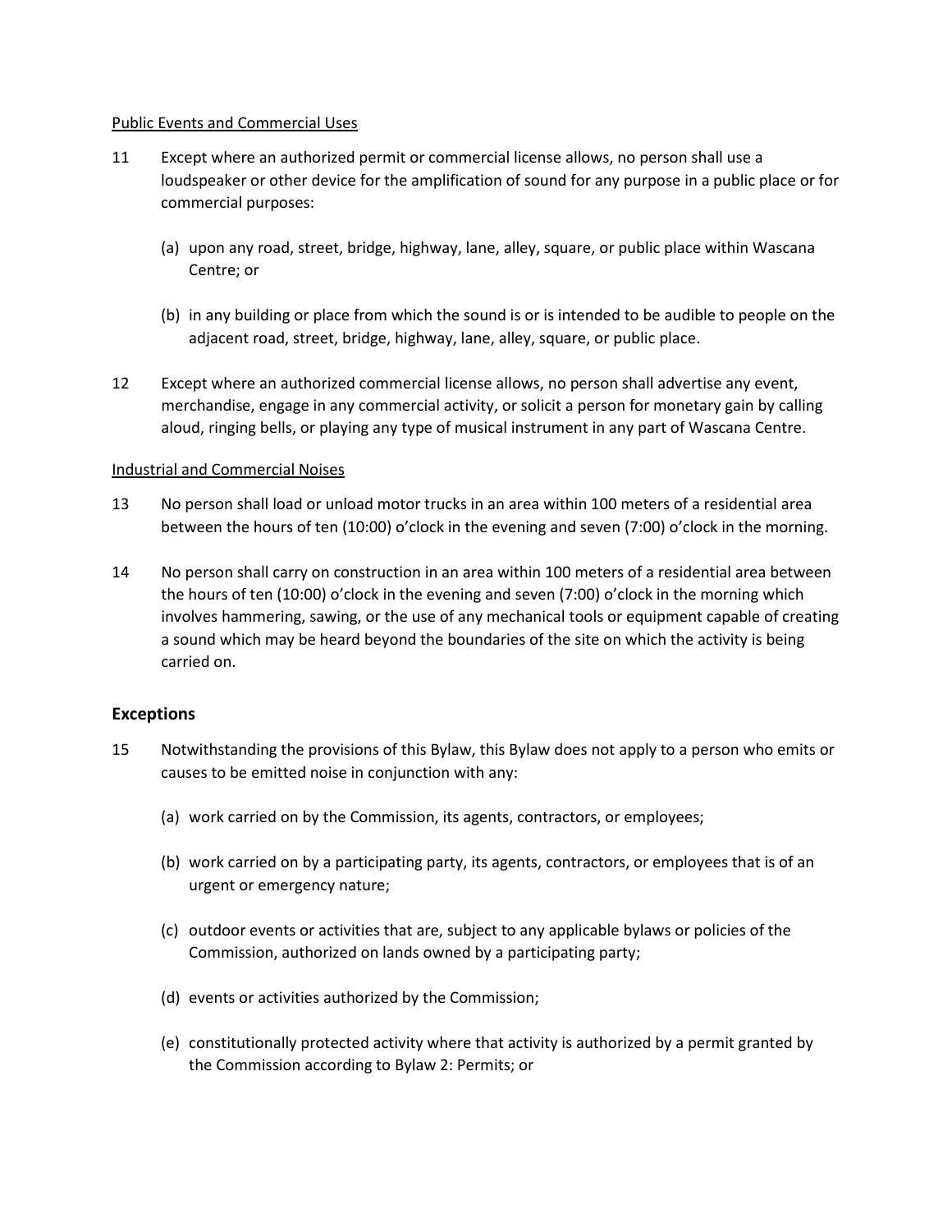Public Events and Commercial Uses

11 Except where an authorized permit or commercial license allows, no person shall use a loudspeaker or other device for the amplification of sound for any purpose in a public place or for commercial purposes:

(a) upon any road, street, bridge, highway, lane, alley, square, or public place within Wascana Centre; or

(b) in any building or place from which the sound is or is intended to be audible to people on the adjacent road, street, bridge, highway, lane, alley, square, or public place.

12 Except where an authorized commercial license allows, no person shall advertise any event, merchandise, engage in any commercial activity, or solicit a person for monetary gain by calling aloud, ringing bells, or playing any type of musical instrument in any part of Wascana Centre.

Industrial and Commercial Noises

13 No person shall load or unload motor trucks in an area within 100 meters of a residential area between the hours of ten (10:00) o'clock in the evening and seven (7:00) o'clock in the morning.

14 No person shall carry on construction in an area within 100 meters of a residential area between the hours of ten (10:00) o'clock in the evening and seven (7:00) o'clock in the morning which involves hammering, sawing, or the use of any mechanical tools or equipment capable of creating a sound which may be heard beyond the boundaries of the site on which the activity is being carried on.

## Exceptions

15 Notwithstanding the provisions of this Bylaw, this Bylaw does not apply to a person who emits or causes to be emitted noise in conjunction with any:

(a) work carried on by the Commission, its agents, contractors, or employees;

(b) work carried on by a participating party, its agents, contractors, or employees that is of an urgent or emergency nature;

(c) outdoor events or activities that are, subject to any applicable bylaws or policies of the Commission, authorized on lands owned by a participating party;

(d) events or activities authorized by the Commission;

(e) constitutionally protected activity where that activity is authorized by a permit granted by the Commission according to Bylaw 2: Permits; or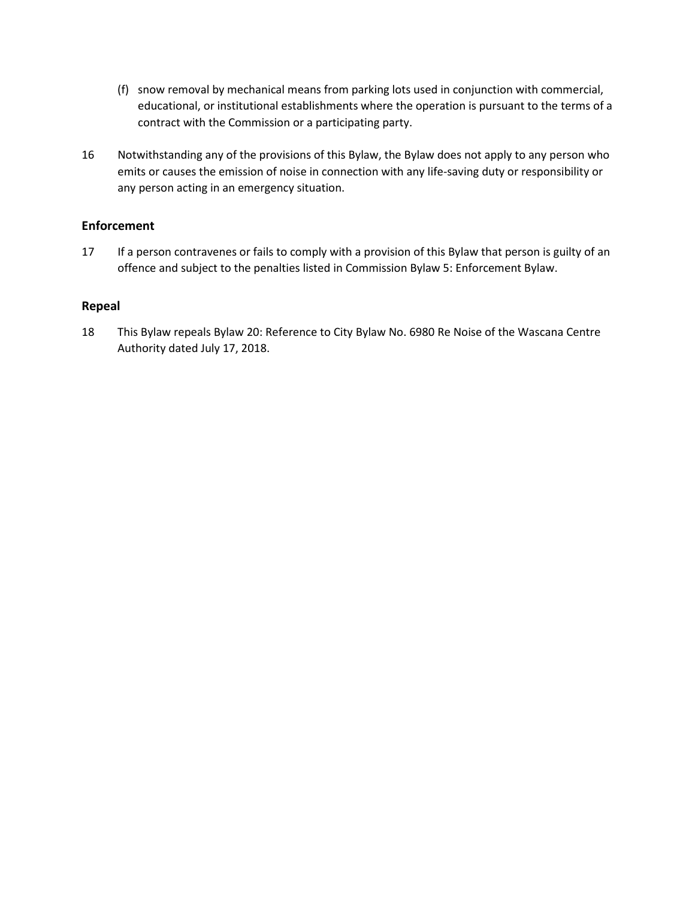(f) snow removal by mechanical means from parking lots used in conjunction with commercial, educational, or institutional establishments where the operation is pursuant to the terms of a contract with the Commission or a participating party.

16 Notwithstanding any of the provisions of this Bylaw, the Bylaw does not apply to any person who emits or causes the emission of noise in connection with any life-saving duty or responsibility or any person acting in an emergency situation.

## Enforcement

17 If a person contravenes or fails to comply with a provision of this Bylaw that person is guilty of an offence and subject to the penalties listed in Commission Bylaw 5: Enforcement Bylaw.

## Repeal

18 This Bylaw repeals Bylaw 20: Reference to City Bylaw No. 6980 Re Noise of the Wascana Centre Authority dated July 17, 2018.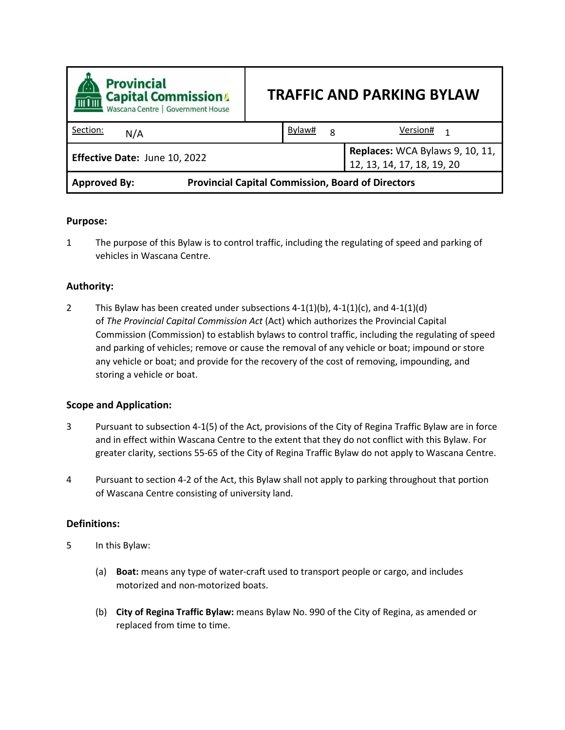| Provincial Capital Commission — Wascana Centre \| Government House | TRAFFIC AND PARKING BYLAW | |
|---|---|---|
| Section: N/A | Bylaw# 8 | Version# 1 |
| **Effective Date:** June 10, 2022 | | **Replaces:** WCA Bylaws 9, 10, 11, 12, 13, 14, 17, 18, 19, 20 |
| **Approved By:** | **Provincial Capital Commission, Board of Directors** | |

## Purpose:

1 The purpose of this Bylaw is to control traffic, including the regulating of speed and parking of vehicles in Wascana Centre.

## Authority:

2 This Bylaw has been created under subsections 4-1(1)(b), 4-1(1)(c), and 4-1(1)(d) of *The Provincial Capital Commission Act* (Act) which authorizes the Provincial Capital Commission (Commission) to establish bylaws to control traffic, including the regulating of speed and parking of vehicles; remove or cause the removal of any vehicle or boat; impound or store any vehicle or boat; and provide for the recovery of the cost of removing, impounding, and storing a vehicle or boat.

## Scope and Application:

3 Pursuant to subsection 4-1(5) of the Act, provisions of the City of Regina Traffic Bylaw are in force and in effect within Wascana Centre to the extent that they do not conflict with this Bylaw. For greater clarity, sections 55-65 of the City of Regina Traffic Bylaw do not apply to Wascana Centre.

4 Pursuant to section 4-2 of the Act, this Bylaw shall not apply to parking throughout that portion of Wascana Centre consisting of university land.

## Definitions:

5 In this Bylaw:

(a) **Boat:** means any type of water-craft used to transport people or cargo, and includes motorized and non-motorized boats.

(b) **City of Regina Traffic Bylaw:** means Bylaw No. 990 of the City of Regina, as amended or replaced from time to time.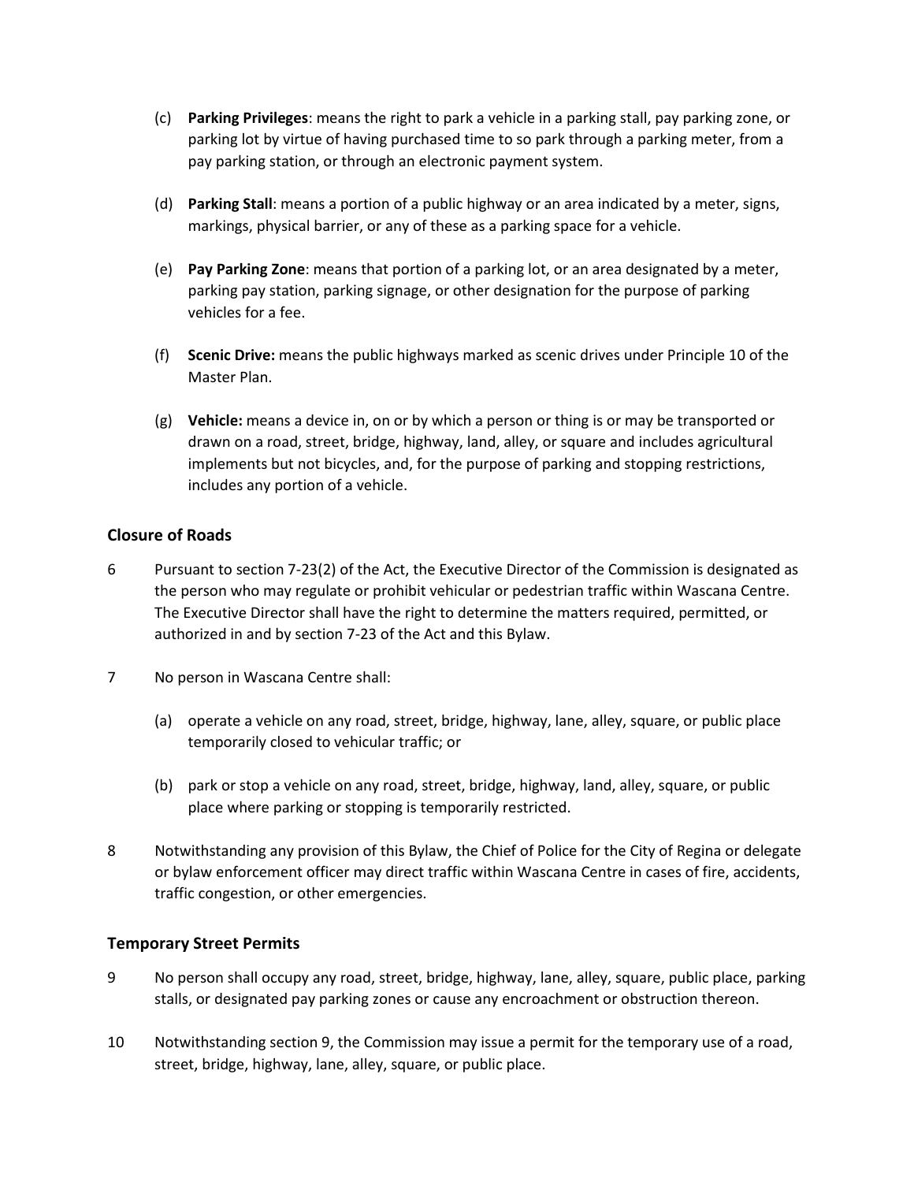(c) **Parking Privileges**: means the right to park a vehicle in a parking stall, pay parking zone, or parking lot by virtue of having purchased time to so park through a parking meter, from a pay parking station, or through an electronic payment system.

(d) **Parking Stall**: means a portion of a public highway or an area indicated by a meter, signs, markings, physical barrier, or any of these as a parking space for a vehicle.

(e) **Pay Parking Zone**: means that portion of a parking lot, or an area designated by a meter, parking pay station, parking signage, or other designation for the purpose of parking vehicles for a fee.

(f) **Scenic Drive:** means the public highways marked as scenic drives under Principle 10 of the Master Plan.

(g) **Vehicle:** means a device in, on or by which a person or thing is or may be transported or drawn on a road, street, bridge, highway, land, alley, or square and includes agricultural implements but not bicycles, and, for the purpose of parking and stopping restrictions, includes any portion of a vehicle.

### Closure of Roads

6 Pursuant to section 7-23(2) of the Act, the Executive Director of the Commission is designated as the person who may regulate or prohibit vehicular or pedestrian traffic within Wascana Centre. The Executive Director shall have the right to determine the matters required, permitted, or authorized in and by section 7-23 of the Act and this Bylaw.

7 No person in Wascana Centre shall:

(a) operate a vehicle on any road, street, bridge, highway, lane, alley, square, or public place temporarily closed to vehicular traffic; or

(b) park or stop a vehicle on any road, street, bridge, highway, land, alley, square, or public place where parking or stopping is temporarily restricted.

8 Notwithstanding any provision of this Bylaw, the Chief of Police for the City of Regina or delegate or bylaw enforcement officer may direct traffic within Wascana Centre in cases of fire, accidents, traffic congestion, or other emergencies.

### Temporary Street Permits

9 No person shall occupy any road, street, bridge, highway, lane, alley, square, public place, parking stalls, or designated pay parking zones or cause any encroachment or obstruction thereon.

10 Notwithstanding section 9, the Commission may issue a permit for the temporary use of a road, street, bridge, highway, lane, alley, square, or public place.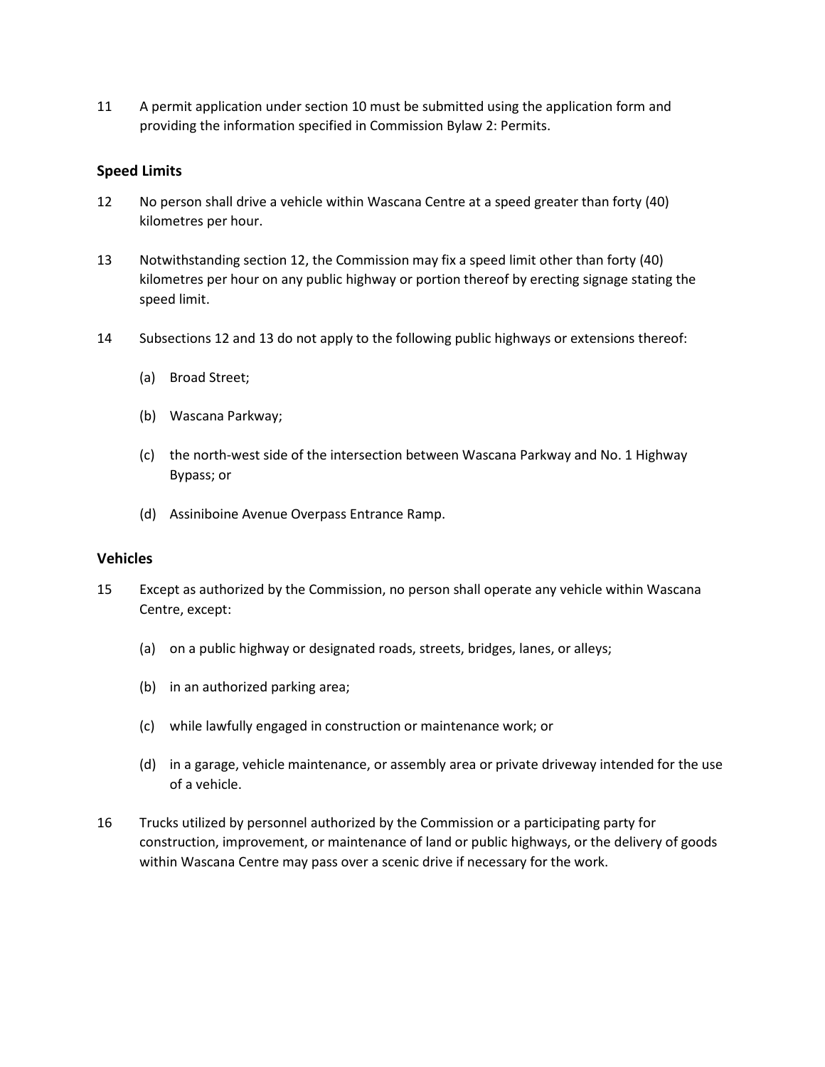11 A permit application under section 10 must be submitted using the application form and providing the information specified in Commission Bylaw 2: Permits.

### Speed Limits

12 No person shall drive a vehicle within Wascana Centre at a speed greater than forty (40) kilometres per hour.

13 Notwithstanding section 12, the Commission may fix a speed limit other than forty (40) kilometres per hour on any public highway or portion thereof by erecting signage stating the speed limit.

14 Subsections 12 and 13 do not apply to the following public highways or extensions thereof:

(a) Broad Street;

(b) Wascana Parkway;

(c) the north-west side of the intersection between Wascana Parkway and No. 1 Highway Bypass; or

(d) Assiniboine Avenue Overpass Entrance Ramp.

### Vehicles

15 Except as authorized by the Commission, no person shall operate any vehicle within Wascana Centre, except:

(a) on a public highway or designated roads, streets, bridges, lanes, or alleys;

(b) in an authorized parking area;

(c) while lawfully engaged in construction or maintenance work; or

(d) in a garage, vehicle maintenance, or assembly area or private driveway intended for the use of a vehicle.

16 Trucks utilized by personnel authorized by the Commission or a participating party for construction, improvement, or maintenance of land or public highways, or the delivery of goods within Wascana Centre may pass over a scenic drive if necessary for the work.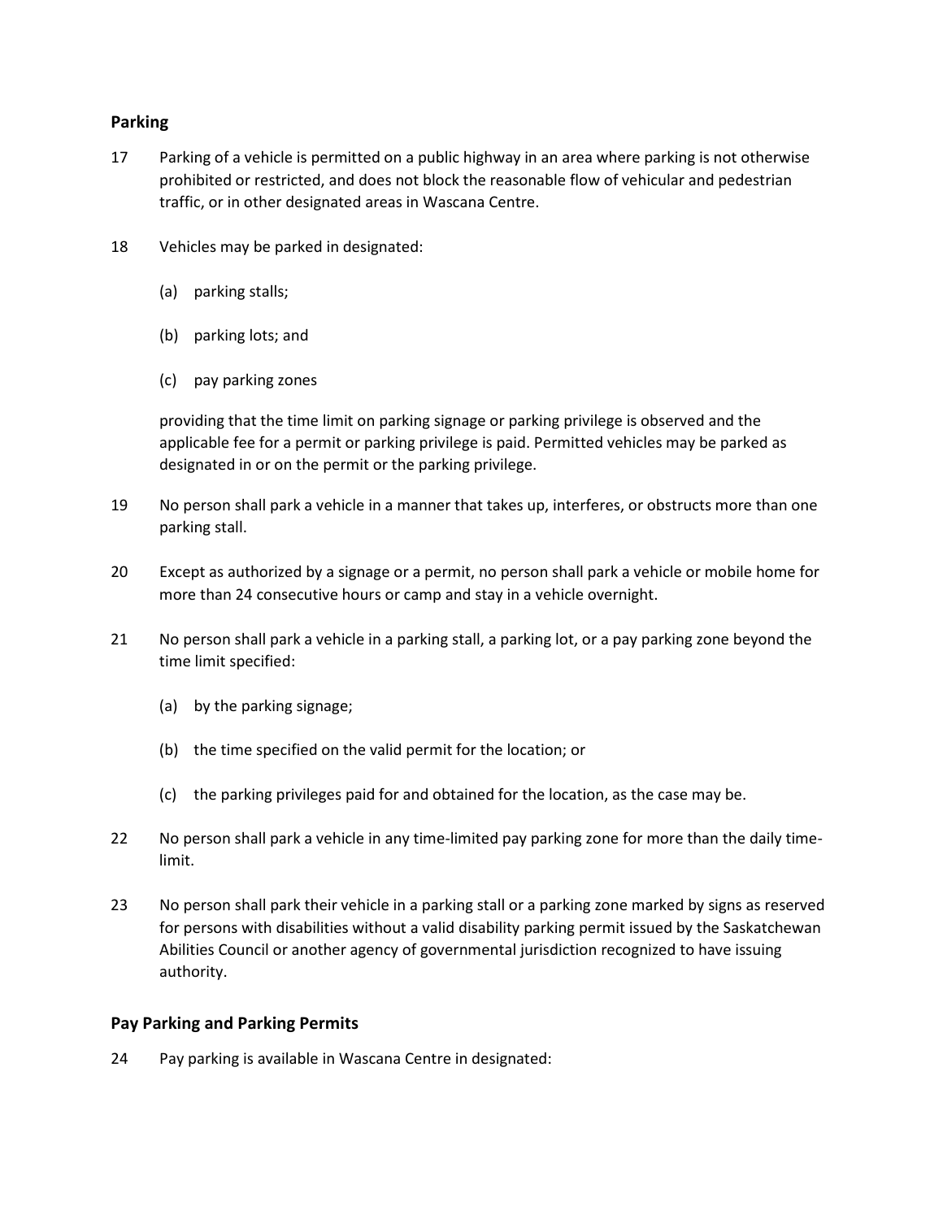## Parking

17 Parking of a vehicle is permitted on a public highway in an area where parking is not otherwise prohibited or restricted, and does not block the reasonable flow of vehicular and pedestrian traffic, or in other designated areas in Wascana Centre.

18 Vehicles may be parked in designated:

(a) parking stalls;

(b) parking lots; and

(c) pay parking zones

providing that the time limit on parking signage or parking privilege is observed and the applicable fee for a permit or parking privilege is paid. Permitted vehicles may be parked as designated in or on the permit or the parking privilege.

19 No person shall park a vehicle in a manner that takes up, interferes, or obstructs more than one parking stall.

20 Except as authorized by a signage or a permit, no person shall park a vehicle or mobile home for more than 24 consecutive hours or camp and stay in a vehicle overnight.

21 No person shall park a vehicle in a parking stall, a parking lot, or a pay parking zone beyond the time limit specified:

(a) by the parking signage;

(b) the time specified on the valid permit for the location; or

(c) the parking privileges paid for and obtained for the location, as the case may be.

22 No person shall park a vehicle in any time-limited pay parking zone for more than the daily time-limit.

23 No person shall park their vehicle in a parking stall or a parking zone marked by signs as reserved for persons with disabilities without a valid disability parking permit issued by the Saskatchewan Abilities Council or another agency of governmental jurisdiction recognized to have issuing authority.

## Pay Parking and Parking Permits

24 Pay parking is available in Wascana Centre in designated: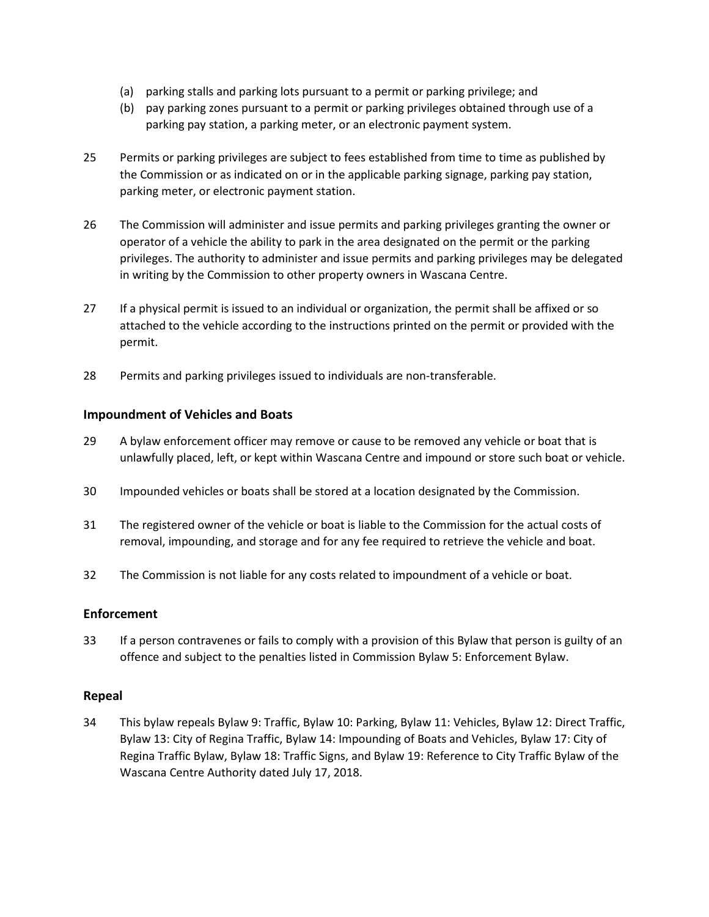(a) parking stalls and parking lots pursuant to a permit or parking privilege; and
(b) pay parking zones pursuant to a permit or parking privileges obtained through use of a parking pay station, a parking meter, or an electronic payment system.

25 Permits or parking privileges are subject to fees established from time to time as published by the Commission or as indicated on or in the applicable parking signage, parking pay station, parking meter, or electronic payment station.

26 The Commission will administer and issue permits and parking privileges granting the owner or operator of a vehicle the ability to park in the area designated on the permit or the parking privileges. The authority to administer and issue permits and parking privileges may be delegated in writing by the Commission to other property owners in Wascana Centre.

27 If a physical permit is issued to an individual or organization, the permit shall be affixed or so attached to the vehicle according to the instructions printed on the permit or provided with the permit.

28 Permits and parking privileges issued to individuals are non-transferable.

### Impoundment of Vehicles and Boats

29 A bylaw enforcement officer may remove or cause to be removed any vehicle or boat that is unlawfully placed, left, or kept within Wascana Centre and impound or store such boat or vehicle.

30 Impounded vehicles or boats shall be stored at a location designated by the Commission.

31 The registered owner of the vehicle or boat is liable to the Commission for the actual costs of removal, impounding, and storage and for any fee required to retrieve the vehicle and boat.

32 The Commission is not liable for any costs related to impoundment of a vehicle or boat.

### Enforcement

33 If a person contravenes or fails to comply with a provision of this Bylaw that person is guilty of an offence and subject to the penalties listed in Commission Bylaw 5: Enforcement Bylaw.

### Repeal

34 This bylaw repeals Bylaw 9: Traffic, Bylaw 10: Parking, Bylaw 11: Vehicles, Bylaw 12: Direct Traffic, Bylaw 13: City of Regina Traffic, Bylaw 14: Impounding of Boats and Vehicles, Bylaw 17: City of Regina Traffic Bylaw, Bylaw 18: Traffic Signs, and Bylaw 19: Reference to City Traffic Bylaw of the Wascana Centre Authority dated July 17, 2018.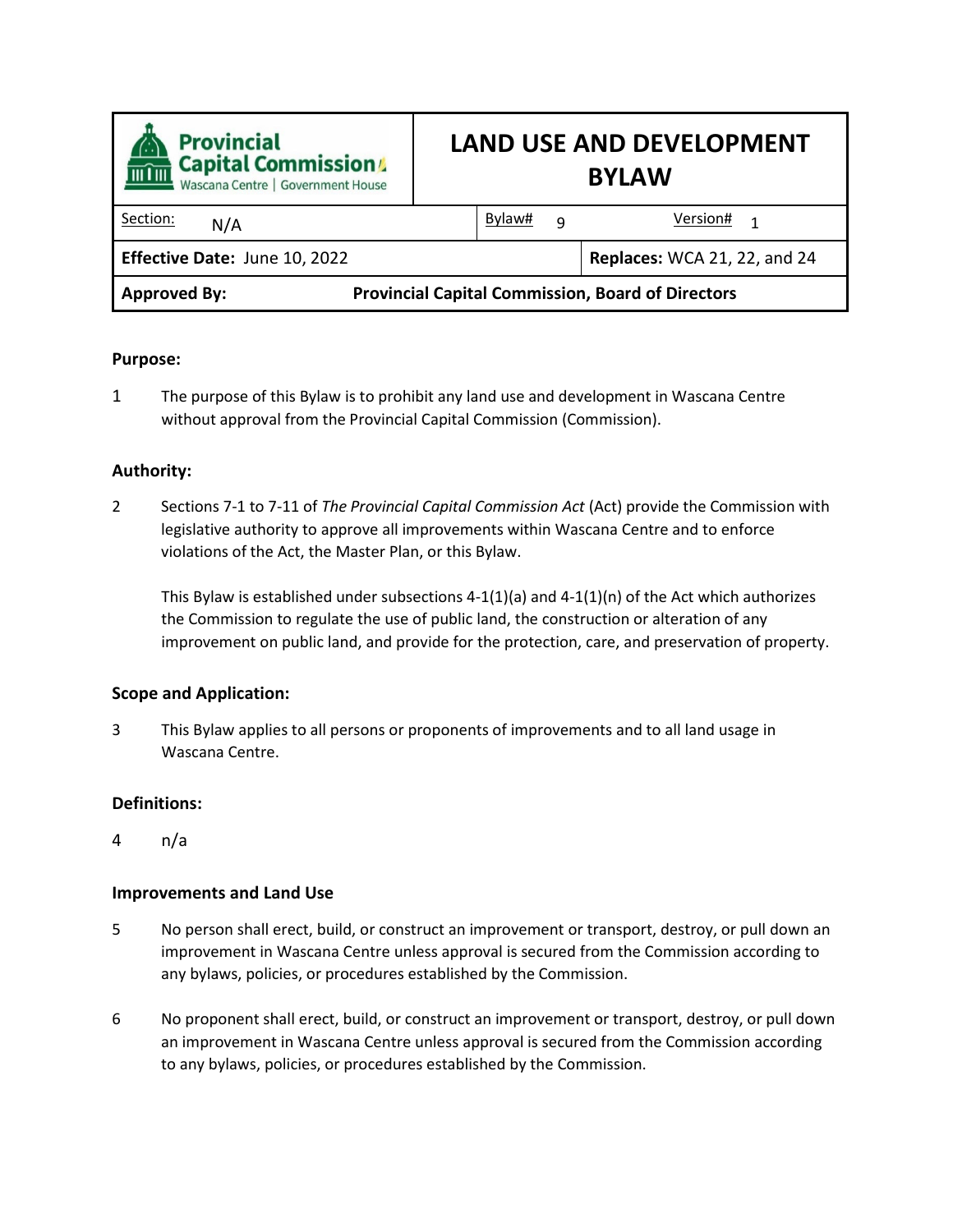| Provincial Capital Commission — Wascana Centre \| Government House | LAND USE AND DEVELOPMENT BYLAW | | |
|---|---|---|---|
| Section: N/A | Bylaw# 9 | | Version# 1 |
| **Effective Date:** June 10, 2022 | | **Replaces:** WCA 21, 22, and 24 | |
| **Approved By:** | **Provincial Capital Commission, Board of Directors** | | |

**Purpose:**

1 The purpose of this Bylaw is to prohibit any land use and development in Wascana Centre without approval from the Provincial Capital Commission (Commission).

**Authority:**

2 Sections 7-1 to 7-11 of *The Provincial Capital Commission Act* (Act) provide the Commission with legislative authority to approve all improvements within Wascana Centre and to enforce violations of the Act, the Master Plan, or this Bylaw.

This Bylaw is established under subsections 4-1(1)(a) and 4-1(1)(n) of the Act which authorizes the Commission to regulate the use of public land, the construction or alteration of any improvement on public land, and provide for the protection, care, and preservation of property.

**Scope and Application:**

3 This Bylaw applies to all persons or proponents of improvements and to all land usage in Wascana Centre.

**Definitions:**

4 n/a

**Improvements and Land Use**

5 No person shall erect, build, or construct an improvement or transport, destroy, or pull down an improvement in Wascana Centre unless approval is secured from the Commission according to any bylaws, policies, or procedures established by the Commission.

6 No proponent shall erect, build, or construct an improvement or transport, destroy, or pull down an improvement in Wascana Centre unless approval is secured from the Commission according to any bylaws, policies, or procedures established by the Commission.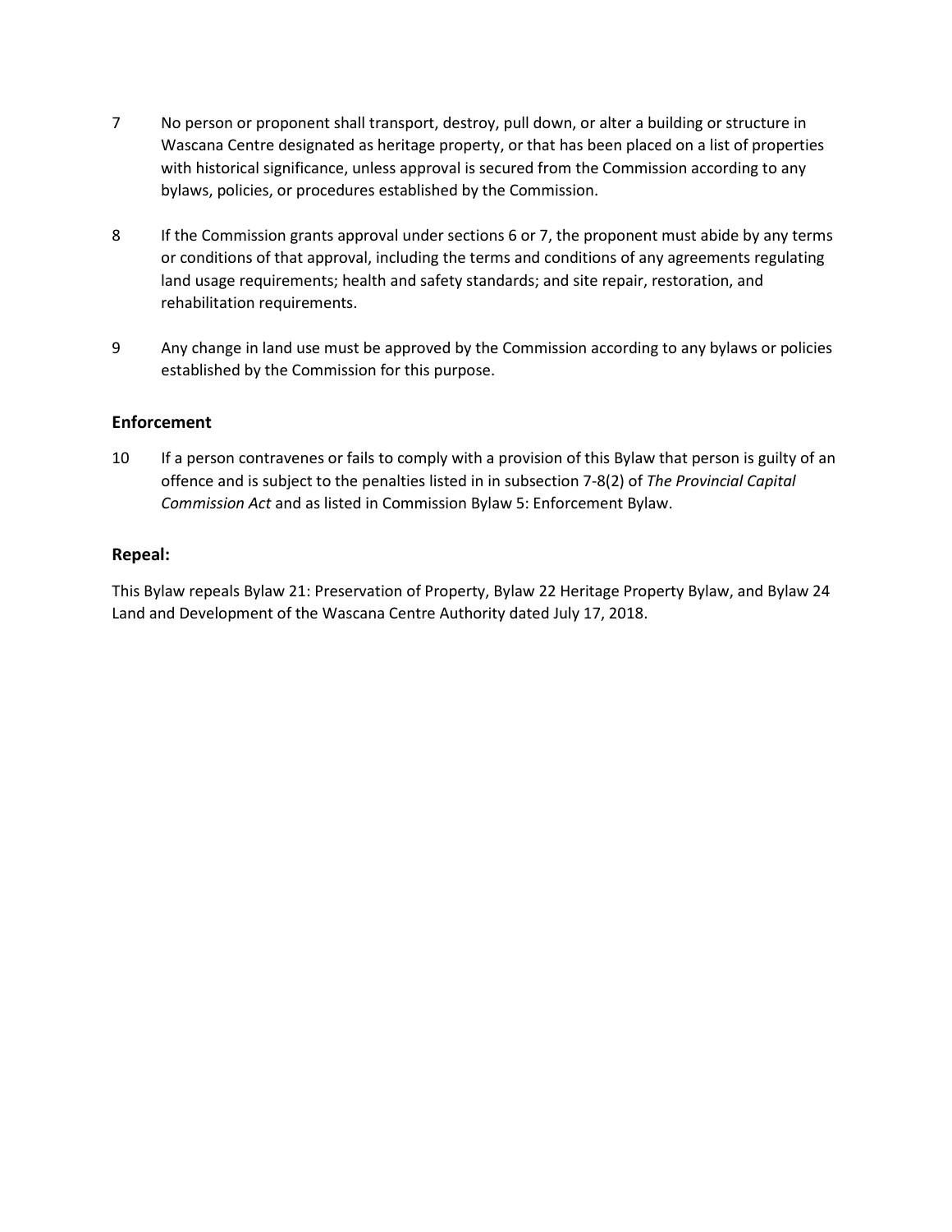7 No person or proponent shall transport, destroy, pull down, or alter a building or structure in Wascana Centre designated as heritage property, or that has been placed on a list of properties with historical significance, unless approval is secured from the Commission according to any bylaws, policies, or procedures established by the Commission.

8 If the Commission grants approval under sections 6 or 7, the proponent must abide by any terms or conditions of that approval, including the terms and conditions of any agreements regulating land usage requirements; health and safety standards; and site repair, restoration, and rehabilitation requirements.

9 Any change in land use must be approved by the Commission according to any bylaws or policies established by the Commission for this purpose.

### Enforcement

10 If a person contravenes or fails to comply with a provision of this Bylaw that person is guilty of an offence and is subject to the penalties listed in in subsection 7-8(2) of *The Provincial Capital Commission Act* and as listed in Commission Bylaw 5: Enforcement Bylaw.

### Repeal:

This Bylaw repeals Bylaw 21: Preservation of Property, Bylaw 22 Heritage Property Bylaw, and Bylaw 24 Land and Development of the Wascana Centre Authority dated July 17, 2018.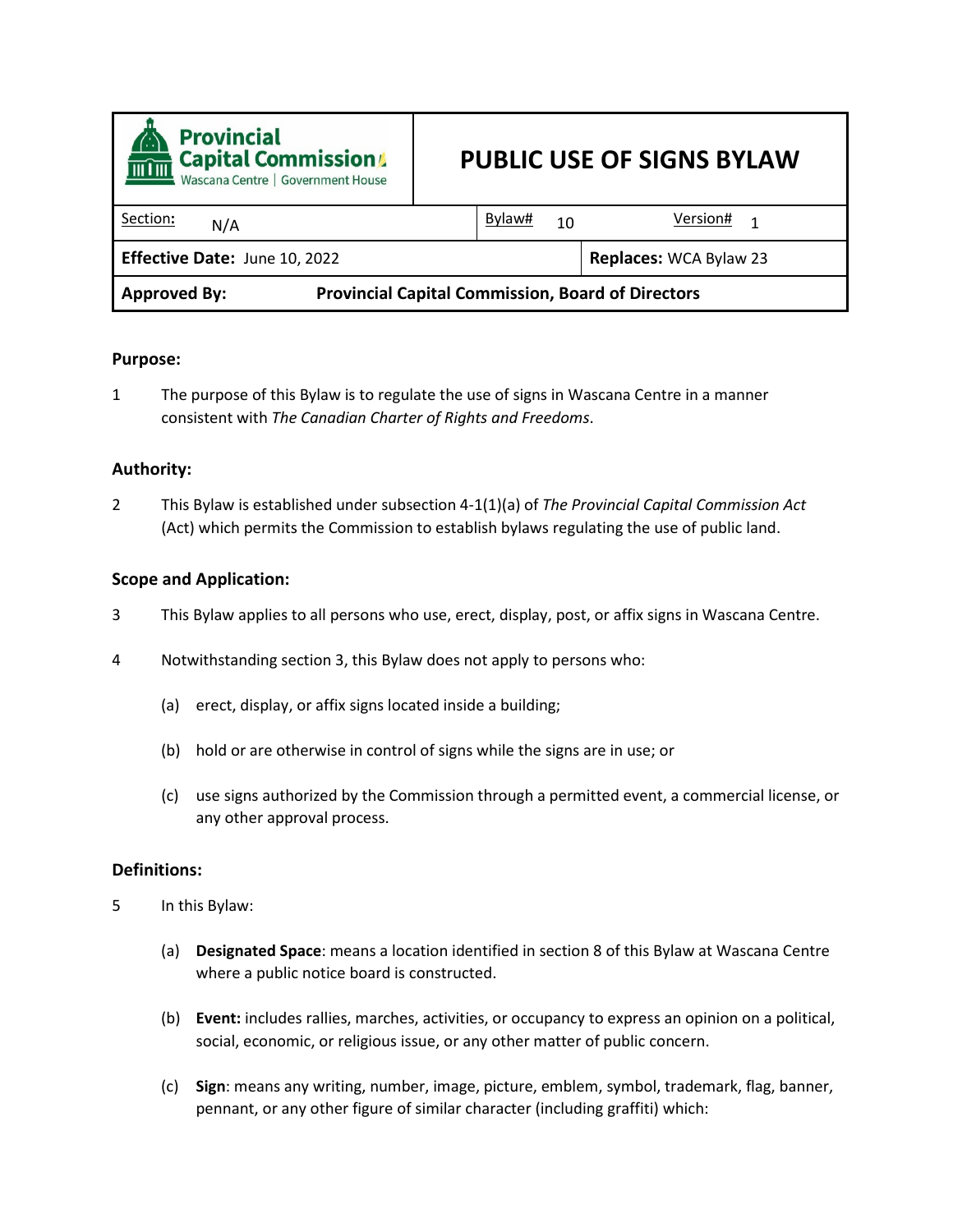| Provincial Capital Commission — Wascana Centre \| Government House | PUBLIC USE OF SIGNS BYLAW | | |
|---|---|---|---|
| Section: N/A | | Bylaw# 10 | Version# 1 |
| **Effective Date:** June 10, 2022 | | **Replaces:** WCA Bylaw 23 | |
| **Approved By:** | **Provincial Capital Commission, Board of Directors** | | |

### Purpose:

1 The purpose of this Bylaw is to regulate the use of signs in Wascana Centre in a manner consistent with *The Canadian Charter of Rights and Freedoms*.

### Authority:

2 This Bylaw is established under subsection 4-1(1)(a) of *The Provincial Capital Commission Act* (Act) which permits the Commission to establish bylaws regulating the use of public land.

### Scope and Application:

3 This Bylaw applies to all persons who use, erect, display, post, or affix signs in Wascana Centre.

4 Notwithstanding section 3, this Bylaw does not apply to persons who:

(a) erect, display, or affix signs located inside a building;

(b) hold or are otherwise in control of signs while the signs are in use; or

(c) use signs authorized by the Commission through a permitted event, a commercial license, or any other approval process.

### Definitions:

5 In this Bylaw:

(a) **Designated Space**: means a location identified in section 8 of this Bylaw at Wascana Centre where a public notice board is constructed.

(b) **Event:** includes rallies, marches, activities, or occupancy to express an opinion on a political, social, economic, or religious issue, or any other matter of public concern.

(c) **Sign**: means any writing, number, image, picture, emblem, symbol, trademark, flag, banner, pennant, or any other figure of similar character (including graffiti) which: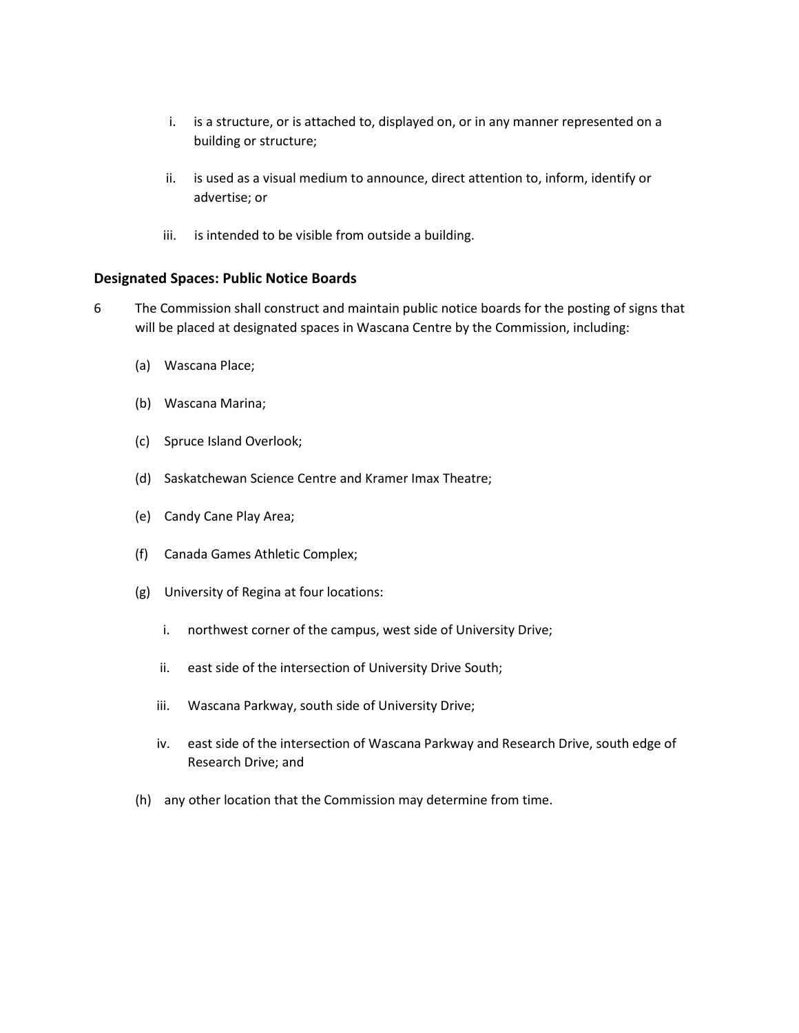i. is a structure, or is attached to, displayed on, or in any manner represented on a building or structure;

ii. is used as a visual medium to announce, direct attention to, inform, identify or advertise; or

iii. is intended to be visible from outside a building.

### Designated Spaces: Public Notice Boards

6 The Commission shall construct and maintain public notice boards for the posting of signs that will be placed at designated spaces in Wascana Centre by the Commission, including:

(a) Wascana Place;

(b) Wascana Marina;

(c) Spruce Island Overlook;

(d) Saskatchewan Science Centre and Kramer Imax Theatre;

(e) Candy Cane Play Area;

(f) Canada Games Athletic Complex;

(g) University of Regina at four locations:

i. northwest corner of the campus, west side of University Drive;

ii. east side of the intersection of University Drive South;

iii. Wascana Parkway, south side of University Drive;

iv. east side of the intersection of Wascana Parkway and Research Drive, south edge of Research Drive; and

(h) any other location that the Commission may determine from time.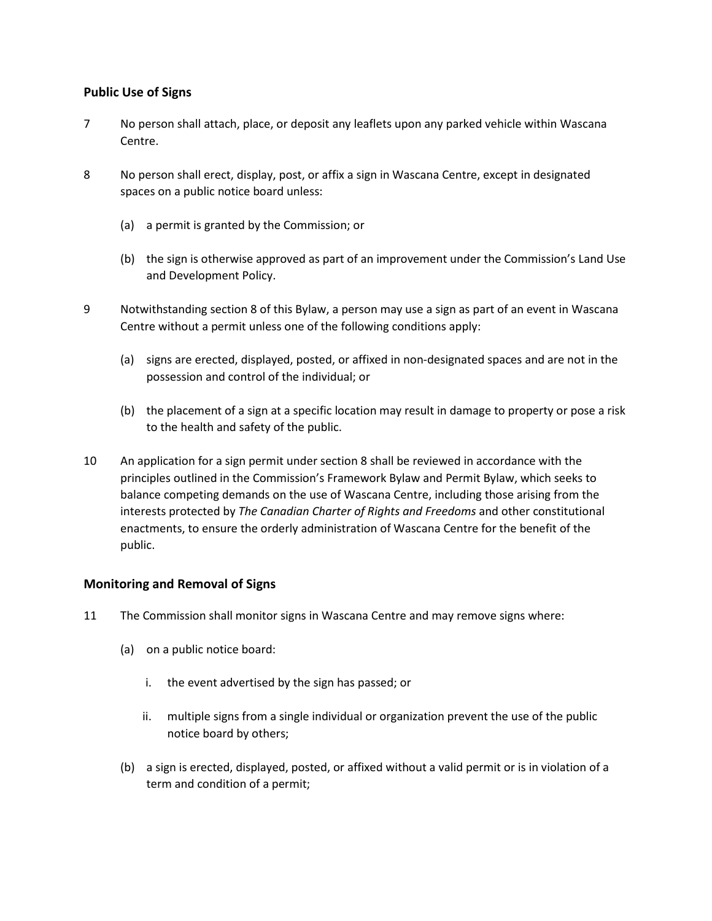### Public Use of Signs

7 No person shall attach, place, or deposit any leaflets upon any parked vehicle within Wascana Centre.

8 No person shall erect, display, post, or affix a sign in Wascana Centre, except in designated spaces on a public notice board unless:

(a) a permit is granted by the Commission; or

(b) the sign is otherwise approved as part of an improvement under the Commission's Land Use and Development Policy.

9 Notwithstanding section 8 of this Bylaw, a person may use a sign as part of an event in Wascana Centre without a permit unless one of the following conditions apply:

(a) signs are erected, displayed, posted, or affixed in non-designated spaces and are not in the possession and control of the individual; or

(b) the placement of a sign at a specific location may result in damage to property or pose a risk to the health and safety of the public.

10 An application for a sign permit under section 8 shall be reviewed in accordance with the principles outlined in the Commission's Framework Bylaw and Permit Bylaw, which seeks to balance competing demands on the use of Wascana Centre, including those arising from the interests protected by *The Canadian Charter of Rights and Freedoms* and other constitutional enactments, to ensure the orderly administration of Wascana Centre for the benefit of the public.

### Monitoring and Removal of Signs

11 The Commission shall monitor signs in Wascana Centre and may remove signs where:

(a) on a public notice board:

i. the event advertised by the sign has passed; or

ii. multiple signs from a single individual or organization prevent the use of the public notice board by others;

(b) a sign is erected, displayed, posted, or affixed without a valid permit or is in violation of a term and condition of a permit;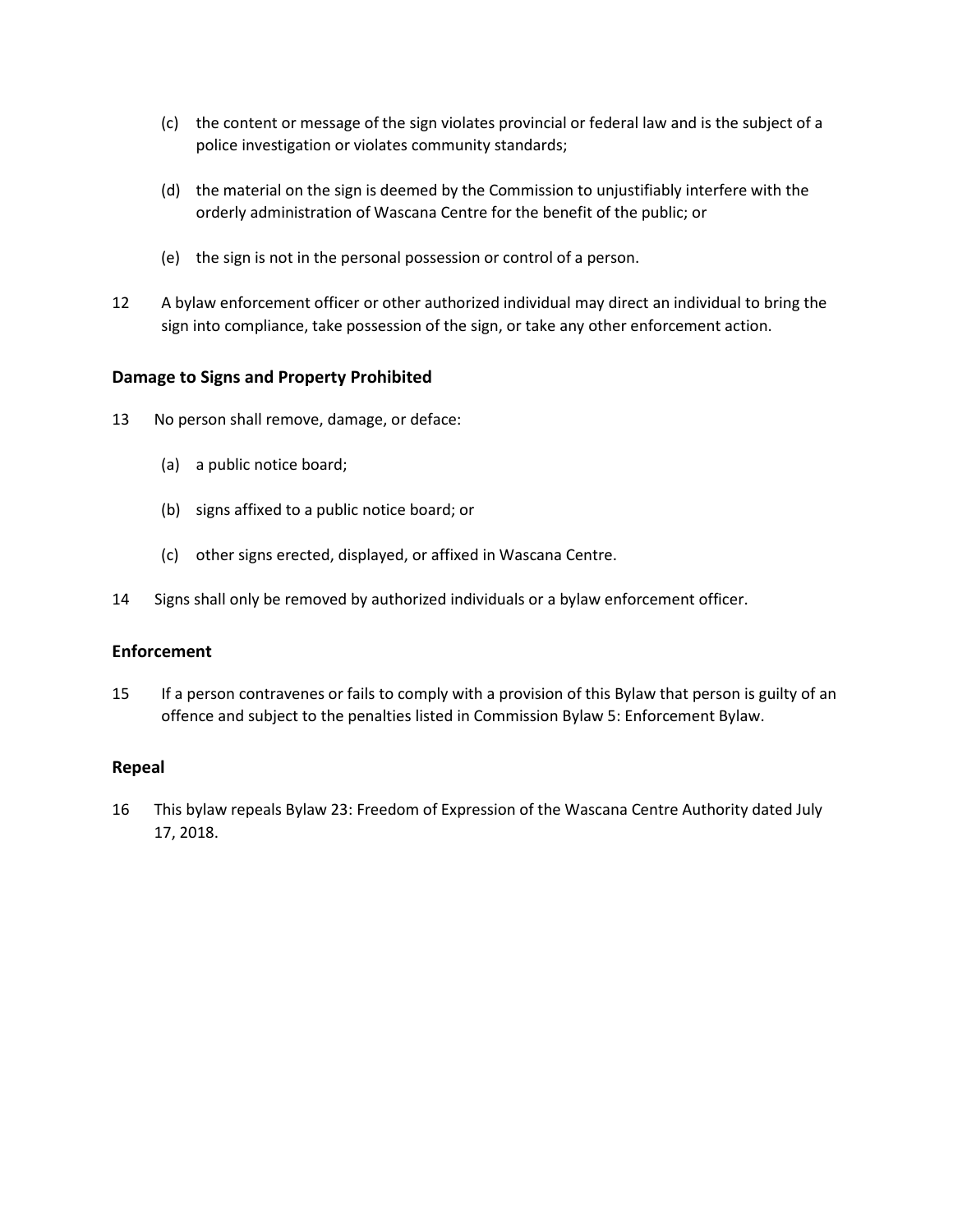(c) the content or message of the sign violates provincial or federal law and is the subject of a police investigation or violates community standards;

(d) the material on the sign is deemed by the Commission to unjustifiably interfere with the orderly administration of Wascana Centre for the benefit of the public; or

(e) the sign is not in the personal possession or control of a person.

12 A bylaw enforcement officer or other authorized individual may direct an individual to bring the sign into compliance, take possession of the sign, or take any other enforcement action.

### Damage to Signs and Property Prohibited

13 No person shall remove, damage, or deface:

(a) a public notice board;

(b) signs affixed to a public notice board; or

(c) other signs erected, displayed, or affixed in Wascana Centre.

14 Signs shall only be removed by authorized individuals or a bylaw enforcement officer.

### Enforcement

15 If a person contravenes or fails to comply with a provision of this Bylaw that person is guilty of an offence and subject to the penalties listed in Commission Bylaw 5: Enforcement Bylaw.

### Repeal

16 This bylaw repeals Bylaw 23: Freedom of Expression of the Wascana Centre Authority dated July 17, 2018.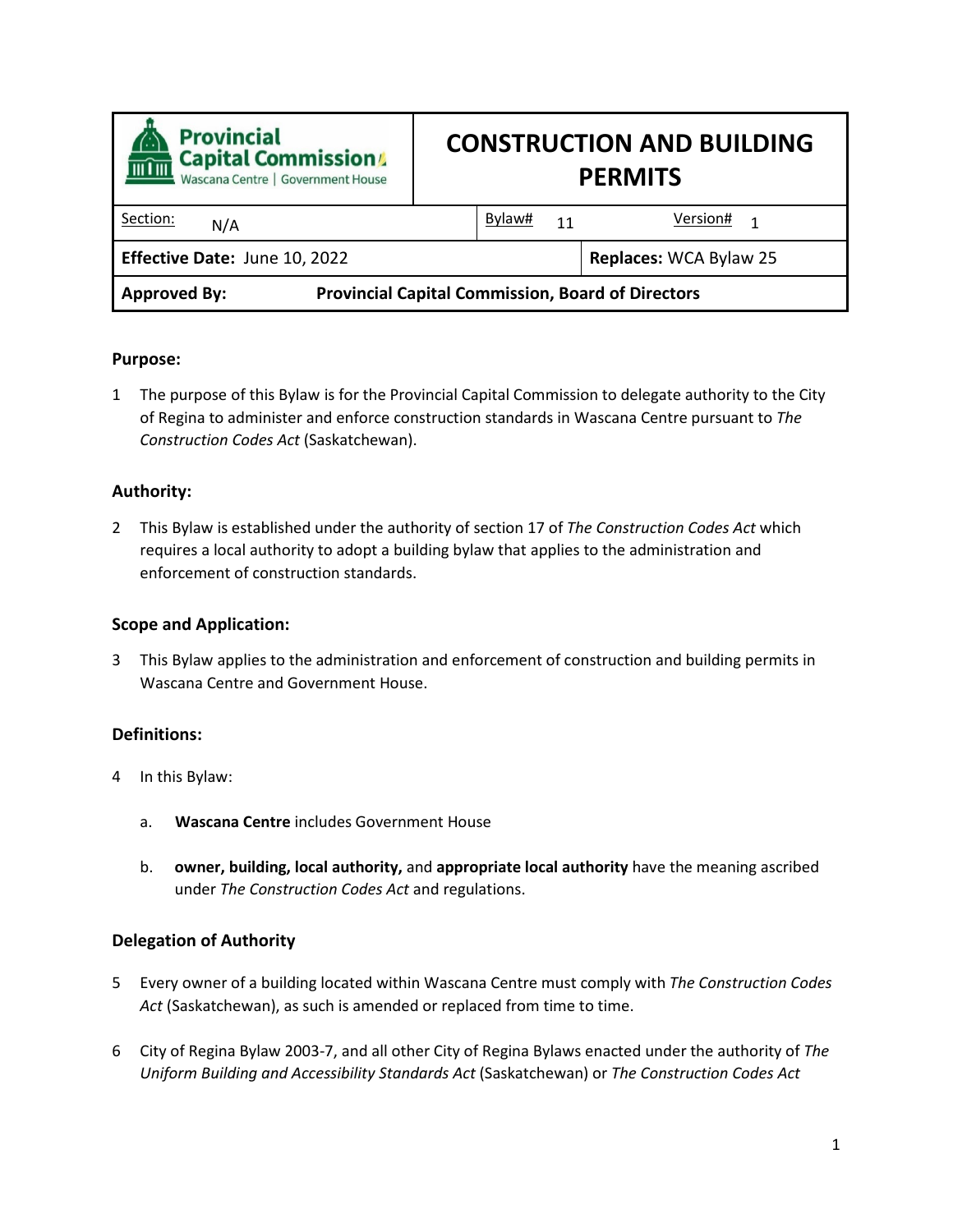| Provincial Capital Commission — Wascana Centre \| Government House | CONSTRUCTION AND BUILDING PERMITS | | |
|---|---|---|---|
| Section: N/A | | Bylaw# 11 | Version# 1 |
| **Effective Date:** June 10, 2022 | | **Replaces:** WCA Bylaw 25 | |
| **Approved By:** | **Provincial Capital Commission, Board of Directors** | | |

### Purpose:

1 The purpose of this Bylaw is for the Provincial Capital Commission to delegate authority to the City of Regina to administer and enforce construction standards in Wascana Centre pursuant to *The Construction Codes Act* (Saskatchewan).

### Authority:

2 This Bylaw is established under the authority of section 17 of *The Construction Codes Act* which requires a local authority to adopt a building bylaw that applies to the administration and enforcement of construction standards.

### Scope and Application:

3 This Bylaw applies to the administration and enforcement of construction and building permits in Wascana Centre and Government House.

### Definitions:

4 In this Bylaw:

a. **Wascana Centre** includes Government House

b. **owner, building, local authority,** and **appropriate local authority** have the meaning ascribed under *The Construction Codes Act* and regulations.

### Delegation of Authority

5 Every owner of a building located within Wascana Centre must comply with *The Construction Codes Act* (Saskatchewan), as such is amended or replaced from time to time.

6 City of Regina Bylaw 2003-7, and all other City of Regina Bylaws enacted under the authority of *The Uniform Building and Accessibility Standards Act* (Saskatchewan) or *The Construction Codes Act*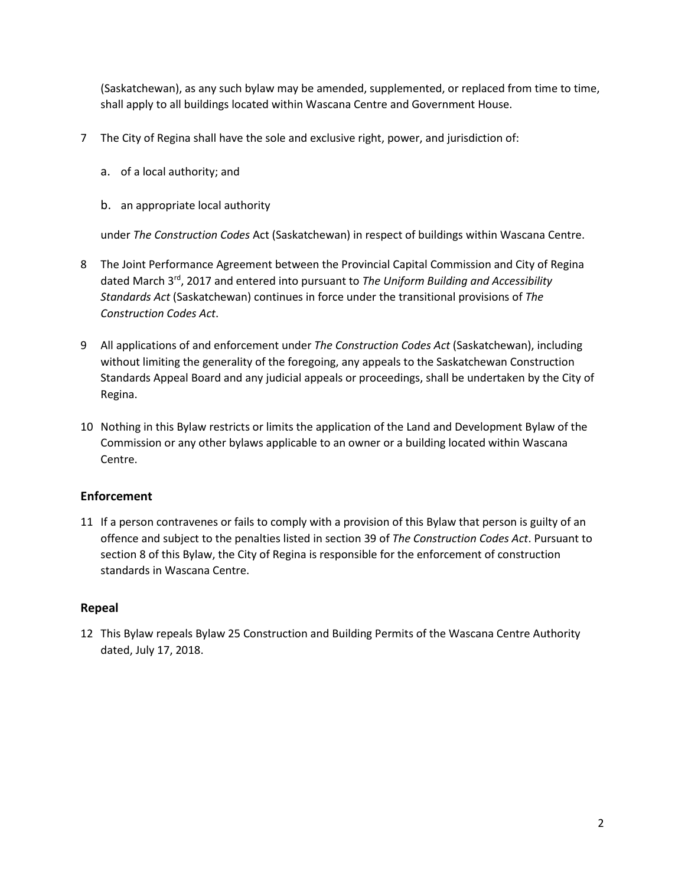(Saskatchewan), as any such bylaw may be amended, supplemented, or replaced from time to time, shall apply to all buildings located within Wascana Centre and Government House.

7 The City of Regina shall have the sole and exclusive right, power, and jurisdiction of:

   a. of a local authority; and

   b. an appropriate local authority

   under *The Construction Codes* Act (Saskatchewan) in respect of buildings within Wascana Centre.

8 The Joint Performance Agreement between the Provincial Capital Commission and City of Regina dated March 3rd, 2017 and entered into pursuant to *The Uniform Building and Accessibility Standards Act* (Saskatchewan) continues in force under the transitional provisions of *The Construction Codes Act*.

9 All applications of and enforcement under *The Construction Codes Act* (Saskatchewan), including without limiting the generality of the foregoing, any appeals to the Saskatchewan Construction Standards Appeal Board and any judicial appeals or proceedings, shall be undertaken by the City of Regina.

10 Nothing in this Bylaw restricts or limits the application of the Land and Development Bylaw of the Commission or any other bylaws applicable to an owner or a building located within Wascana Centre.

## Enforcement

11 If a person contravenes or fails to comply with a provision of this Bylaw that person is guilty of an offence and subject to the penalties listed in section 39 of *The Construction Codes Act*. Pursuant to section 8 of this Bylaw, the City of Regina is responsible for the enforcement of construction standards in Wascana Centre.

## Repeal

12 This Bylaw repeals Bylaw 25 Construction and Building Permits of the Wascana Centre Authority dated, July 17, 2018.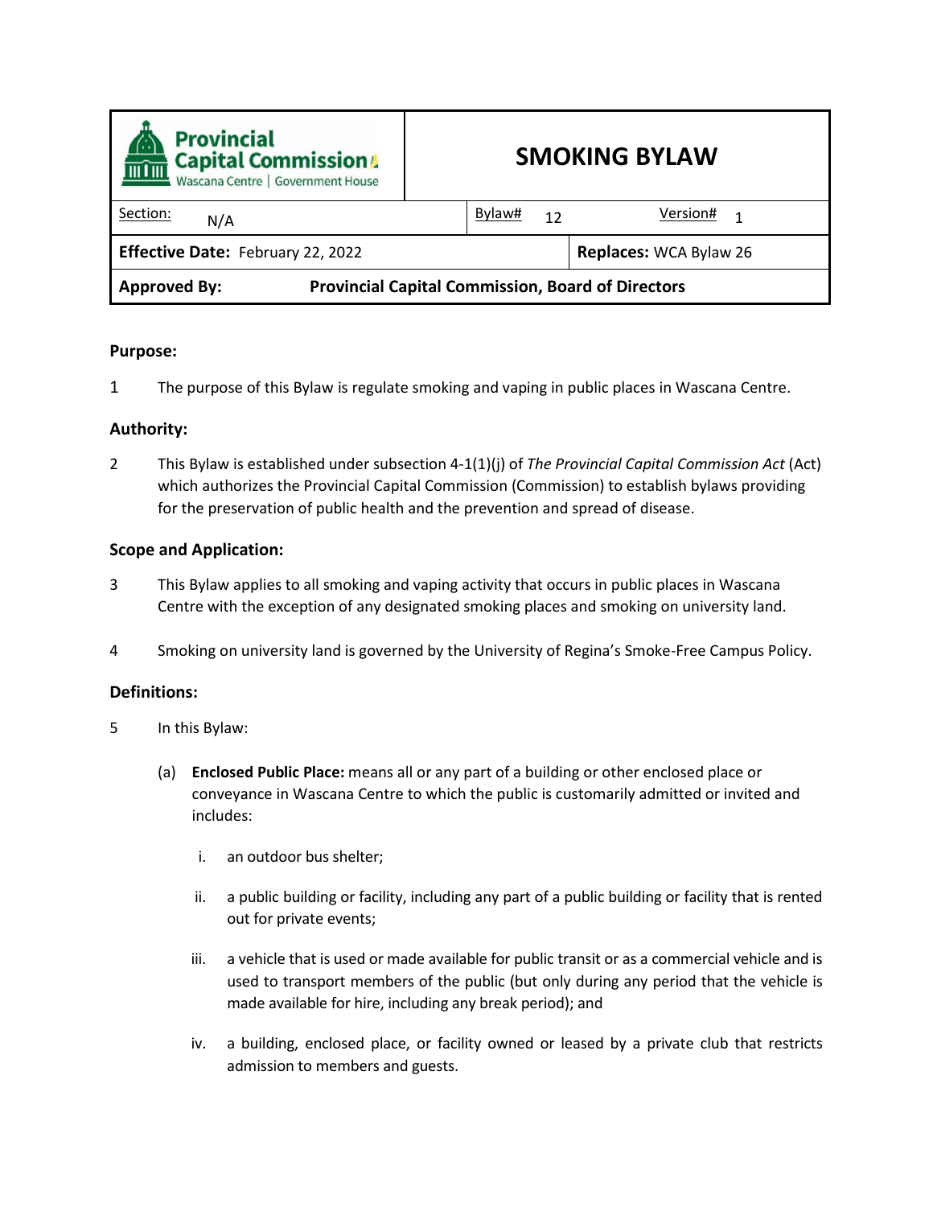| Provincial Capital Commission — Wascana Centre \| Government House | | SMOKING BYLAW | |
|---|---|---|---|
| Section: N/A | | Bylaw# 12 | Version# 1 |
| **Effective Date:** February 22, 2022 | | **Replaces:** WCA Bylaw 26 | |
| **Approved By:** | **Provincial Capital Commission, Board of Directors** | | |

### Purpose:

1 The purpose of this Bylaw is regulate smoking and vaping in public places in Wascana Centre.

### Authority:

2 This Bylaw is established under subsection 4-1(1)(j) of *The Provincial Capital Commission Act* (Act) which authorizes the Provincial Capital Commission (Commission) to establish bylaws providing for the preservation of public health and the prevention and spread of disease.

### Scope and Application:

3 This Bylaw applies to all smoking and vaping activity that occurs in public places in Wascana Centre with the exception of any designated smoking places and smoking on university land.

4 Smoking on university land is governed by the University of Regina's Smoke-Free Campus Policy.

### Definitions:

5 In this Bylaw:

(a) **Enclosed Public Place:** means all or any part of a building or other enclosed place or conveyance in Wascana Centre to which the public is customarily admitted or invited and includes:

i. an outdoor bus shelter;

ii. a public building or facility, including any part of a public building or facility that is rented out for private events;

iii. a vehicle that is used or made available for public transit or as a commercial vehicle and is used to transport members of the public (but only during any period that the vehicle is made available for hire, including any break period); and

iv. a building, enclosed place, or facility owned or leased by a private club that restricts admission to members and guests.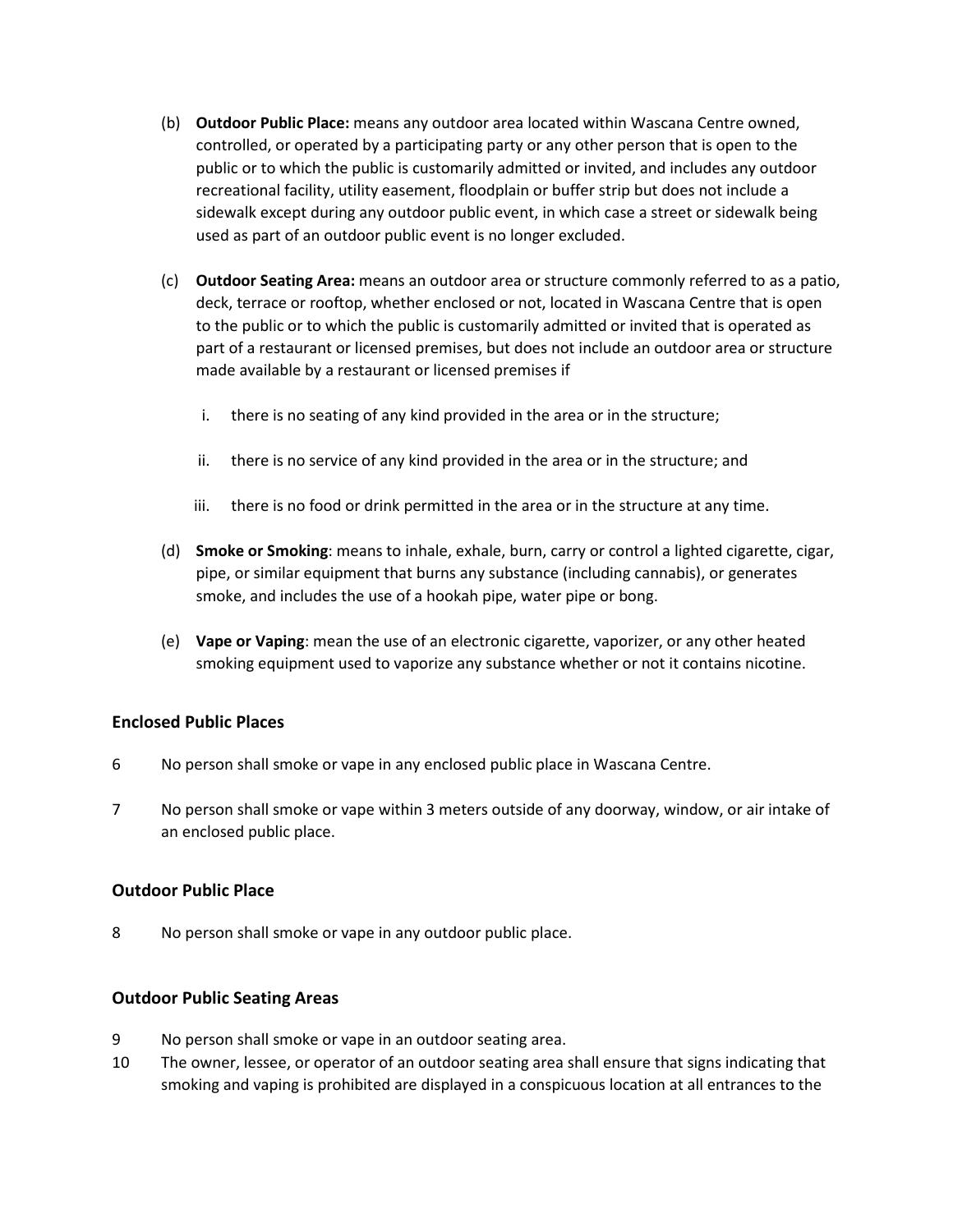(b) **Outdoor Public Place:** means any outdoor area located within Wascana Centre owned, controlled, or operated by a participating party or any other person that is open to the public or to which the public is customarily admitted or invited, and includes any outdoor recreational facility, utility easement, floodplain or buffer strip but does not include a sidewalk except during any outdoor public event, in which case a street or sidewalk being used as part of an outdoor public event is no longer excluded.

(c) **Outdoor Seating Area:** means an outdoor area or structure commonly referred to as a patio, deck, terrace or rooftop, whether enclosed or not, located in Wascana Centre that is open to the public or to which the public is customarily admitted or invited that is operated as part of a restaurant or licensed premises, but does not include an outdoor area or structure made available by a restaurant or licensed premises if

i. there is no seating of any kind provided in the area or in the structure;

ii. there is no service of any kind provided in the area or in the structure; and

iii. there is no food or drink permitted in the area or in the structure at any time.

(d) **Smoke or Smoking**: means to inhale, exhale, burn, carry or control a lighted cigarette, cigar, pipe, or similar equipment that burns any substance (including cannabis), or generates smoke, and includes the use of a hookah pipe, water pipe or bong.

(e) **Vape or Vaping**: mean the use of an electronic cigarette, vaporizer, or any other heated smoking equipment used to vaporize any substance whether or not it contains nicotine.

### Enclosed Public Places

6 No person shall smoke or vape in any enclosed public place in Wascana Centre.

7 No person shall smoke or vape within 3 meters outside of any doorway, window, or air intake of an enclosed public place.

### Outdoor Public Place

8 No person shall smoke or vape in any outdoor public place.

### Outdoor Public Seating Areas

9 No person shall smoke or vape in an outdoor seating area.

10 The owner, lessee, or operator of an outdoor seating area shall ensure that signs indicating that smoking and vaping is prohibited are displayed in a conspicuous location at all entrances to the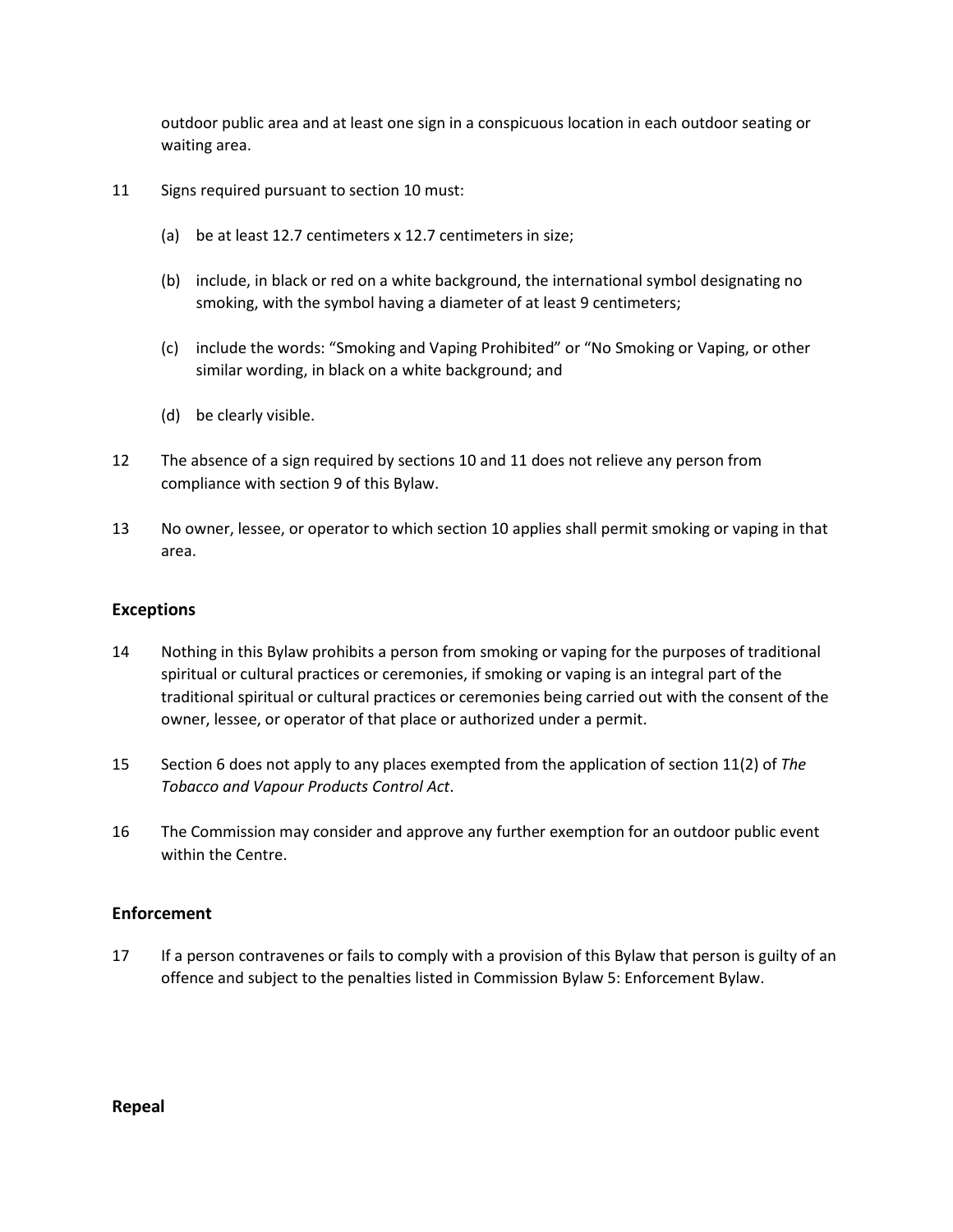outdoor public area and at least one sign in a conspicuous location in each outdoor seating or waiting area.

11 Signs required pursuant to section 10 must:

   (a) be at least 12.7 centimeters x 12.7 centimeters in size;

   (b) include, in black or red on a white background, the international symbol designating no smoking, with the symbol having a diameter of at least 9 centimeters;

   (c) include the words: "Smoking and Vaping Prohibited" or "No Smoking or Vaping, or other similar wording, in black on a white background; and

   (d) be clearly visible.

12 The absence of a sign required by sections 10 and 11 does not relieve any person from compliance with section 9 of this Bylaw.

13 No owner, lessee, or operator to which section 10 applies shall permit smoking or vaping in that area.

### Exceptions

14 Nothing in this Bylaw prohibits a person from smoking or vaping for the purposes of traditional spiritual or cultural practices or ceremonies, if smoking or vaping is an integral part of the traditional spiritual or cultural practices or ceremonies being carried out with the consent of the owner, lessee, or operator of that place or authorized under a permit.

15 Section 6 does not apply to any places exempted from the application of section 11(2) of *The Tobacco and Vapour Products Control Act*.

16 The Commission may consider and approve any further exemption for an outdoor public event within the Centre.

### Enforcement

17 If a person contravenes or fails to comply with a provision of this Bylaw that person is guilty of an offence and subject to the penalties listed in Commission Bylaw 5: Enforcement Bylaw.

### Repeal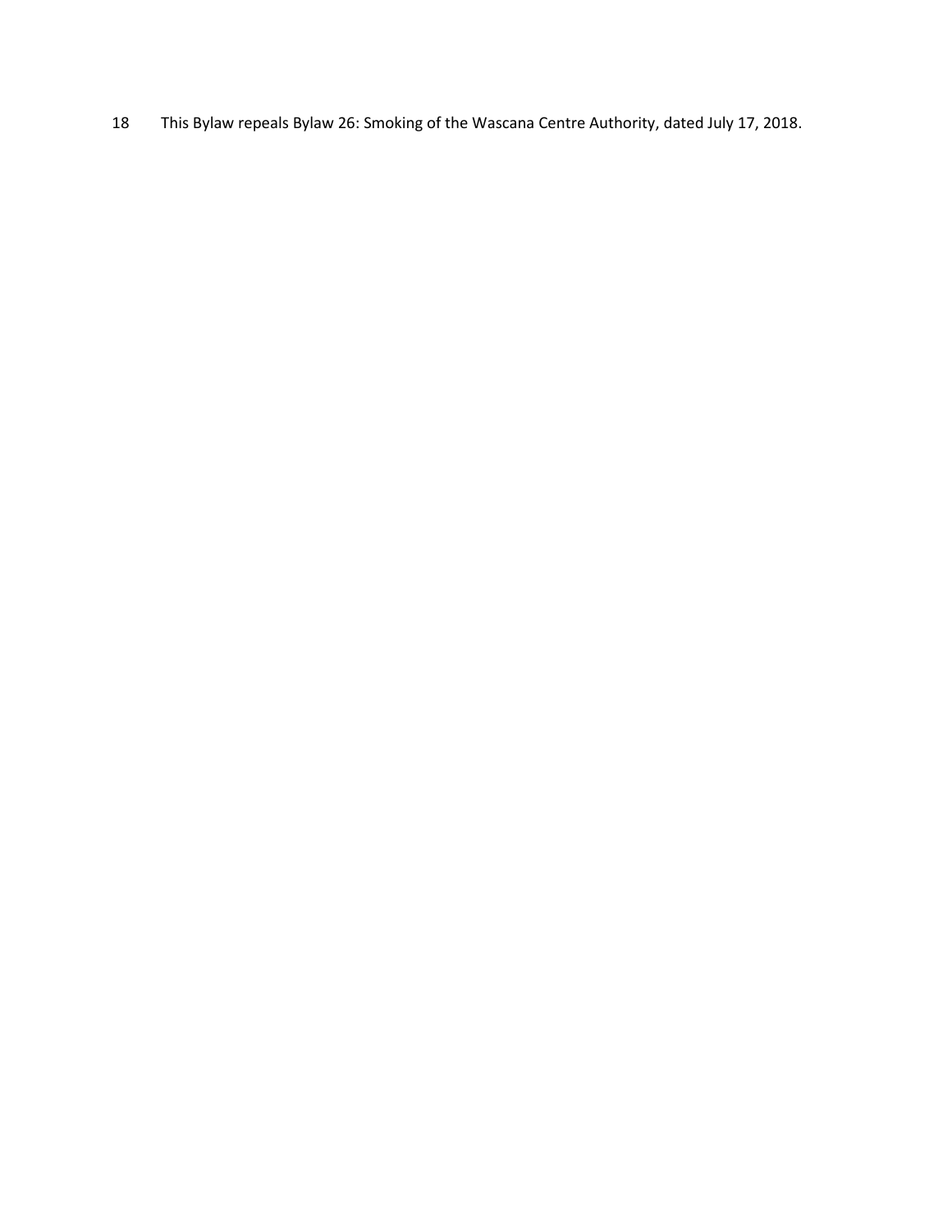18 This Bylaw repeals Bylaw 26: Smoking of the Wascana Centre Authority, dated July 17, 2018.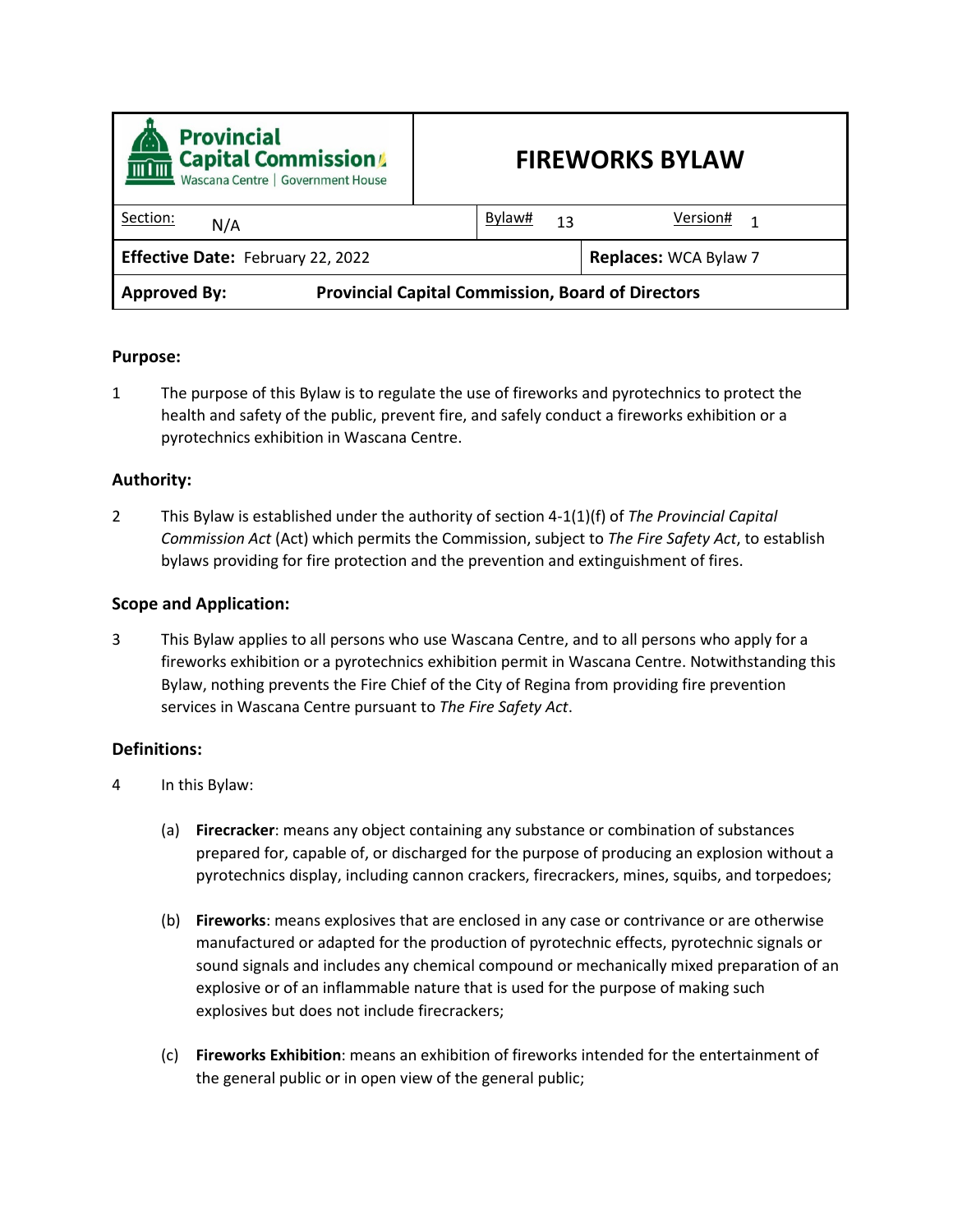| Provincial Capital Commission – Wascana Centre \| Government House | FIREWORKS BYLAW | | |
|---|---|---|---|
| Section: N/A | | Bylaw# 13 | Version# 1 |
| **Effective Date:** February 22, 2022 | | **Replaces:** WCA Bylaw 7 | |
| **Approved By:** | **Provincial Capital Commission, Board of Directors** | | |

### Purpose:

1 The purpose of this Bylaw is to regulate the use of fireworks and pyrotechnics to protect the health and safety of the public, prevent fire, and safely conduct a fireworks exhibition or a pyrotechnics exhibition in Wascana Centre.

### Authority:

2 This Bylaw is established under the authority of section 4-1(1)(f) of *The Provincial Capital Commission Act* (Act) which permits the Commission, subject to *The Fire Safety Act*, to establish bylaws providing for fire protection and the prevention and extinguishment of fires.

### Scope and Application:

3 This Bylaw applies to all persons who use Wascana Centre, and to all persons who apply for a fireworks exhibition or a pyrotechnics exhibition permit in Wascana Centre. Notwithstanding this Bylaw, nothing prevents the Fire Chief of the City of Regina from providing fire prevention services in Wascana Centre pursuant to *The Fire Safety Act*.

### Definitions:

4 In this Bylaw:

(a) **Firecracker**: means any object containing any substance or combination of substances prepared for, capable of, or discharged for the purpose of producing an explosion without a pyrotechnics display, including cannon crackers, firecrackers, mines, squibs, and torpedoes;

(b) **Fireworks**: means explosives that are enclosed in any case or contrivance or are otherwise manufactured or adapted for the production of pyrotechnic effects, pyrotechnic signals or sound signals and includes any chemical compound or mechanically mixed preparation of an explosive or of an inflammable nature that is used for the purpose of making such explosives but does not include firecrackers;

(c) **Fireworks Exhibition**: means an exhibition of fireworks intended for the entertainment of the general public or in open view of the general public;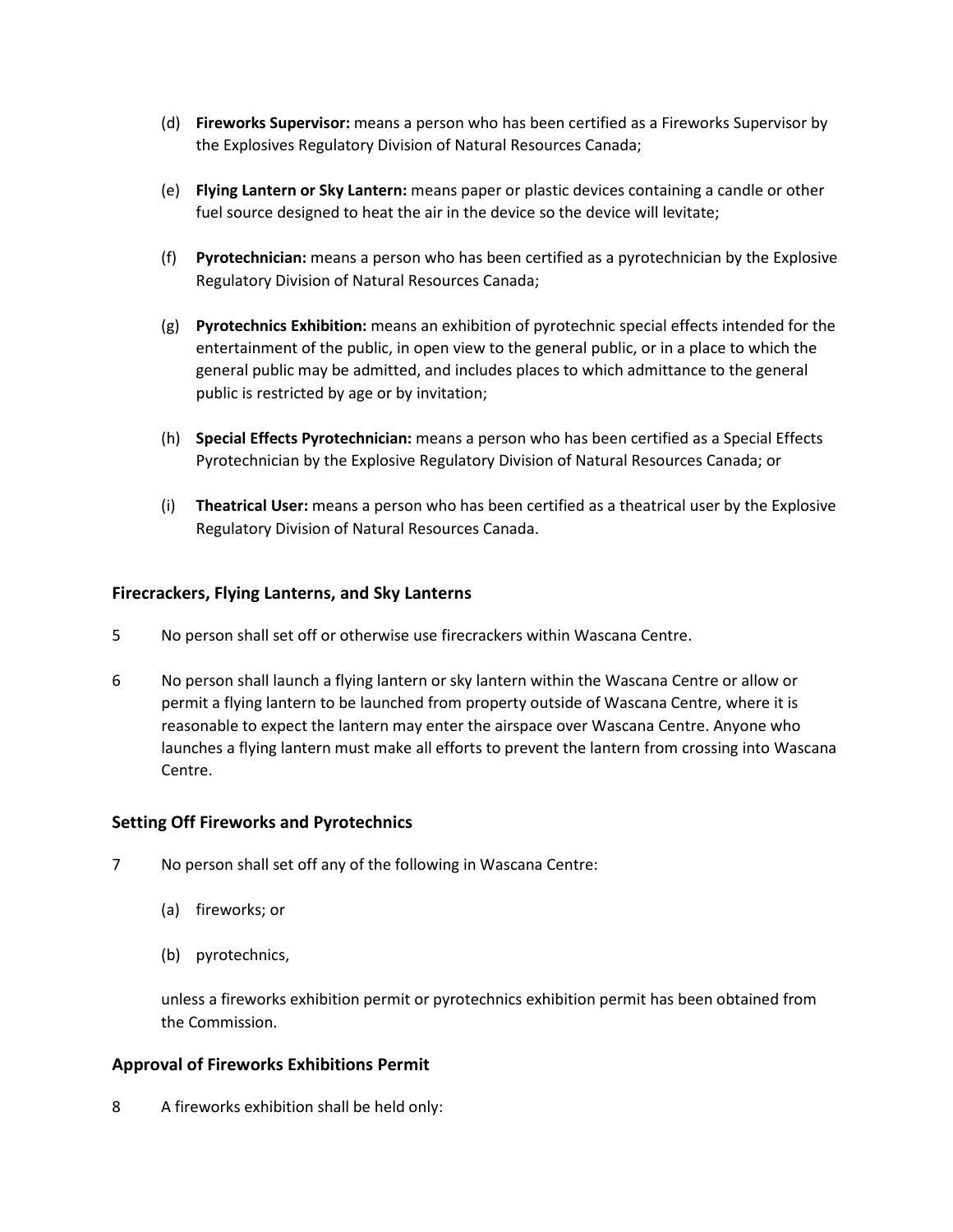(d) **Fireworks Supervisor:** means a person who has been certified as a Fireworks Supervisor by the Explosives Regulatory Division of Natural Resources Canada;

(e) **Flying Lantern or Sky Lantern:** means paper or plastic devices containing a candle or other fuel source designed to heat the air in the device so the device will levitate;

(f) **Pyrotechnician:** means a person who has been certified as a pyrotechnician by the Explosive Regulatory Division of Natural Resources Canada;

(g) **Pyrotechnics Exhibition:** means an exhibition of pyrotechnic special effects intended for the entertainment of the public, in open view to the general public, or in a place to which the general public may be admitted, and includes places to which admittance to the general public is restricted by age or by invitation;

(h) **Special Effects Pyrotechnician:** means a person who has been certified as a Special Effects Pyrotechnician by the Explosive Regulatory Division of Natural Resources Canada; or

(i) **Theatrical User:** means a person who has been certified as a theatrical user by the Explosive Regulatory Division of Natural Resources Canada.

### Firecrackers, Flying Lanterns, and Sky Lanterns

5 No person shall set off or otherwise use firecrackers within Wascana Centre.

6 No person shall launch a flying lantern or sky lantern within the Wascana Centre or allow or permit a flying lantern to be launched from property outside of Wascana Centre, where it is reasonable to expect the lantern may enter the airspace over Wascana Centre. Anyone who launches a flying lantern must make all efforts to prevent the lantern from crossing into Wascana Centre.

### Setting Off Fireworks and Pyrotechnics

7 No person shall set off any of the following in Wascana Centre:

(a) fireworks; or

(b) pyrotechnics,

unless a fireworks exhibition permit or pyrotechnics exhibition permit has been obtained from the Commission.

### Approval of Fireworks Exhibitions Permit

8 A fireworks exhibition shall be held only: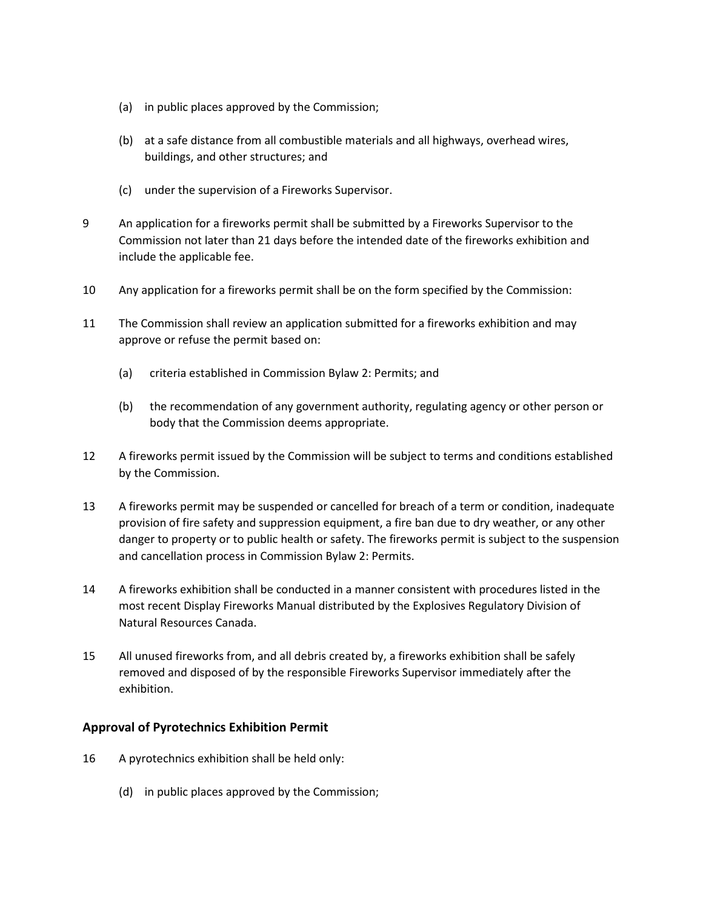(a) in public places approved by the Commission;

(b) at a safe distance from all combustible materials and all highways, overhead wires, buildings, and other structures; and

(c) under the supervision of a Fireworks Supervisor.

9 An application for a fireworks permit shall be submitted by a Fireworks Supervisor to the Commission not later than 21 days before the intended date of the fireworks exhibition and include the applicable fee.

10 Any application for a fireworks permit shall be on the form specified by the Commission:

11 The Commission shall review an application submitted for a fireworks exhibition and may approve or refuse the permit based on:

(a) criteria established in Commission Bylaw 2: Permits; and

(b) the recommendation of any government authority, regulating agency or other person or body that the Commission deems appropriate.

12 A fireworks permit issued by the Commission will be subject to terms and conditions established by the Commission.

13 A fireworks permit may be suspended or cancelled for breach of a term or condition, inadequate provision of fire safety and suppression equipment, a fire ban due to dry weather, or any other danger to property or to public health or safety. The fireworks permit is subject to the suspension and cancellation process in Commission Bylaw 2: Permits.

14 A fireworks exhibition shall be conducted in a manner consistent with procedures listed in the most recent Display Fireworks Manual distributed by the Explosives Regulatory Division of Natural Resources Canada.

15 All unused fireworks from, and all debris created by, a fireworks exhibition shall be safely removed and disposed of by the responsible Fireworks Supervisor immediately after the exhibition.

### Approval of Pyrotechnics Exhibition Permit

16 A pyrotechnics exhibition shall be held only:

(d) in public places approved by the Commission;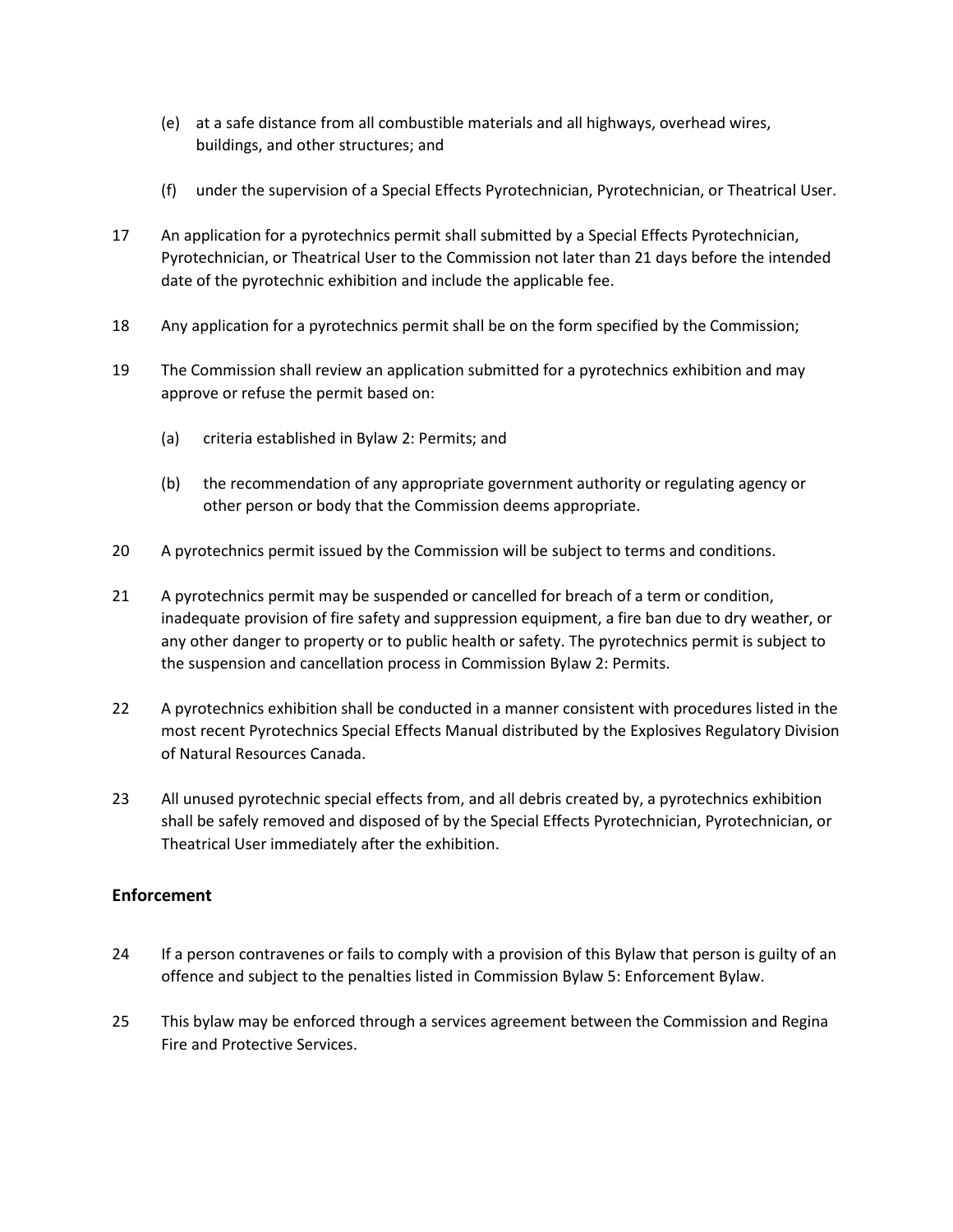(e) at a safe distance from all combustible materials and all highways, overhead wires, buildings, and other structures; and

(f) under the supervision of a Special Effects Pyrotechnician, Pyrotechnician, or Theatrical User.

17 An application for a pyrotechnics permit shall submitted by a Special Effects Pyrotechnician, Pyrotechnician, or Theatrical User to the Commission not later than 21 days before the intended date of the pyrotechnic exhibition and include the applicable fee.

18 Any application for a pyrotechnics permit shall be on the form specified by the Commission;

19 The Commission shall review an application submitted for a pyrotechnics exhibition and may approve or refuse the permit based on:

(a) criteria established in Bylaw 2: Permits; and

(b) the recommendation of any appropriate government authority or regulating agency or other person or body that the Commission deems appropriate.

20 A pyrotechnics permit issued by the Commission will be subject to terms and conditions.

21 A pyrotechnics permit may be suspended or cancelled for breach of a term or condition, inadequate provision of fire safety and suppression equipment, a fire ban due to dry weather, or any other danger to property or to public health or safety. The pyrotechnics permit is subject to the suspension and cancellation process in Commission Bylaw 2: Permits.

22 A pyrotechnics exhibition shall be conducted in a manner consistent with procedures listed in the most recent Pyrotechnics Special Effects Manual distributed by the Explosives Regulatory Division of Natural Resources Canada.

23 All unused pyrotechnic special effects from, and all debris created by, a pyrotechnics exhibition shall be safely removed and disposed of by the Special Effects Pyrotechnician, Pyrotechnician, or Theatrical User immediately after the exhibition.

## Enforcement

24 If a person contravenes or fails to comply with a provision of this Bylaw that person is guilty of an offence and subject to the penalties listed in Commission Bylaw 5: Enforcement Bylaw.

25 This bylaw may be enforced through a services agreement between the Commission and Regina Fire and Protective Services.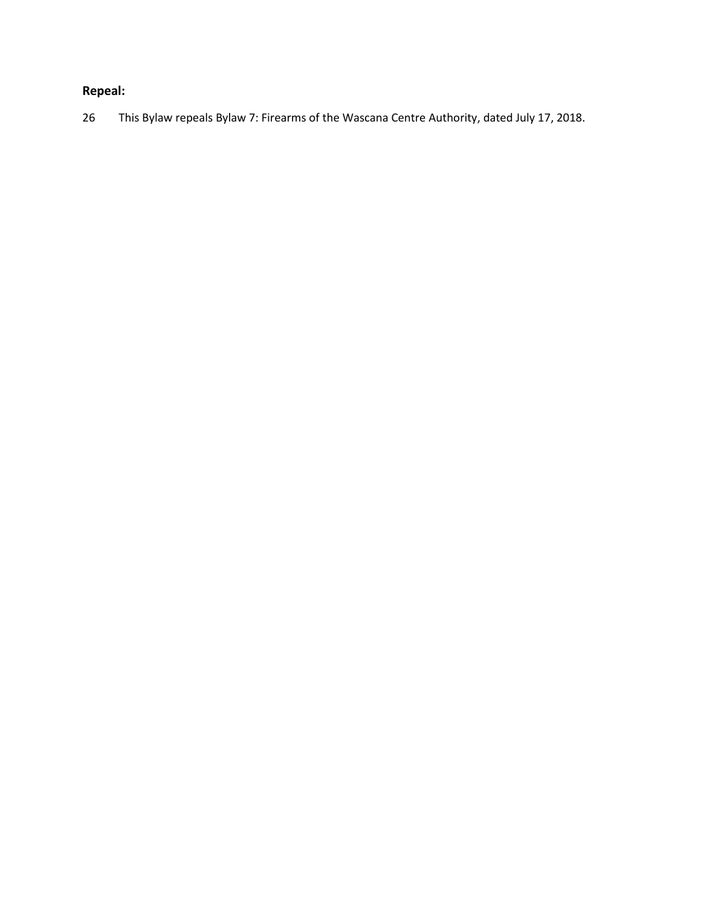**Repeal:**

26 This Bylaw repeals Bylaw 7: Firearms of the Wascana Centre Authority, dated July 17, 2018.